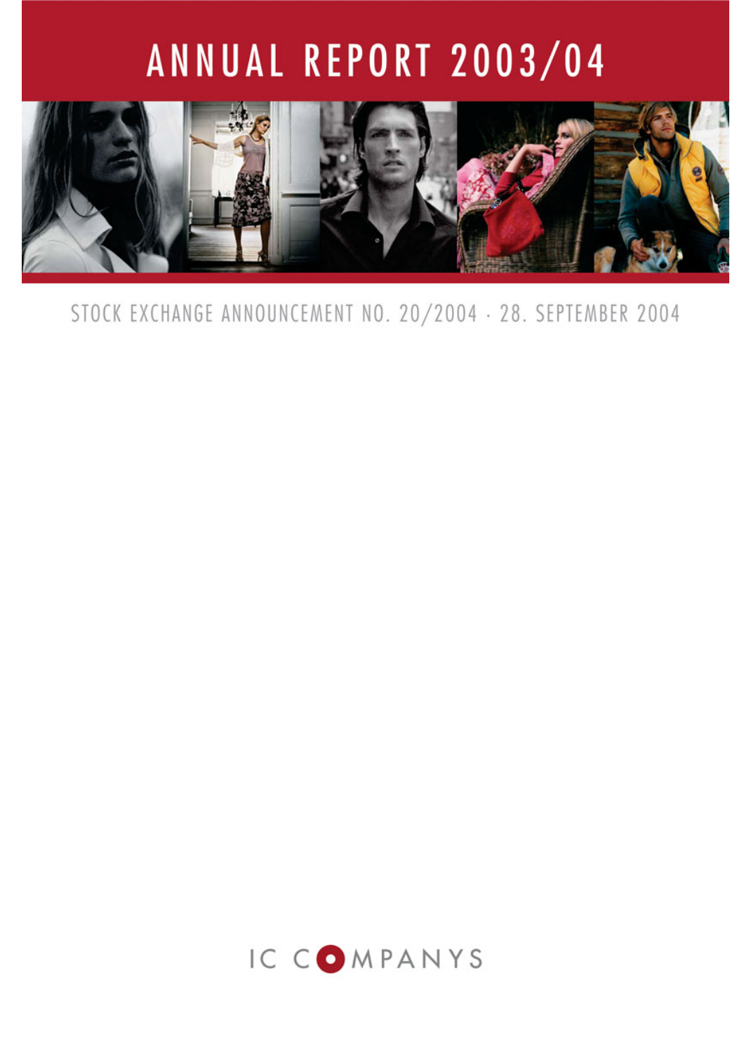# ANNUAL REPORT 2003/04

STOCK EXCHANGE ANNOUNCEMENT NO. 20/2004 · 28. SEPTEMBER 2004

IC COMPANYS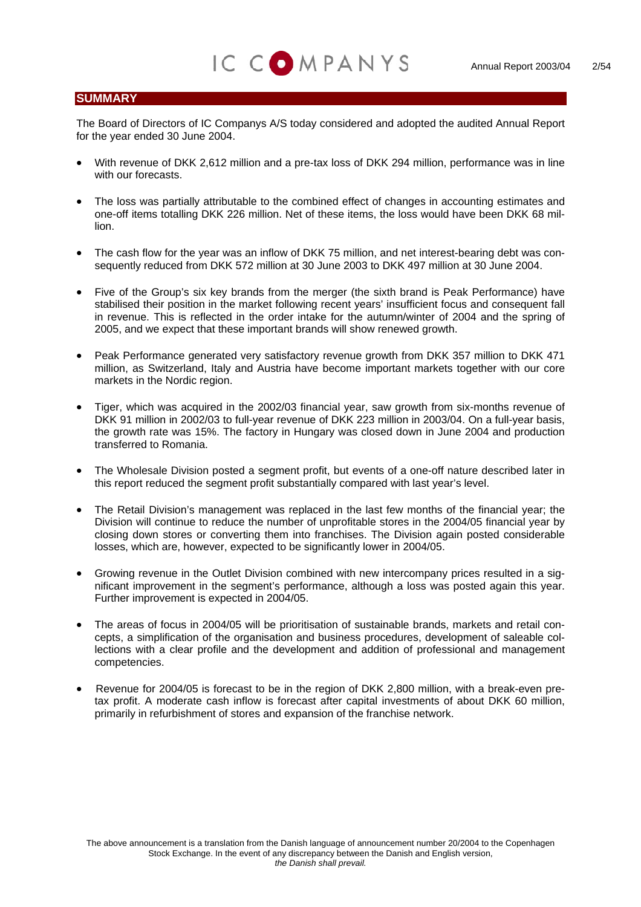## SUMMARY

The Board of Directors of IC Companys A/S today considered and adopted the audited Annual Report for the year ended 30 June 2004.

- With revenue of DKK 2,612 million and a pre-tax loss of DKK 294 million, performance was in line with our forecasts.
- The loss was partially attributable to the combined effect of changes in accounting estimates and one-off items totalling DKK 226 million. Net of these items, the loss would have been DKK 68 million.
- The cash flow for the year was an inflow of DKK 75 million, and net interest-bearing debt was consequently reduced from DKK 572 million at 30 June 2003 to DKK 497 million at 30 June 2004.
- Five of the Group's six key brands from the merger (the sixth brand is Peak Performance) have stabilised their position in the market following recent years' insufficient focus and consequent fall in revenue. This is reflected in the order intake for the autumn/winter of 2004 and the spring of 2005, and we expect that these important brands will show renewed growth.
- Peak Performance generated very satisfactory revenue growth from DKK 357 million to DKK 471 million, as Switzerland, Italy and Austria have become important markets together with our core markets in the Nordic region.
- Tiger, which was acquired in the 2002/03 financial year, saw growth from six-months revenue of DKK 91 million in 2002/03 to full-year revenue of DKK 223 million in 2003/04. On a full-year basis, the growth rate was 15%. The factory in Hungary was closed down in June 2004 and production transferred to Romania.
- The Wholesale Division posted a segment profit, but events of a one-off nature described later in this report reduced the segment profit substantially compared with last year's level.
- The Retail Division's management was replaced in the last few months of the financial year; the Division will continue to reduce the number of unprofitable stores in the 2004/05 financial year by closing down stores or converting them into franchises. The Division again posted considerable losses, which are, however, expected to be significantly lower in 2004/05.
- Growing revenue in the Outlet Division combined with new intercompany prices resulted in a significant improvement in the segment's performance, although a loss was posted again this year. Further improvement is expected in 2004/05.
- The areas of focus in 2004/05 will be prioritisation of sustainable brands, markets and retail concepts, a simplification of the organisation and business procedures, development of saleable collections with a clear profile and the development and addition of professional and management competencies.
- Revenue for 2004/05 is forecast to be in the region of DKK 2,800 million, with a break-even pre-tax profit. A moderate cash inflow is forecast after capital investments of about DKK 60 million, primarily in refurbishment of stores and expansion of the franchise network.

The above announcement is a translation from the Danish language of announcement number 20/2004 to the Copenhagen Stock Exchange. In the event of any discrepancy between the Danish and English version, *the Danish shall prevail.*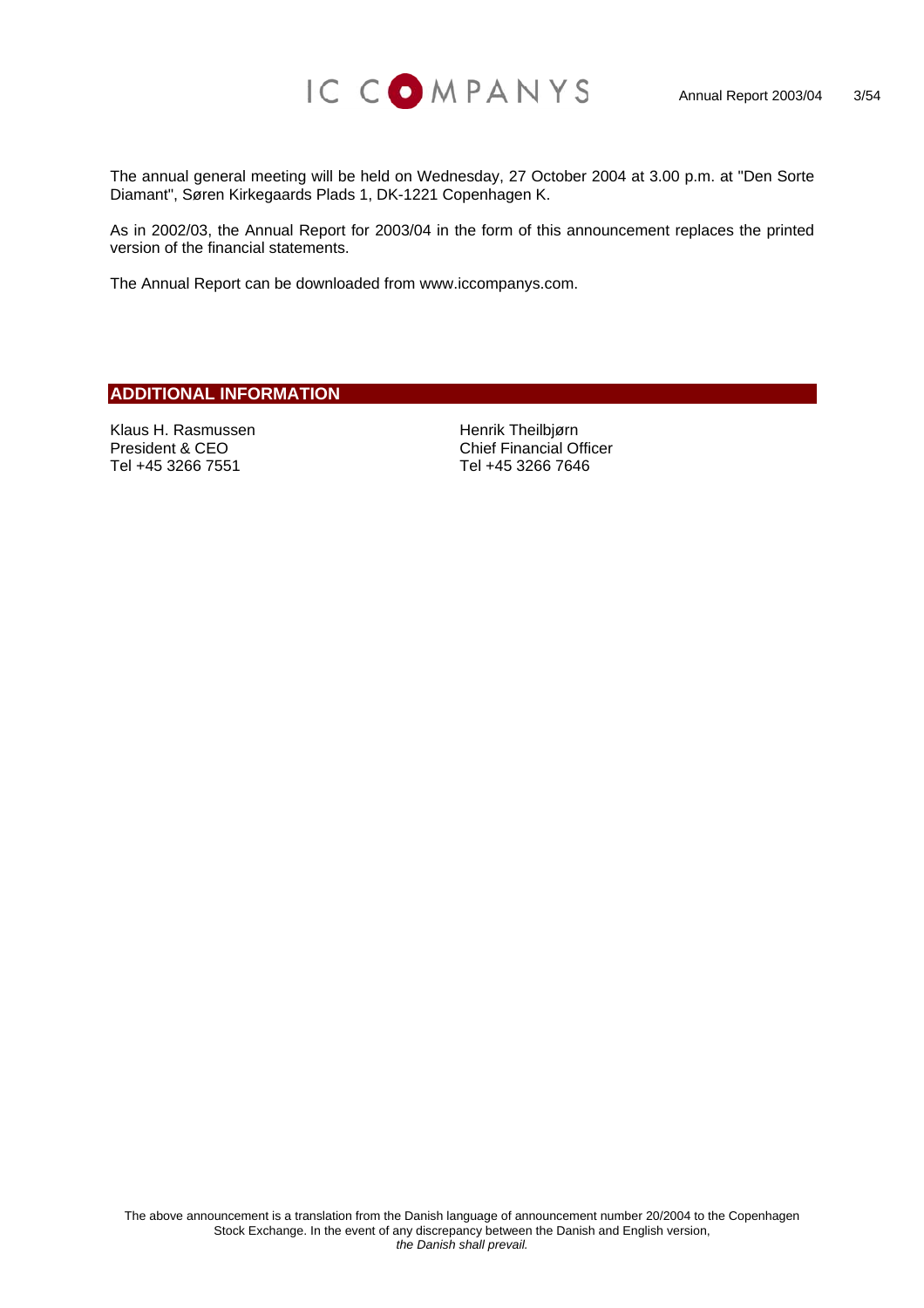The annual general meeting will be held on Wednesday, 27 October 2004 at 3.00 p.m. at "Den Sorte Diamant", Søren Kirkegaards Plads 1, DK-1221 Copenhagen K.

As in 2002/03, the Annual Report for 2003/04 in the form of this announcement replaces the printed version of the financial statements.

The Annual Report can be downloaded from www.iccompanys.com.

## ADDITIONAL INFORMATION

Klaus H. Rasmussen
President & CEO
Tel +45 3266 7551

Henrik Theilbjørn
Chief Financial Officer
Tel +45 3266 7646

The above announcement is a translation from the Danish language of announcement number 20/2004 to the Copenhagen Stock Exchange. In the event of any discrepancy between the Danish and English version, *the Danish shall prevail.*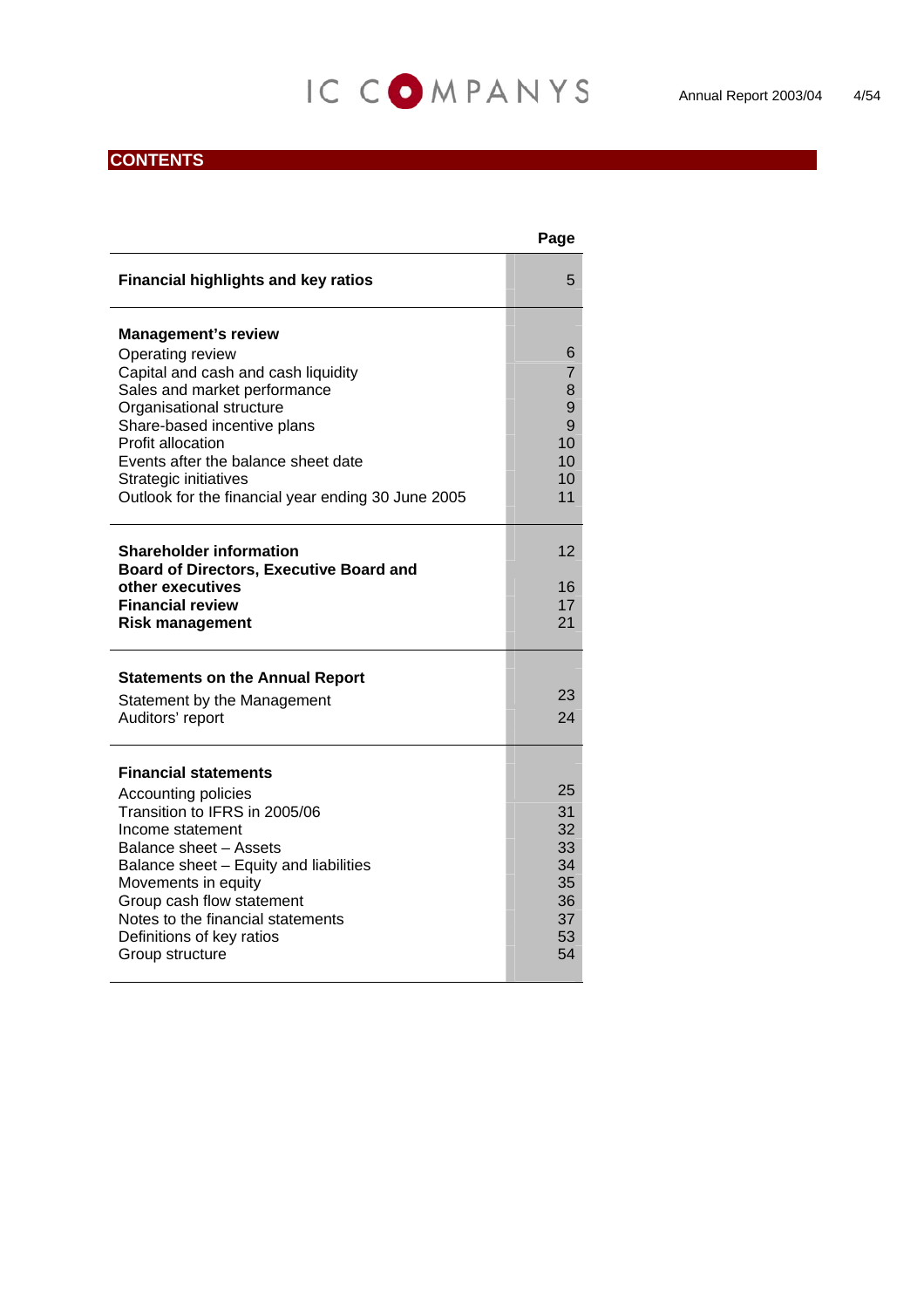## CONTENTS

| | Page |
|---|---|
| **Financial highlights and key ratios** | 5 |
| **Management's review** | |
| Operating review | 6 |
| Capital and cash and cash liquidity | 7 |
| Sales and market performance | 8 |
| Organisational structure | 9 |
| Share-based incentive plans | 9 |
| Profit allocation | 10 |
| Events after the balance sheet date | 10 |
| Strategic initiatives | 10 |
| Outlook for the financial year ending 30 June 2005 | 11 |
| **Shareholder information** | 12 |
| **Board of Directors, Executive Board and other executives** | 16 |
| **Financial review** | 17 |
| **Risk management** | 21 |
| **Statements on the Annual Report** | |
| Statement by the Management | 23 |
| Auditors' report | 24 |
| **Financial statements** | |
| Accounting policies | 25 |
| Transition to IFRS in 2005/06 | 31 |
| Income statement | 32 |
| Balance sheet – Assets | 33 |
| Balance sheet – Equity and liabilities | 34 |
| Movements in equity | 35 |
| Group cash flow statement | 36 |
| Notes to the financial statements | 37 |
| Definitions of key ratios | 53 |
| Group structure | 54 |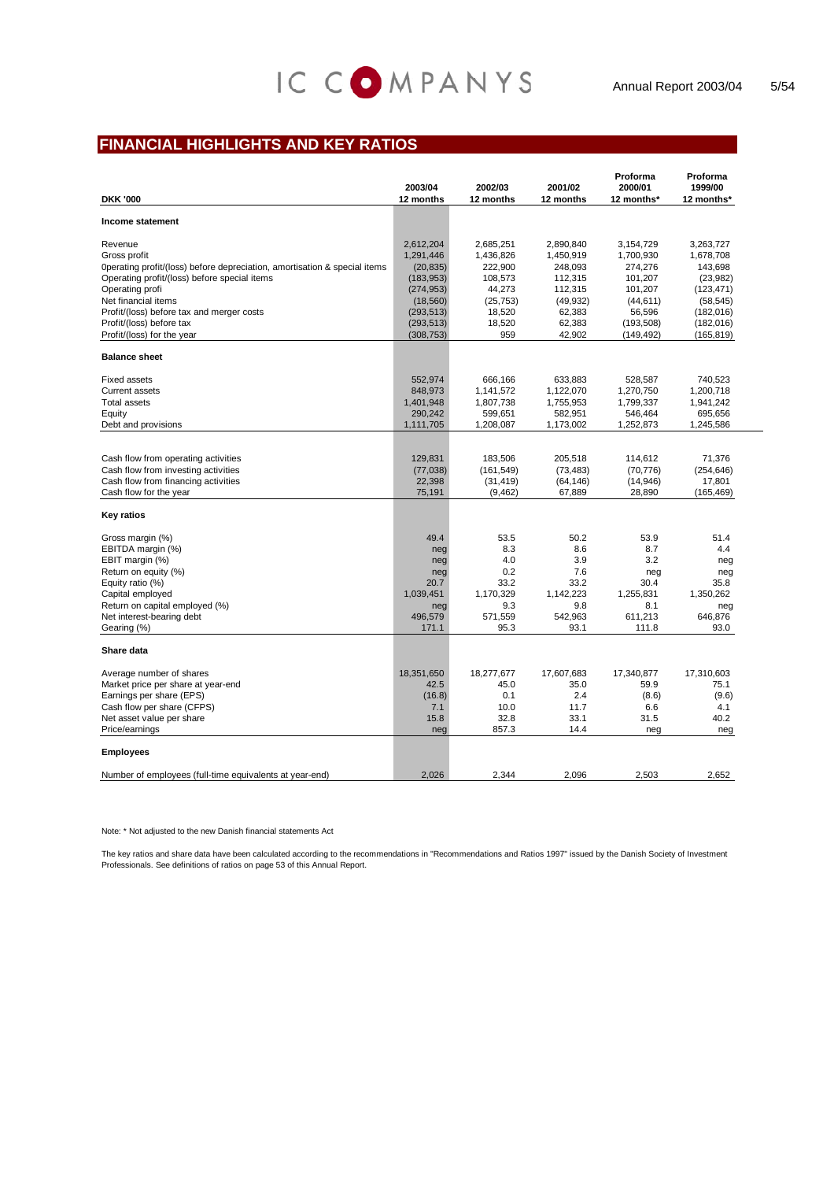## FINANCIAL HIGHLIGHTS AND KEY RATIOS

| DKK '000 | 2003/04 12 months | 2002/03 12 months | 2001/02 12 months | Proforma 2000/01 12 months* | Proforma 1999/00 12 months* |
|---|---|---|---|---|---|
| **Income statement** | | | | | |
| Revenue | 2,612,204 | 2,685,251 | 2,890,840 | 3,154,729 | 3,263,727 |
| Gross profit | 1,291,446 | 1,436,826 | 1,450,919 | 1,700,930 | 1,678,708 |
| 0perating profit/(loss) before depreciation, amortisation & special items | (20,835) | 222,900 | 248,093 | 274,276 | 143,698 |
| Operating profit/(loss) before special items | (183,953) | 108,573 | 112,315 | 101,207 | (23,982) |
| Operating profi | (274,953) | 44,273 | 112,315 | 101,207 | (123,471) |
| Net financial items | (18,560) | (25,753) | (49,932) | (44,611) | (58,545) |
| Profit/(loss) before tax and merger costs | (293,513) | 18,520 | 62,383 | 56,596 | (182,016) |
| Profit/(loss) before tax | (293,513) | 18,520 | 62,383 | (193,508) | (182,016) |
| Profit/(loss) for the year | (308,753) | 959 | 42,902 | (149,492) | (165,819) |
| **Balance sheet** | | | | | |
| Fixed assets | 552,974 | 666,166 | 633,883 | 528,587 | 740,523 |
| Current assets | 848,973 | 1,141,572 | 1,122,070 | 1,270,750 | 1,200,718 |
| Total assets | 1,401,948 | 1,807,738 | 1,755,953 | 1,799,337 | 1,941,242 |
| Equity | 290,242 | 599,651 | 582,951 | 546,464 | 695,656 |
| Debt and provisions | 1,111,705 | 1,208,087 | 1,173,002 | 1,252,873 | 1,245,586 |
| | | | | | |
| Cash flow from operating activities | 129,831 | 183,506 | 205,518 | 114,612 | 71,376 |
| Cash flow from investing activities | (77,038) | (161,549) | (73,483) | (70,776) | (254,646) |
| Cash flow from financing activities | 22,398 | (31,419) | (64,146) | (14,946) | 17,801 |
| Cash flow for the year | 75,191 | (9,462) | 67,889 | 28,890 | (165,469) |
| **Key ratios** | | | | | |
| Gross margin (%) | 49.4 | 53.5 | 50.2 | 53.9 | 51.4 |
| EBITDA margin (%) | neg | 8.3 | 8.6 | 8.7 | 4.4 |
| EBIT margin (%) | neg | 4.0 | 3.9 | 3.2 | neg |
| Return on equity (%) | neg | 0.2 | 7.6 | neg | neg |
| Equity ratio (%) | 20.7 | 33.2 | 33.2 | 30.4 | 35.8 |
| Capital employed | 1,039,451 | 1,170,329 | 1,142,223 | 1,255,831 | 1,350,262 |
| Return on capital employed (%) | neg | 9.3 | 9.8 | 8.1 | neg |
| Net interest-bearing debt | 496,579 | 571,559 | 542,963 | 611,213 | 646,876 |
| Gearing (%) | 171.1 | 95.3 | 93.1 | 111.8 | 93.0 |
| **Share data** | | | | | |
| Average number of shares | 18,351,650 | 18,277,677 | 17,607,683 | 17,340,877 | 17,310,603 |
| Market price per share at year-end | 42.5 | 45.0 | 35.0 | 59.9 | 75.1 |
| Earnings per share (EPS) | (16.8) | 0.1 | 2.4 | (8.6) | (9.6) |
| Cash flow per share (CFPS) | 7.1 | 10.0 | 11.7 | 6.6 | 4.1 |
| Net asset value per share | 15.8 | 32.8 | 33.1 | 31.5 | 40.2 |
| Price/earnings | neg | 857.3 | 14.4 | neg | neg |
| **Employees** | | | | | |
| Number of employees (full-time equivalents at year-end) | 2,026 | 2,344 | 2,096 | 2,503 | 2,652 |

Note: * Not adjusted to the new Danish financial statements Act

The key ratios and share data have been calculated according to the recommendations in "Recommendations and Ratios 1997" issued by the Danish Society of Investment Professionals. See definitions of ratios on page 53 of this Annual Report.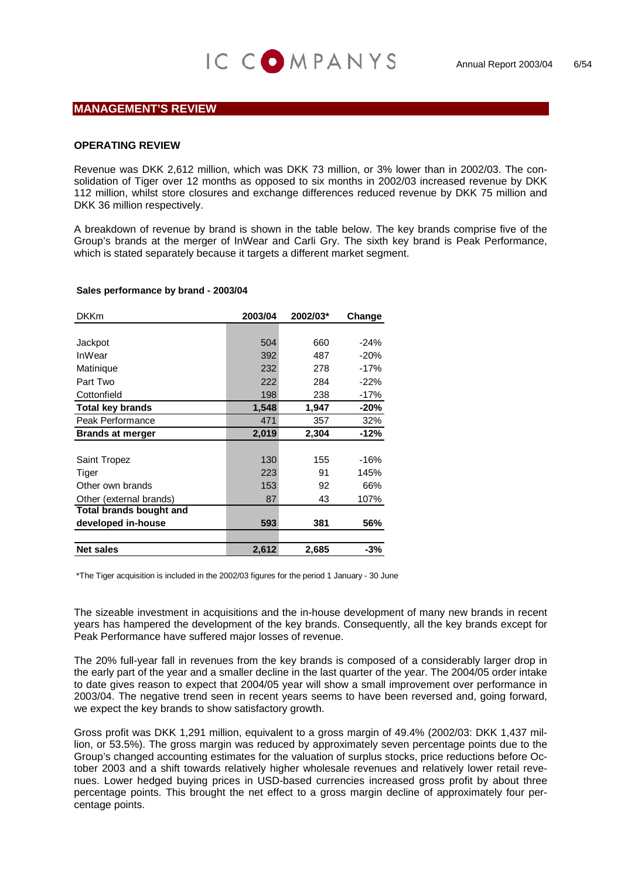## MANAGEMENT'S REVIEW

### OPERATING REVIEW

Revenue was DKK 2,612 million, which was DKK 73 million, or 3% lower than in 2002/03. The consolidation of Tiger over 12 months as opposed to six months in 2002/03 increased revenue by DKK 112 million, whilst store closures and exchange differences reduced revenue by DKK 75 million and DKK 36 million respectively.

A breakdown of revenue by brand is shown in the table below. The key brands comprise five of the Group's brands at the merger of InWear and Carli Gry. The sixth key brand is Peak Performance, which is stated separately because it targets a different market segment.

**Sales performance by brand - 2003/04**

| DKKm | 2003/04 | 2002/03* | Change |
|---|---|---|---|
| Jackpot | 504 | 660 | -24% |
| InWear | 392 | 487 | -20% |
| Matinique | 232 | 278 | -17% |
| Part Two | 222 | 284 | -22% |
| Cottonfield | 198 | 238 | -17% |
| **Total key brands** | **1,548** | **1,947** | **-20%** |
| Peak Performance | 471 | 357 | 32% |
| **Brands at merger** | **2,019** | **2,304** | **-12%** |
| Saint Tropez | 130 | 155 | -16% |
| Tiger | 223 | 91 | 145% |
| Other own brands | 153 | 92 | 66% |
| Other (external brands) | 87 | 43 | 107% |
| **Total brands bought and developed in-house** | **593** | **381** | **56%** |
| **Net sales** | **2,612** | **2,685** | **-3%** |

*The Tiger acquisition is included in the 2002/03 figures for the period 1 January - 30 June

The sizeable investment in acquisitions and the in-house development of many new brands in recent years has hampered the development of the key brands. Consequently, all the key brands except for Peak Performance have suffered major losses of revenue.

The 20% full-year fall in revenues from the key brands is composed of a considerably larger drop in the early part of the year and a smaller decline in the last quarter of the year. The 2004/05 order intake to date gives reason to expect that 2004/05 year will show a small improvement over performance in 2003/04. The negative trend seen in recent years seems to have been reversed and, going forward, we expect the key brands to show satisfactory growth.

Gross profit was DKK 1,291 million, equivalent to a gross margin of 49.4% (2002/03: DKK 1,437 million, or 53.5%). The gross margin was reduced by approximately seven percentage points due to the Group's changed accounting estimates for the valuation of surplus stocks, price reductions before October 2003 and a shift towards relatively higher wholesale revenues and relatively lower retail revenues. Lower hedged buying prices in USD-based currencies increased gross profit by about three percentage points. This brought the net effect to a gross margin decline of approximately four percentage points.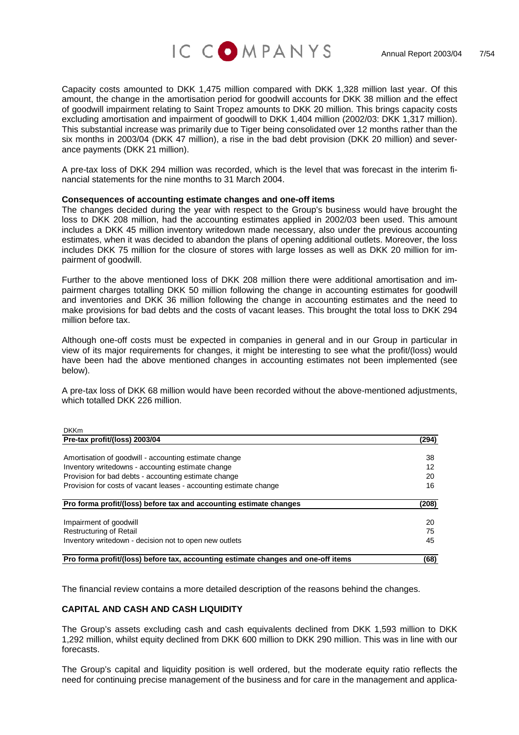Capacity costs amounted to DKK 1,475 million compared with DKK 1,328 million last year. Of this amount, the change in the amortisation period for goodwill accounts for DKK 38 million and the effect of goodwill impairment relating to Saint Tropez amounts to DKK 20 million. This brings capacity costs excluding amortisation and impairment of goodwill to DKK 1,404 million (2002/03: DKK 1,317 million). This substantial increase was primarily due to Tiger being consolidated over 12 months rather than the six months in 2003/04 (DKK 47 million), a rise in the bad debt provision (DKK 20 million) and severance payments (DKK 21 million).

A pre-tax loss of DKK 294 million was recorded, which is the level that was forecast in the interim financial statements for the nine months to 31 March 2004.

**Consequences of accounting estimate changes and one-off items**

The changes decided during the year with respect to the Group's business would have brought the loss to DKK 208 million, had the accounting estimates applied in 2002/03 been used. This amount includes a DKK 45 million inventory writedown made necessary, also under the previous accounting estimates, when it was decided to abandon the plans of opening additional outlets. Moreover, the loss includes DKK 75 million for the closure of stores with large losses as well as DKK 20 million for impairment of goodwill.

Further to the above mentioned loss of DKK 208 million there were additional amortisation and impairment charges totalling DKK 50 million following the change in accounting estimates for goodwill and inventories and DKK 36 million following the change in accounting estimates and the need to make provisions for bad debts and the costs of vacant leases. This brought the total loss to DKK 294 million before tax.

Although one-off costs must be expected in companies in general and in our Group in particular in view of its major requirements for changes, it might be interesting to see what the profit/(loss) would have been had the above mentioned changes in accounting estimates not been implemented (see below).

A pre-tax loss of DKK 68 million would have been recorded without the above-mentioned adjustments, which totalled DKK 226 million.

| DKKm | |
|---|---|
| **Pre-tax profit/(loss) 2003/04** | **(294)** |
| Amortisation of goodwill - accounting estimate change | 38 |
| Inventory writedowns - accounting estimate change | 12 |
| Provision for bad debts - accounting estimate change | 20 |
| Provision for costs of vacant leases - accounting estimate change | 16 |
| **Pro forma profit/(loss) before tax and accounting estimate changes** | **(208)** |
| Impairment of goodwill | 20 |
| Restructuring of Retail | 75 |
| Inventory writedown - decision not to open new outlets | 45 |
| **Pro forma profit/(loss) before tax, accounting estimate changes and one-off items** | **(68)** |

The financial review contains a more detailed description of the reasons behind the changes.

## CAPITAL AND CASH AND CASH LIQUIDITY

The Group's assets excluding cash and cash equivalents declined from DKK 1,593 million to DKK 1,292 million, whilst equity declined from DKK 600 million to DKK 290 million. This was in line with our forecasts.

The Group's capital and liquidity position is well ordered, but the moderate equity ratio reflects the need for continuing precise management of the business and for care in the management and applica-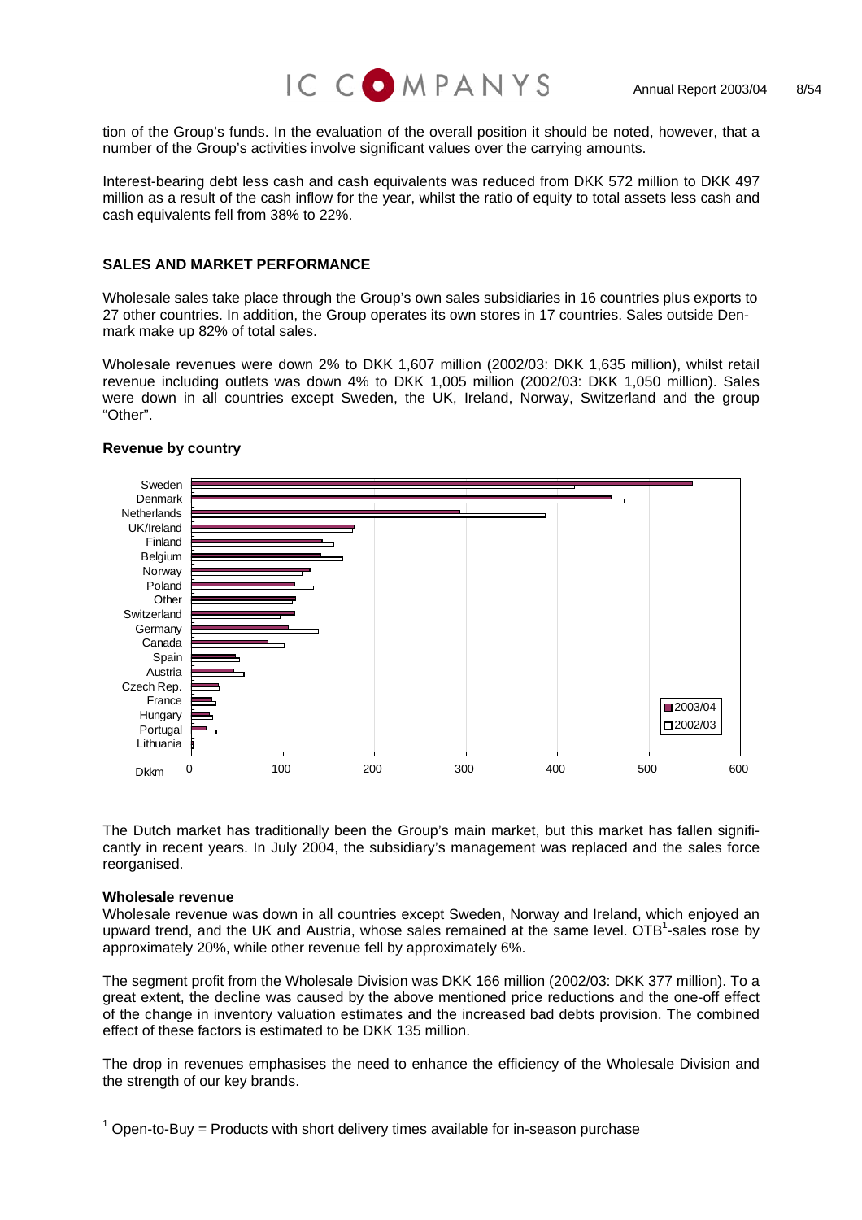tion of the Group's funds. In the evaluation of the overall position it should be noted, however, that a number of the Group's activities involve significant values over the carrying amounts.

Interest-bearing debt less cash and cash equivalents was reduced from DKK 572 million to DKK 497 million as a result of the cash inflow for the year, whilst the ratio of equity to total assets less cash and cash equivalents fell from 38% to 22%.

## SALES AND MARKET PERFORMANCE

Wholesale sales take place through the Group's own sales subsidiaries in 16 countries plus exports to 27 other countries. In addition, the Group operates its own stores in 17 countries. Sales outside Denmark make up 82% of total sales.

Wholesale revenues were down 2% to DKK 1,607 million (2002/03: DKK 1,635 million), whilst retail revenue including outlets was down 4% to DKK 1,005 million (2002/03: DKK 1,050 million). Sales were down in all countries except Sweden, the UK, Ireland, Norway, Switzerland and the group "Other".

**Revenue by country**

The Dutch market has traditionally been the Group's main market, but this market has fallen significantly in recent years. In July 2004, the subsidiary's management was replaced and the sales force reorganised.

**Wholesale revenue**

Wholesale revenue was down in all countries except Sweden, Norway and Ireland, which enjoyed an upward trend, and the UK and Austria, whose sales remained at the same level. OTB[1]-sales rose by approximately 20%, while other revenue fell by approximately 6%.

The segment profit from the Wholesale Division was DKK 166 million (2002/03: DKK 377 million). To a great extent, the decline was caused by the above mentioned price reductions and the one-off effect of the change in inventory valuation estimates and the increased bad debts provision. The combined effect of these factors is estimated to be DKK 135 million.

The drop in revenues emphasises the need to enhance the efficiency of the Wholesale Division and the strength of our key brands.

[1] Open-to-Buy = Products with short delivery times available for in-season purchase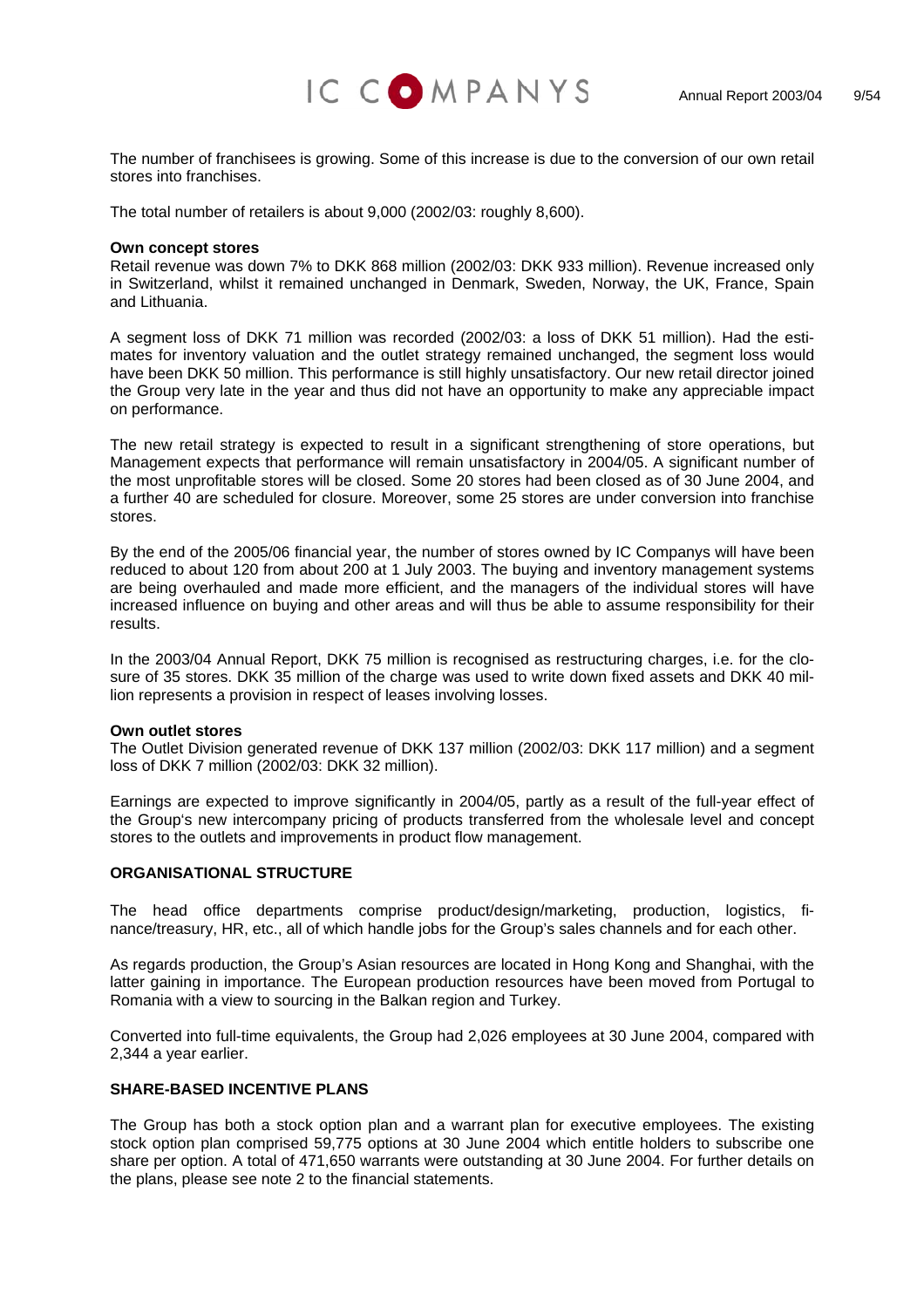The number of franchisees is growing. Some of this increase is due to the conversion of our own retail stores into franchises.

The total number of retailers is about 9,000 (2002/03: roughly 8,600).

**Own concept stores**

Retail revenue was down 7% to DKK 868 million (2002/03: DKK 933 million). Revenue increased only in Switzerland, whilst it remained unchanged in Denmark, Sweden, Norway, the UK, France, Spain and Lithuania.

A segment loss of DKK 71 million was recorded (2002/03: a loss of DKK 51 million). Had the estimates for inventory valuation and the outlet strategy remained unchanged, the segment loss would have been DKK 50 million. This performance is still highly unsatisfactory. Our new retail director joined the Group very late in the year and thus did not have an opportunity to make any appreciable impact on performance.

The new retail strategy is expected to result in a significant strengthening of store operations, but Management expects that performance will remain unsatisfactory in 2004/05. A significant number of the most unprofitable stores will be closed. Some 20 stores had been closed as of 30 June 2004, and a further 40 are scheduled for closure. Moreover, some 25 stores are under conversion into franchise stores.

By the end of the 2005/06 financial year, the number of stores owned by IC Companys will have been reduced to about 120 from about 200 at 1 July 2003. The buying and inventory management systems are being overhauled and made more efficient, and the managers of the individual stores will have increased influence on buying and other areas and will thus be able to assume responsibility for their results.

In the 2003/04 Annual Report, DKK 75 million is recognised as restructuring charges, i.e. for the closure of 35 stores. DKK 35 million of the charge was used to write down fixed assets and DKK 40 million represents a provision in respect of leases involving losses.

**Own outlet stores**

The Outlet Division generated revenue of DKK 137 million (2002/03: DKK 117 million) and a segment loss of DKK 7 million (2002/03: DKK 32 million).

Earnings are expected to improve significantly in 2004/05, partly as a result of the full-year effect of the Group's new intercompany pricing of products transferred from the wholesale level and concept stores to the outlets and improvements in product flow management.

## ORGANISATIONAL STRUCTURE

The head office departments comprise product/design/marketing, production, logistics, finance/treasury, HR, etc., all of which handle jobs for the Group's sales channels and for each other.

As regards production, the Group's Asian resources are located in Hong Kong and Shanghai, with the latter gaining in importance. The European production resources have been moved from Portugal to Romania with a view to sourcing in the Balkan region and Turkey.

Converted into full-time equivalents, the Group had 2,026 employees at 30 June 2004, compared with 2,344 a year earlier.

## SHARE-BASED INCENTIVE PLANS

The Group has both a stock option plan and a warrant plan for executive employees. The existing stock option plan comprised 59,775 options at 30 June 2004 which entitle holders to subscribe one share per option. A total of 471,650 warrants were outstanding at 30 June 2004. For further details on the plans, please see note 2 to the financial statements.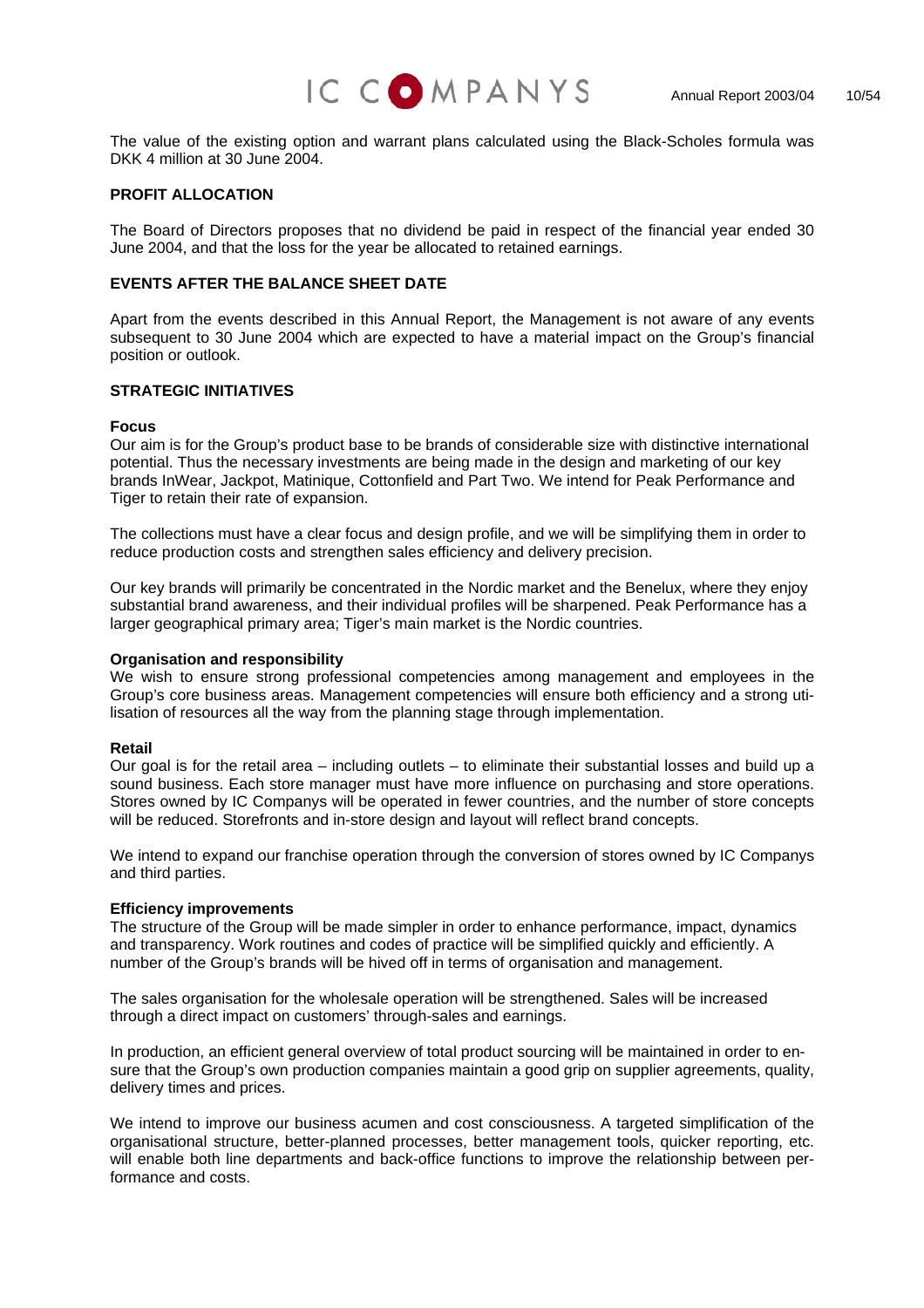The value of the existing option and warrant plans calculated using the Black-Scholes formula was DKK 4 million at 30 June 2004.

## PROFIT ALLOCATION

The Board of Directors proposes that no dividend be paid in respect of the financial year ended 30 June 2004, and that the loss for the year be allocated to retained earnings.

## EVENTS AFTER THE BALANCE SHEET DATE

Apart from the events described in this Annual Report, the Management is not aware of any events subsequent to 30 June 2004 which are expected to have a material impact on the Group's financial position or outlook.

## STRATEGIC INITIATIVES

### Focus

Our aim is for the Group's product base to be brands of considerable size with distinctive international potential. Thus the necessary investments are being made in the design and marketing of our key brands InWear, Jackpot, Matinique, Cottonfield and Part Two. We intend for Peak Performance and Tiger to retain their rate of expansion.

The collections must have a clear focus and design profile, and we will be simplifying them in order to reduce production costs and strengthen sales efficiency and delivery precision.

Our key brands will primarily be concentrated in the Nordic market and the Benelux, where they enjoy substantial brand awareness, and their individual profiles will be sharpened. Peak Performance has a larger geographical primary area; Tiger's main market is the Nordic countries.

### Organisation and responsibility

We wish to ensure strong professional competencies among management and employees in the Group's core business areas. Management competencies will ensure both efficiency and a strong utilisation of resources all the way from the planning stage through implementation.

### Retail

Our goal is for the retail area – including outlets – to eliminate their substantial losses and build up a sound business. Each store manager must have more influence on purchasing and store operations. Stores owned by IC Companys will be operated in fewer countries, and the number of store concepts will be reduced. Storefronts and in-store design and layout will reflect brand concepts.

We intend to expand our franchise operation through the conversion of stores owned by IC Companys and third parties.

### Efficiency improvements

The structure of the Group will be made simpler in order to enhance performance, impact, dynamics and transparency. Work routines and codes of practice will be simplified quickly and efficiently. A number of the Group's brands will be hived off in terms of organisation and management.

The sales organisation for the wholesale operation will be strengthened. Sales will be increased through a direct impact on customers' through-sales and earnings.

In production, an efficient general overview of total product sourcing will be maintained in order to ensure that the Group's own production companies maintain a good grip on supplier agreements, quality, delivery times and prices.

We intend to improve our business acumen and cost consciousness. A targeted simplification of the organisational structure, better-planned processes, better management tools, quicker reporting, etc. will enable both line departments and back-office functions to improve the relationship between performance and costs.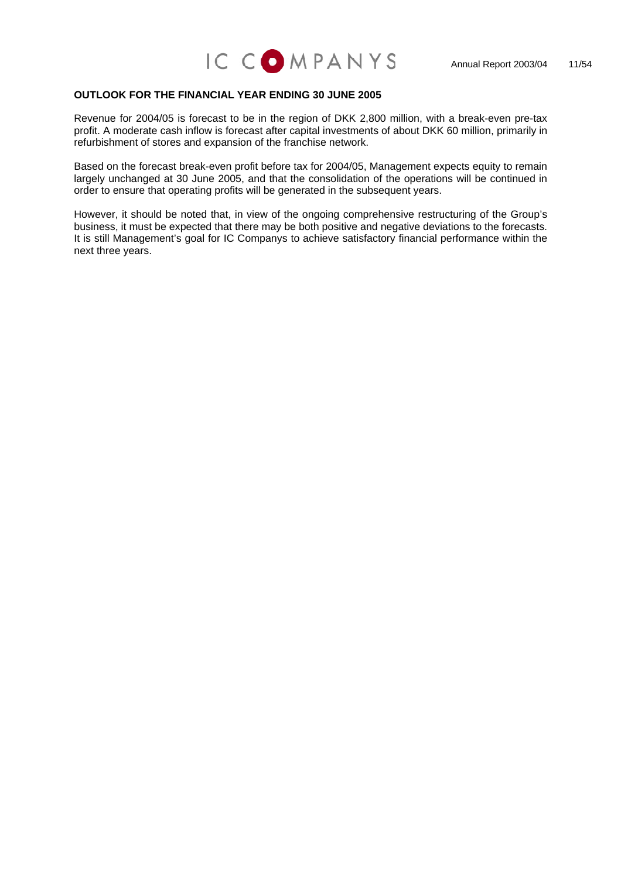**OUTLOOK FOR THE FINANCIAL YEAR ENDING 30 JUNE 2005**

Revenue for 2004/05 is forecast to be in the region of DKK 2,800 million, with a break-even pre-tax profit. A moderate cash inflow is forecast after capital investments of about DKK 60 million, primarily in refurbishment of stores and expansion of the franchise network.

Based on the forecast break-even profit before tax for 2004/05, Management expects equity to remain largely unchanged at 30 June 2005, and that the consolidation of the operations will be continued in order to ensure that operating profits will be generated in the subsequent years.

However, it should be noted that, in view of the ongoing comprehensive restructuring of the Group's business, it must be expected that there may be both positive and negative deviations to the forecasts. It is still Management's goal for IC Companys to achieve satisfactory financial performance within the next three years.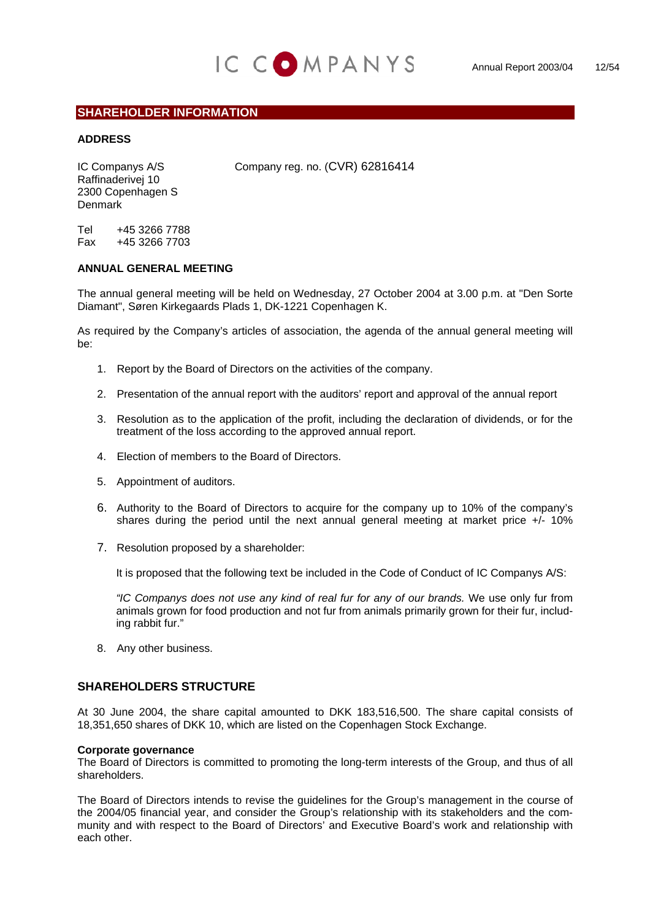## SHAREHOLDER INFORMATION

### ADDRESS

IC Companys A/S
Raffinaderivej 10
2300 Copenhagen S
Denmark

Company reg. no. (CVR) 62816414

Tel +45 3266 7788
Fax +45 3266 7703

### ANNUAL GENERAL MEETING

The annual general meeting will be held on Wednesday, 27 October 2004 at 3.00 p.m. at "Den Sorte Diamant", Søren Kirkegaards Plads 1, DK-1221 Copenhagen K.

As required by the Company's articles of association, the agenda of the annual general meeting will be:

1. Report by the Board of Directors on the activities of the company.
2. Presentation of the annual report with the auditors' report and approval of the annual report
3. Resolution as to the application of the profit, including the declaration of dividends, or for the treatment of the loss according to the approved annual report.
4. Election of members to the Board of Directors.
5. Appointment of auditors.
6. Authority to the Board of Directors to acquire for the company up to 10% of the company's shares during the period until the next annual general meeting at market price +/- 10%
7. Resolution proposed by a shareholder:

   It is proposed that the following text be included in the Code of Conduct of IC Companys A/S:

   *"IC Companys does not use any kind of real fur for any of our brands.* We use only fur from animals grown for food production and not fur from animals primarily grown for their fur, including rabbit fur."

8. Any other business.

## SHAREHOLDERS STRUCTURE

At 30 June 2004, the share capital amounted to DKK 183,516,500. The share capital consists of 18,351,650 shares of DKK 10, which are listed on the Copenhagen Stock Exchange.

**Corporate governance**
The Board of Directors is committed to promoting the long-term interests of the Group, and thus of all shareholders.

The Board of Directors intends to revise the guidelines for the Group's management in the course of the 2004/05 financial year, and consider the Group's relationship with its stakeholders and the community and with respect to the Board of Directors' and Executive Board's work and relationship with each other.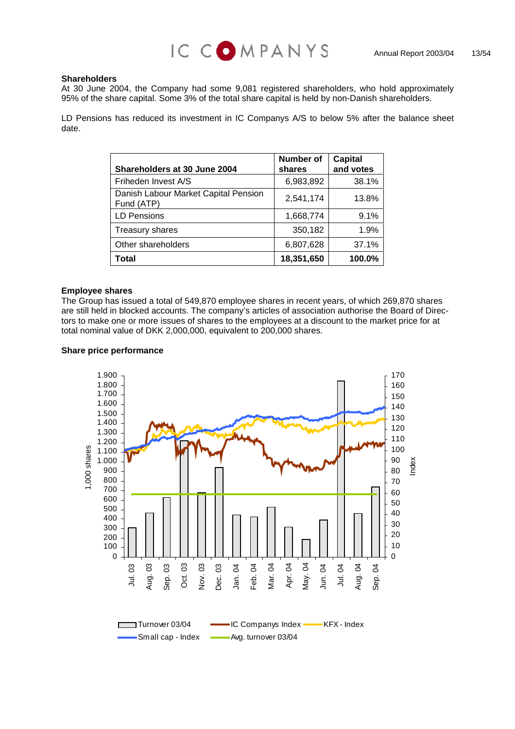## Shareholders

At 30 June 2004, the Company had some 9,081 registered shareholders, who hold approximately 95% of the share capital. Some 3% of the total share capital is held by non-Danish shareholders.

LD Pensions has reduced its investment in IC Companys A/S to below 5% after the balance sheet date.

| Shareholders at 30 June 2004 | Number of shares | Capital and votes |
|---|---|---|
| Friheden Invest A/S | 6,983,892 | 38.1% |
| Danish Labour Market Capital Pension Fund (ATP) | 2,541,174 | 13.8% |
| LD Pensions | 1,668,774 | 9.1% |
| Treasury shares | 350,182 | 1.9% |
| Other shareholders | 6,807,628 | 37.1% |
| **Total** | **18,351,650** | **100.0%** |

## Employee shares

The Group has issued a total of 549,870 employee shares in recent years, of which 269,870 shares are still held in blocked accounts. The company's articles of association authorise the Board of Directors to make one or more issues of shares to the employees at a discount to the market price for at total nominal value of DKK 2,000,000, equivalent to 200,000 shares.

## Share price performance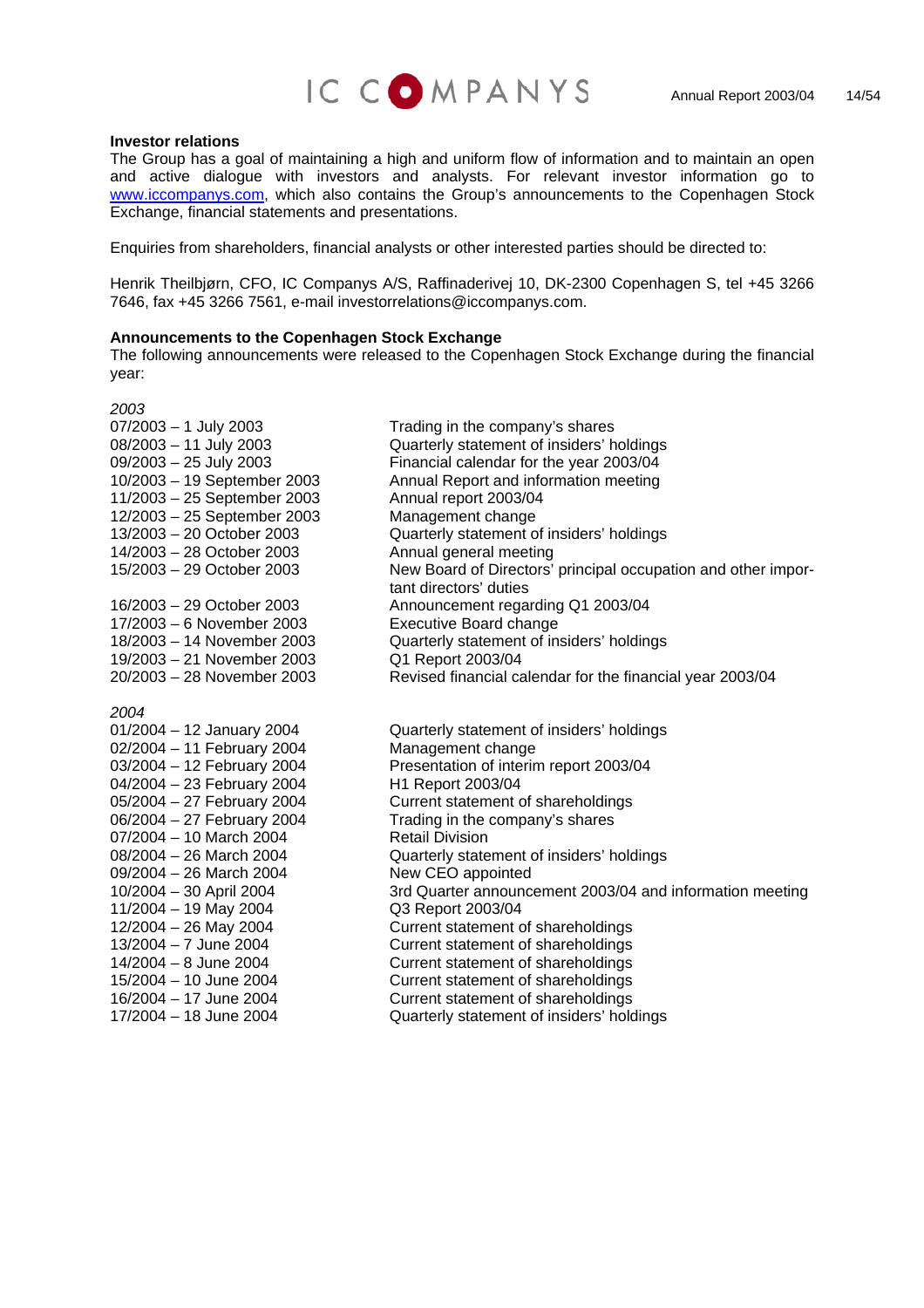**Investor relations**

The Group has a goal of maintaining a high and uniform flow of information and to maintain an open and active dialogue with investors and analysts. For relevant investor information go to www.iccompanys.com, which also contains the Group's announcements to the Copenhagen Stock Exchange, financial statements and presentations.

Enquiries from shareholders, financial analysts or other interested parties should be directed to:

Henrik Theilbjørn, CFO, IC Companys A/S, Raffinaderivej 10, DK-2300 Copenhagen S, tel +45 3266 7646, fax +45 3266 7561, e-mail investorrelations@iccompanys.com.

**Announcements to the Copenhagen Stock Exchange**

The following announcements were released to the Copenhagen Stock Exchange during the financial year:

*2003*

| | |
|---|---|
| 07/2003 – 1 July 2003 | Trading in the company's shares |
| 08/2003 – 11 July 2003 | Quarterly statement of insiders' holdings |
| 09/2003 – 25 July 2003 | Financial calendar for the year 2003/04 |
| 10/2003 – 19 September 2003 | Annual Report and information meeting |
| 11/2003 – 25 September 2003 | Annual report 2003/04 |
| 12/2003 – 25 September 2003 | Management change |
| 13/2003 – 20 October 2003 | Quarterly statement of insiders' holdings |
| 14/2003 – 28 October 2003 | Annual general meeting |
| 15/2003 – 29 October 2003 | New Board of Directors' principal occupation and other important directors' duties |
| 16/2003 – 29 October 2003 | Announcement regarding Q1 2003/04 |
| 17/2003 – 6 November 2003 | Executive Board change |
| 18/2003 – 14 November 2003 | Quarterly statement of insiders' holdings |
| 19/2003 – 21 November 2003 | Q1 Report 2003/04 |
| 20/2003 – 28 November 2003 | Revised financial calendar for the financial year 2003/04 |

*2004*

| | |
|---|---|
| 01/2004 – 12 January 2004 | Quarterly statement of insiders' holdings |
| 02/2004 – 11 February 2004 | Management change |
| 03/2004 – 12 February 2004 | Presentation of interim report 2003/04 |
| 04/2004 – 23 February 2004 | H1 Report 2003/04 |
| 05/2004 – 27 February 2004 | Current statement of shareholdings |
| 06/2004 – 27 February 2004 | Trading in the company's shares |
| 07/2004 – 10 March 2004 | Retail Division |
| 08/2004 – 26 March 2004 | Quarterly statement of insiders' holdings |
| 09/2004 – 26 March 2004 | New CEO appointed |
| 10/2004 – 30 April 2004 | 3rd Quarter announcement 2003/04 and information meeting |
| 11/2004 – 19 May 2004 | Q3 Report 2003/04 |
| 12/2004 – 26 May 2004 | Current statement of shareholdings |
| 13/2004 – 7 June 2004 | Current statement of shareholdings |
| 14/2004 – 8 June 2004 | Current statement of shareholdings |
| 15/2004 – 10 June 2004 | Current statement of shareholdings |
| 16/2004 – 17 June 2004 | Current statement of shareholdings |
| 17/2004 – 18 June 2004 | Quarterly statement of insiders' holdings |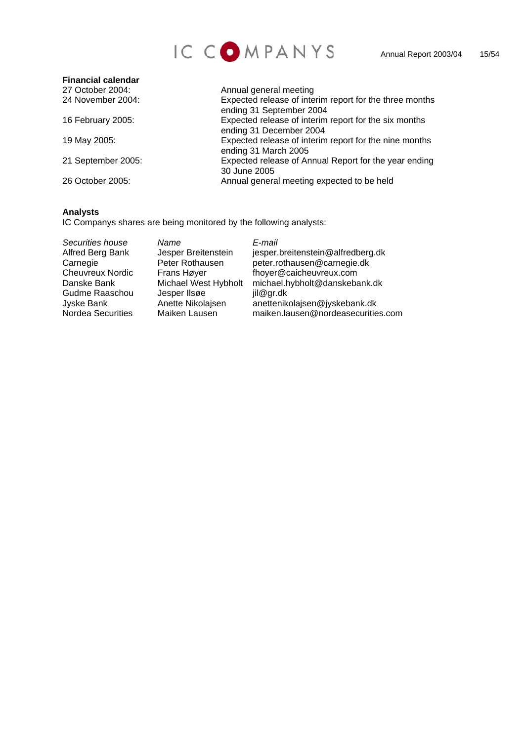**Financial calendar**

| | |
|---|---|
| 27 October 2004: | Annual general meeting |
| 24 November 2004: | Expected release of interim report for the three months ending 31 September 2004 |
| 16 February 2005: | Expected release of interim report for the six months ending 31 December 2004 |
| 19 May 2005: | Expected release of interim report for the nine months ending 31 March 2005 |
| 21 September 2005: | Expected release of Annual Report for the year ending 30 June 2005 |
| 26 October 2005: | Annual general meeting expected to be held |

**Analysts**

IC Companys shares are being monitored by the following analysts:

| *Securities house* | *Name* | *E-mail* |
|---|---|---|
| Alfred Berg Bank | Jesper Breitenstein | jesper.breitenstein@alfredberg.dk |
| Carnegie | Peter Rothausen | peter.rothausen@carnegie.dk |
| Cheuvreux Nordic | Frans Høyer | fhoyer@caicheuvreux.com |
| Danske Bank | Michael West Hybholt | michael.hybholt@danskebank.dk |
| Gudme Raaschou | Jesper Ilsøe | jil@gr.dk |
| Jyske Bank | Anette Nikolajsen | anettenikolajsen@jyskebank.dk |
| Nordea Securities | Maiken Lausen | maiken.lausen@nordeasecurities.com |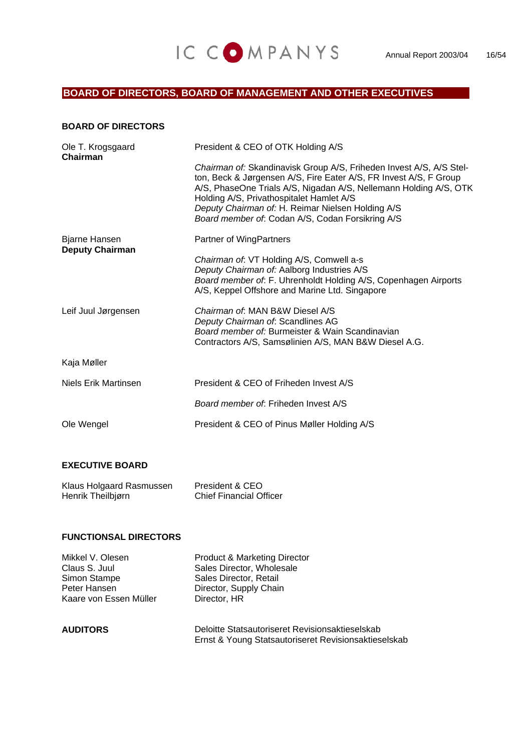## BOARD OF DIRECTORS, BOARD OF MANAGEMENT AND OTHER EXECUTIVES

### BOARD OF DIRECTORS

| | |
|---|---|
| Ole T. Krogsgaard<br>**Chairman** | President & CEO of OTK Holding A/S<br><br>*Chairman of:* Skandinavisk Group A/S, Friheden Invest A/S, A/S Stelton, Beck & Jørgensen A/S, Fire Eater A/S, FR Invest A/S, F Group A/S, PhaseOne Trials A/S, Nigadan A/S, Nellemann Holding A/S, OTK Holding A/S, Privathospitalet Hamlet A/S<br>*Deputy Chairman of:* H. Reimar Nielsen Holding A/S<br>*Board member of*: Codan A/S, Codan Forsikring A/S |
| Bjarne Hansen<br>**Deputy Chairman** | Partner of WingPartners<br><br>*Chairman of*: VT Holding A/S, Comwell a-s<br>*Deputy Chairman of:* Aalborg Industries A/S<br>*Board member of*: F. Uhrenholdt Holding A/S, Copenhagen Airports A/S, Keppel Offshore and Marine Ltd. Singapore |
| Leif Juul Jørgensen | *Chairman of*: MAN B&W Diesel A/S<br>*Deputy Chairman of*: Scandlines AG<br>*Board member of:* Burmeister & Wain Scandinavian Contractors A/S, Samsølinien A/S, MAN B&W Diesel A.G. |
| Kaja Møller | |
| Niels Erik Martinsen | President & CEO of Friheden Invest A/S<br><br>*Board member of*: Friheden Invest A/S |
| Ole Wengel | President & CEO of Pinus Møller Holding A/S |

### EXECUTIVE BOARD

| | |
|---|---|
| Klaus Holgaard Rasmussen | President & CEO |
| Henrik Theilbjørn | Chief Financial Officer |

### FUNCTIONSAL DIRECTORS

| | |
|---|---|
| Mikkel V. Olesen | Product & Marketing Director |
| Claus S. Juul | Sales Director, Wholesale |
| Simon Stampe | Sales Director, Retail |
| Peter Hansen | Director, Supply Chain |
| Kaare von Essen Müller | Director, HR |

### AUDITORS

Deloitte Statsautoriseret Revisionsaktieselskab
Ernst & Young Statsautoriseret Revisionsaktieselskab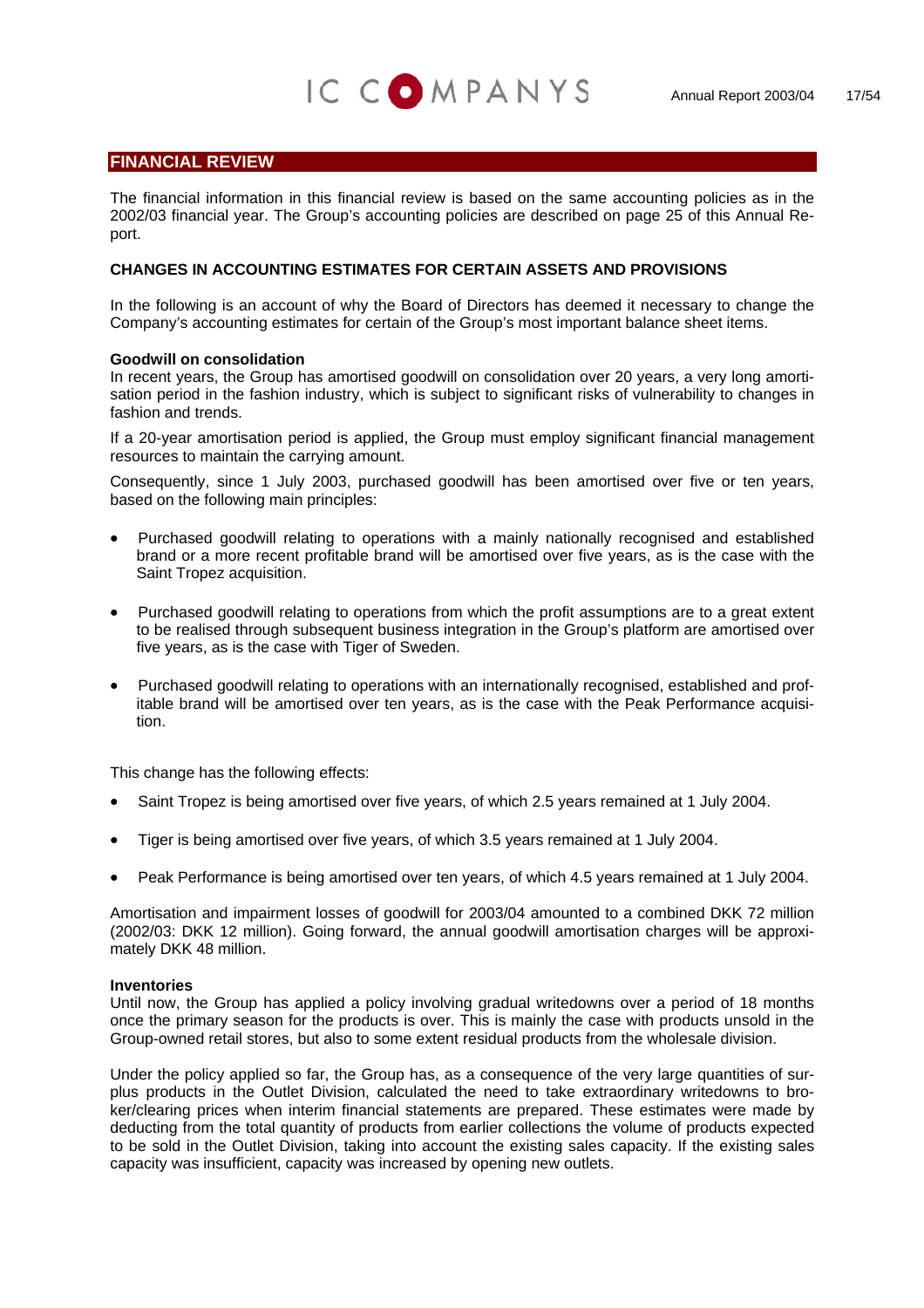## FINANCIAL REVIEW

The financial information in this financial review is based on the same accounting policies as in the 2002/03 financial year. The Group's accounting policies are described on page 25 of this Annual Report.

### CHANGES IN ACCOUNTING ESTIMATES FOR CERTAIN ASSETS AND PROVISIONS

In the following is an account of why the Board of Directors has deemed it necessary to change the Company's accounting estimates for certain of the Group's most important balance sheet items.

**Goodwill on consolidation**

In recent years, the Group has amortised goodwill on consolidation over 20 years, a very long amortisation period in the fashion industry, which is subject to significant risks of vulnerability to changes in fashion and trends.

If a 20-year amortisation period is applied, the Group must employ significant financial management resources to maintain the carrying amount.

Consequently, since 1 July 2003, purchased goodwill has been amortised over five or ten years, based on the following main principles:

- Purchased goodwill relating to operations with a mainly nationally recognised and established brand or a more recent profitable brand will be amortised over five years, as is the case with the Saint Tropez acquisition.
- Purchased goodwill relating to operations from which the profit assumptions are to a great extent to be realised through subsequent business integration in the Group's platform are amortised over five years, as is the case with Tiger of Sweden.
- Purchased goodwill relating to operations with an internationally recognised, established and profitable brand will be amortised over ten years, as is the case with the Peak Performance acquisition.

This change has the following effects:

- Saint Tropez is being amortised over five years, of which 2.5 years remained at 1 July 2004.
- Tiger is being amortised over five years, of which 3.5 years remained at 1 July 2004.
- Peak Performance is being amortised over ten years, of which 4.5 years remained at 1 July 2004.

Amortisation and impairment losses of goodwill for 2003/04 amounted to a combined DKK 72 million (2002/03: DKK 12 million). Going forward, the annual goodwill amortisation charges will be approximately DKK 48 million.

**Inventories**

Until now, the Group has applied a policy involving gradual writedowns over a period of 18 months once the primary season for the products is over. This is mainly the case with products unsold in the Group-owned retail stores, but also to some extent residual products from the wholesale division.

Under the policy applied so far, the Group has, as a consequence of the very large quantities of surplus products in the Outlet Division, calculated the need to take extraordinary writedowns to broker/clearing prices when interim financial statements are prepared. These estimates were made by deducting from the total quantity of products from earlier collections the volume of products expected to be sold in the Outlet Division, taking into account the existing sales capacity. If the existing sales capacity was insufficient, capacity was increased by opening new outlets.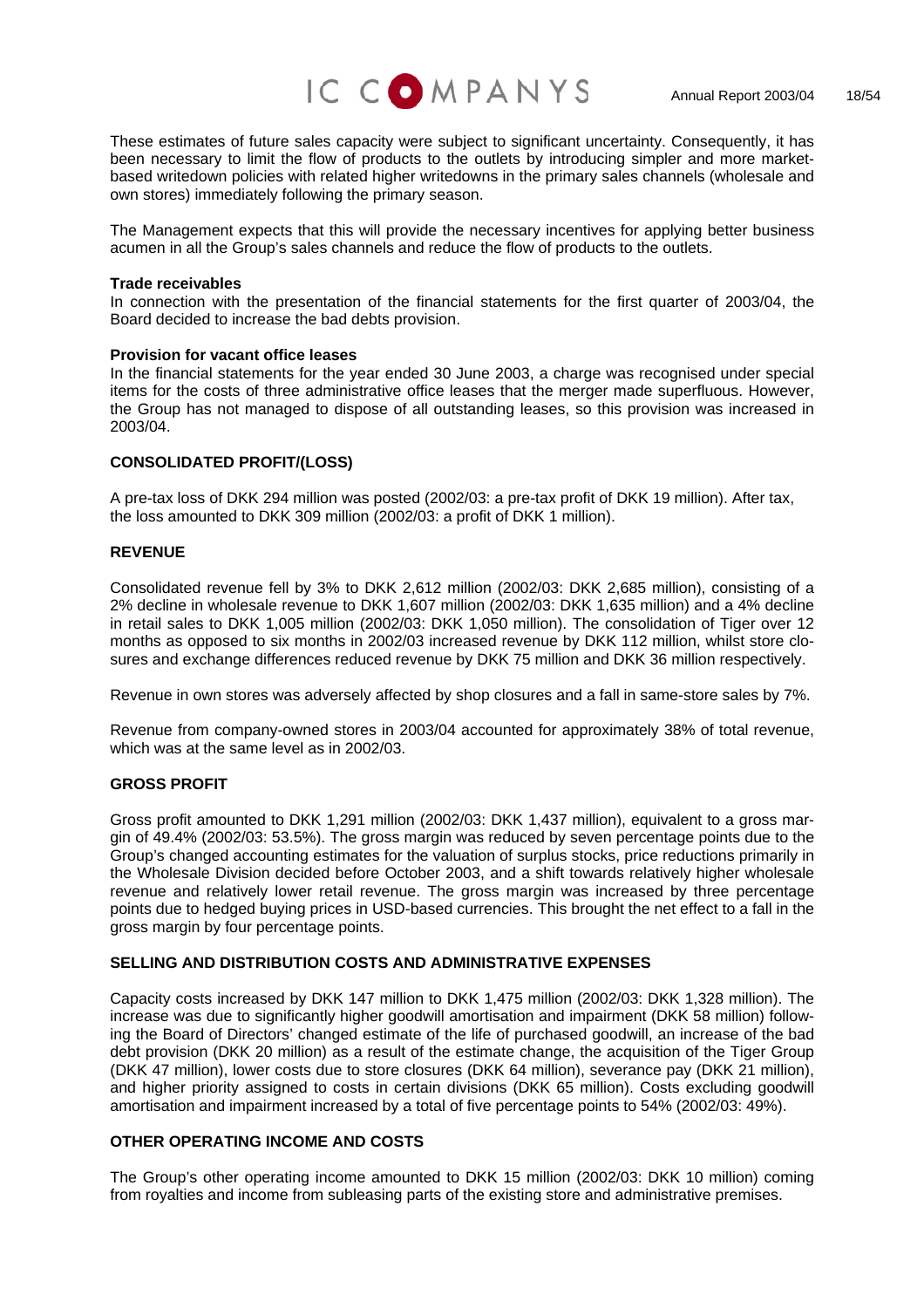These estimates of future sales capacity were subject to significant uncertainty. Consequently, it has been necessary to limit the flow of products to the outlets by introducing simpler and more market-based writedown policies with related higher writedowns in the primary sales channels (wholesale and own stores) immediately following the primary season.

The Management expects that this will provide the necessary incentives for applying better business acumen in all the Group's sales channels and reduce the flow of products to the outlets.

**Trade receivables**
In connection with the presentation of the financial statements for the first quarter of 2003/04, the Board decided to increase the bad debts provision.

**Provision for vacant office leases**
In the financial statements for the year ended 30 June 2003, a charge was recognised under special items for the costs of three administrative office leases that the merger made superfluous. However, the Group has not managed to dispose of all outstanding leases, so this provision was increased in 2003/04.

## CONSOLIDATED PROFIT/(LOSS)

A pre-tax loss of DKK 294 million was posted (2002/03: a pre-tax profit of DKK 19 million). After tax, the loss amounted to DKK 309 million (2002/03: a profit of DKK 1 million).

## REVENUE

Consolidated revenue fell by 3% to DKK 2,612 million (2002/03: DKK 2,685 million), consisting of a 2% decline in wholesale revenue to DKK 1,607 million (2002/03: DKK 1,635 million) and a 4% decline in retail sales to DKK 1,005 million (2002/03: DKK 1,050 million). The consolidation of Tiger over 12 months as opposed to six months in 2002/03 increased revenue by DKK 112 million, whilst store closures and exchange differences reduced revenue by DKK 75 million and DKK 36 million respectively.

Revenue in own stores was adversely affected by shop closures and a fall in same-store sales by 7%.

Revenue from company-owned stores in 2003/04 accounted for approximately 38% of total revenue, which was at the same level as in 2002/03.

## GROSS PROFIT

Gross profit amounted to DKK 1,291 million (2002/03: DKK 1,437 million), equivalent to a gross margin of 49.4% (2002/03: 53.5%). The gross margin was reduced by seven percentage points due to the Group's changed accounting estimates for the valuation of surplus stocks, price reductions primarily in the Wholesale Division decided before October 2003, and a shift towards relatively higher wholesale revenue and relatively lower retail revenue. The gross margin was increased by three percentage points due to hedged buying prices in USD-based currencies. This brought the net effect to a fall in the gross margin by four percentage points.

## SELLING AND DISTRIBUTION COSTS AND ADMINISTRATIVE EXPENSES

Capacity costs increased by DKK 147 million to DKK 1,475 million (2002/03: DKK 1,328 million). The increase was due to significantly higher goodwill amortisation and impairment (DKK 58 million) following the Board of Directors' changed estimate of the life of purchased goodwill, an increase of the bad debt provision (DKK 20 million) as a result of the estimate change, the acquisition of the Tiger Group (DKK 47 million), lower costs due to store closures (DKK 64 million), severance pay (DKK 21 million), and higher priority assigned to costs in certain divisions (DKK 65 million). Costs excluding goodwill amortisation and impairment increased by a total of five percentage points to 54% (2002/03: 49%).

## OTHER OPERATING INCOME AND COSTS

The Group's other operating income amounted to DKK 15 million (2002/03: DKK 10 million) coming from royalties and income from subleasing parts of the existing store and administrative premises.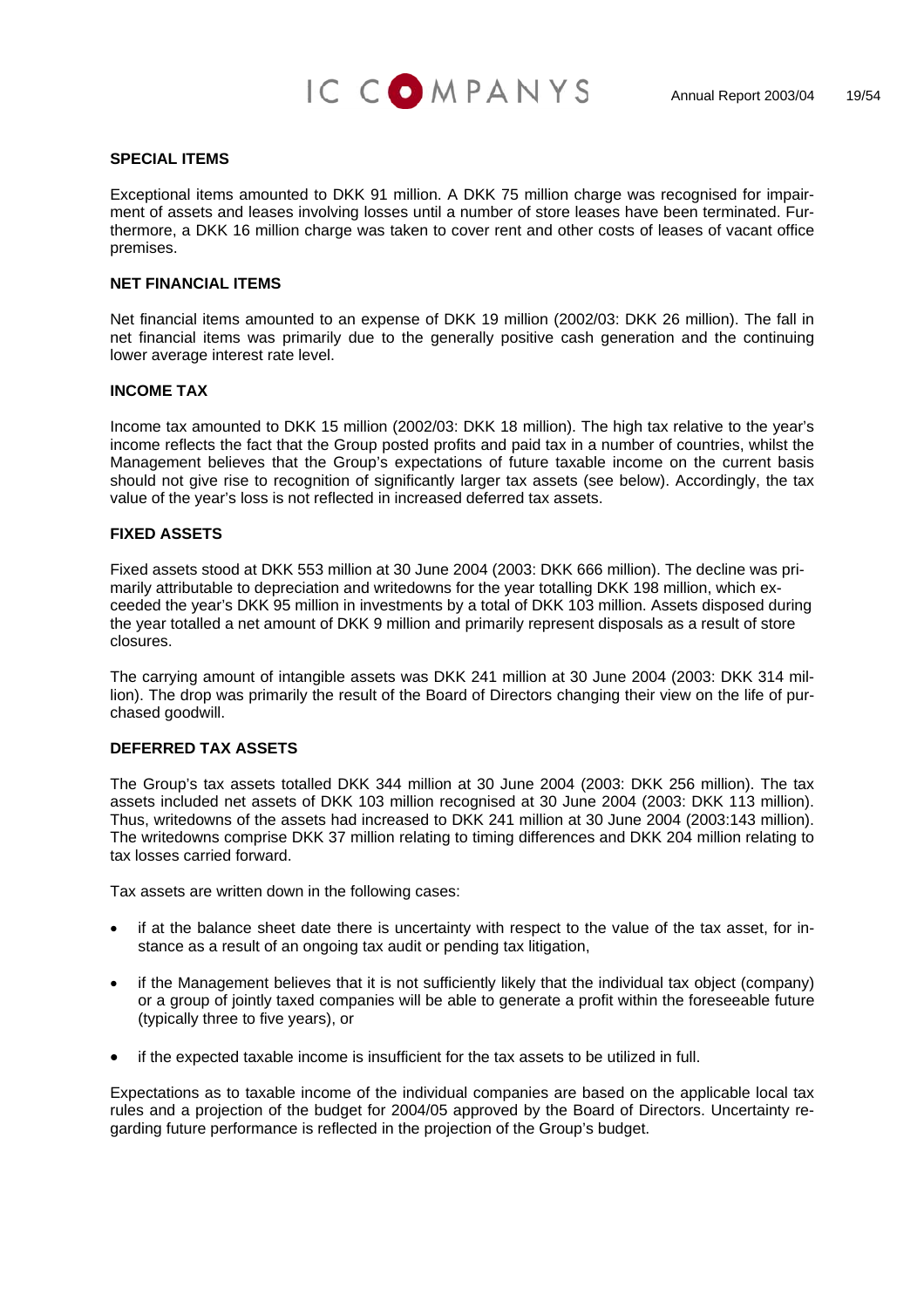## SPECIAL ITEMS

Exceptional items amounted to DKK 91 million. A DKK 75 million charge was recognised for impairment of assets and leases involving losses until a number of store leases have been terminated. Furthermore, a DKK 16 million charge was taken to cover rent and other costs of leases of vacant office premises.

## NET FINANCIAL ITEMS

Net financial items amounted to an expense of DKK 19 million (2002/03: DKK 26 million). The fall in net financial items was primarily due to the generally positive cash generation and the continuing lower average interest rate level.

## INCOME TAX

Income tax amounted to DKK 15 million (2002/03: DKK 18 million). The high tax relative to the year's income reflects the fact that the Group posted profits and paid tax in a number of countries, whilst the Management believes that the Group's expectations of future taxable income on the current basis should not give rise to recognition of significantly larger tax assets (see below). Accordingly, the tax value of the year's loss is not reflected in increased deferred tax assets.

## FIXED ASSETS

Fixed assets stood at DKK 553 million at 30 June 2004 (2003: DKK 666 million). The decline was primarily attributable to depreciation and writedowns for the year totalling DKK 198 million, which exceeded the year's DKK 95 million in investments by a total of DKK 103 million. Assets disposed during the year totalled a net amount of DKK 9 million and primarily represent disposals as a result of store closures.

The carrying amount of intangible assets was DKK 241 million at 30 June 2004 (2003: DKK 314 million). The drop was primarily the result of the Board of Directors changing their view on the life of purchased goodwill.

## DEFERRED TAX ASSETS

The Group's tax assets totalled DKK 344 million at 30 June 2004 (2003: DKK 256 million). The tax assets included net assets of DKK 103 million recognised at 30 June 2004 (2003: DKK 113 million). Thus, writedowns of the assets had increased to DKK 241 million at 30 June 2004 (2003:143 million). The writedowns comprise DKK 37 million relating to timing differences and DKK 204 million relating to tax losses carried forward.

Tax assets are written down in the following cases:

- if at the balance sheet date there is uncertainty with respect to the value of the tax asset, for instance as a result of an ongoing tax audit or pending tax litigation,
- if the Management believes that it is not sufficiently likely that the individual tax object (company) or a group of jointly taxed companies will be able to generate a profit within the foreseeable future (typically three to five years), or
- if the expected taxable income is insufficient for the tax assets to be utilized in full.

Expectations as to taxable income of the individual companies are based on the applicable local tax rules and a projection of the budget for 2004/05 approved by the Board of Directors. Uncertainty regarding future performance is reflected in the projection of the Group's budget.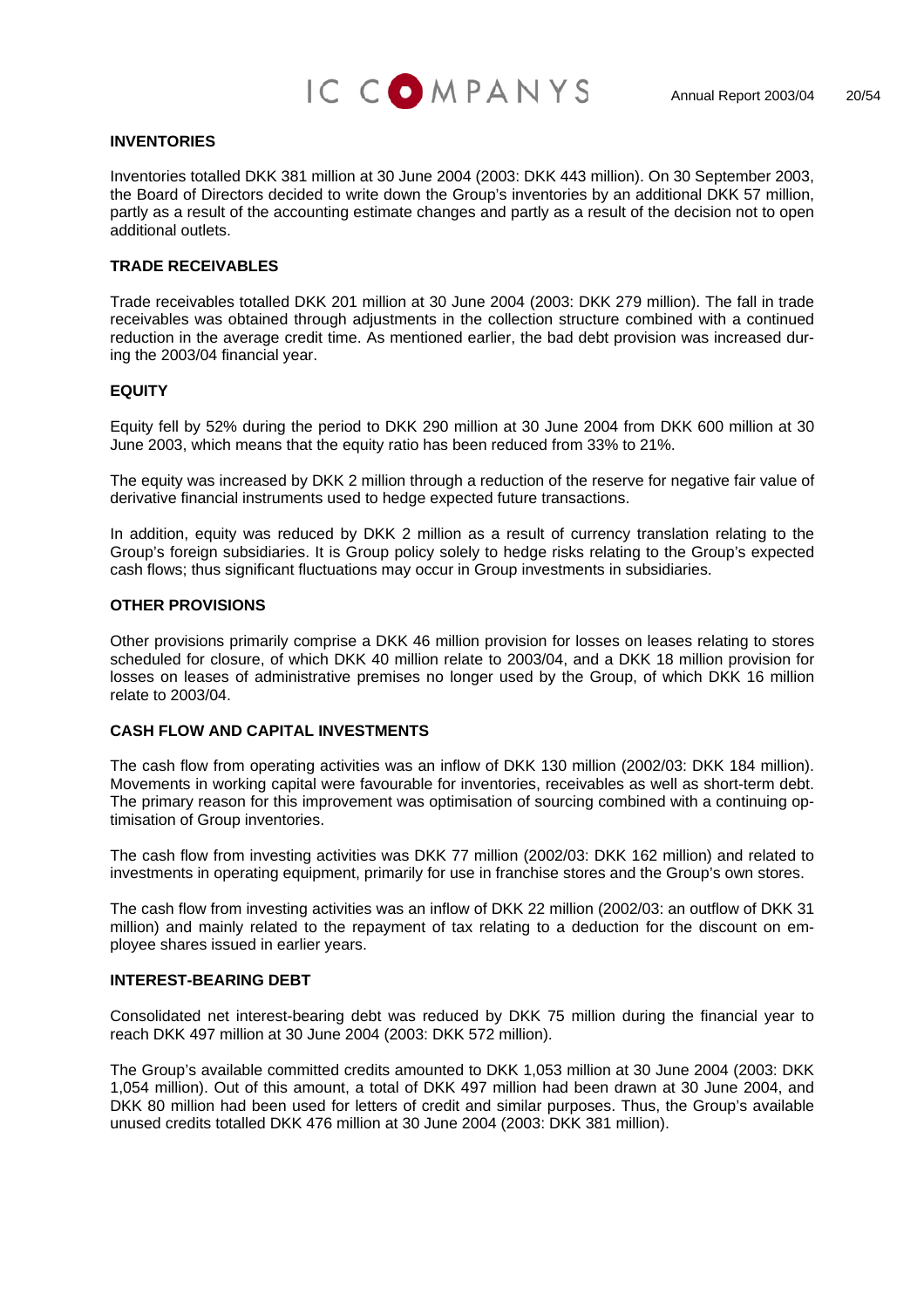## INVENTORIES

Inventories totalled DKK 381 million at 30 June 2004 (2003: DKK 443 million). On 30 September 2003, the Board of Directors decided to write down the Group's inventories by an additional DKK 57 million, partly as a result of the accounting estimate changes and partly as a result of the decision not to open additional outlets.

## TRADE RECEIVABLES

Trade receivables totalled DKK 201 million at 30 June 2004 (2003: DKK 279 million). The fall in trade receivables was obtained through adjustments in the collection structure combined with a continued reduction in the average credit time. As mentioned earlier, the bad debt provision was increased during the 2003/04 financial year.

## EQUITY

Equity fell by 52% during the period to DKK 290 million at 30 June 2004 from DKK 600 million at 30 June 2003, which means that the equity ratio has been reduced from 33% to 21%.

The equity was increased by DKK 2 million through a reduction of the reserve for negative fair value of derivative financial instruments used to hedge expected future transactions.

In addition, equity was reduced by DKK 2 million as a result of currency translation relating to the Group's foreign subsidiaries. It is Group policy solely to hedge risks relating to the Group's expected cash flows; thus significant fluctuations may occur in Group investments in subsidiaries.

## OTHER PROVISIONS

Other provisions primarily comprise a DKK 46 million provision for losses on leases relating to stores scheduled for closure, of which DKK 40 million relate to 2003/04, and a DKK 18 million provision for losses on leases of administrative premises no longer used by the Group, of which DKK 16 million relate to 2003/04.

## CASH FLOW AND CAPITAL INVESTMENTS

The cash flow from operating activities was an inflow of DKK 130 million (2002/03: DKK 184 million). Movements in working capital were favourable for inventories, receivables as well as short-term debt. The primary reason for this improvement was optimisation of sourcing combined with a continuing optimisation of Group inventories.

The cash flow from investing activities was DKK 77 million (2002/03: DKK 162 million) and related to investments in operating equipment, primarily for use in franchise stores and the Group's own stores.

The cash flow from investing activities was an inflow of DKK 22 million (2002/03: an outflow of DKK 31 million) and mainly related to the repayment of tax relating to a deduction for the discount on employee shares issued in earlier years.

## INTEREST-BEARING DEBT

Consolidated net interest-bearing debt was reduced by DKK 75 million during the financial year to reach DKK 497 million at 30 June 2004 (2003: DKK 572 million).

The Group's available committed credits amounted to DKK 1,053 million at 30 June 2004 (2003: DKK 1,054 million). Out of this amount, a total of DKK 497 million had been drawn at 30 June 2004, and DKK 80 million had been used for letters of credit and similar purposes. Thus, the Group's available unused credits totalled DKK 476 million at 30 June 2004 (2003: DKK 381 million).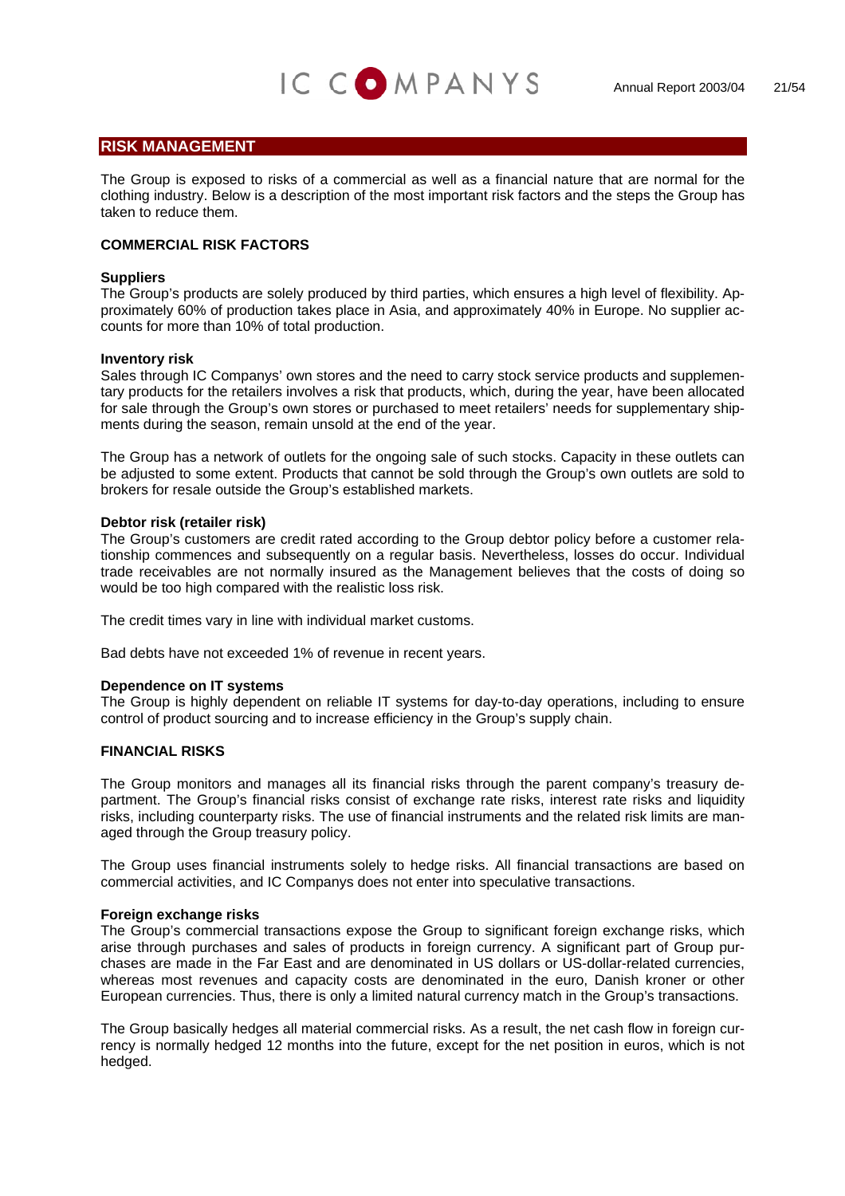## RISK MANAGEMENT

The Group is exposed to risks of a commercial as well as a financial nature that are normal for the clothing industry. Below is a description of the most important risk factors and the steps the Group has taken to reduce them.

### COMMERCIAL RISK FACTORS

**Suppliers**
The Group's products are solely produced by third parties, which ensures a high level of flexibility. Approximately 60% of production takes place in Asia, and approximately 40% in Europe. No supplier accounts for more than 10% of total production.

**Inventory risk**
Sales through IC Companys' own stores and the need to carry stock service products and supplementary products for the retailers involves a risk that products, which, during the year, have been allocated for sale through the Group's own stores or purchased to meet retailers' needs for supplementary shipments during the season, remain unsold at the end of the year.

The Group has a network of outlets for the ongoing sale of such stocks. Capacity in these outlets can be adjusted to some extent. Products that cannot be sold through the Group's own outlets are sold to brokers for resale outside the Group's established markets.

**Debtor risk (retailer risk)**
The Group's customers are credit rated according to the Group debtor policy before a customer relationship commences and subsequently on a regular basis. Nevertheless, losses do occur. Individual trade receivables are not normally insured as the Management believes that the costs of doing so would be too high compared with the realistic loss risk.

The credit times vary in line with individual market customs.

Bad debts have not exceeded 1% of revenue in recent years.

**Dependence on IT systems**
The Group is highly dependent on reliable IT systems for day-to-day operations, including to ensure control of product sourcing and to increase efficiency in the Group's supply chain.

### FINANCIAL RISKS

The Group monitors and manages all its financial risks through the parent company's treasury department. The Group's financial risks consist of exchange rate risks, interest rate risks and liquidity risks, including counterparty risks. The use of financial instruments and the related risk limits are managed through the Group treasury policy.

The Group uses financial instruments solely to hedge risks. All financial transactions are based on commercial activities, and IC Companys does not enter into speculative transactions.

**Foreign exchange risks**
The Group's commercial transactions expose the Group to significant foreign exchange risks, which arise through purchases and sales of products in foreign currency. A significant part of Group purchases are made in the Far East and are denominated in US dollars or US-dollar-related currencies, whereas most revenues and capacity costs are denominated in the euro, Danish kroner or other European currencies. Thus, there is only a limited natural currency match in the Group's transactions.

The Group basically hedges all material commercial risks. As a result, the net cash flow in foreign currency is normally hedged 12 months into the future, except for the net position in euros, which is not hedged.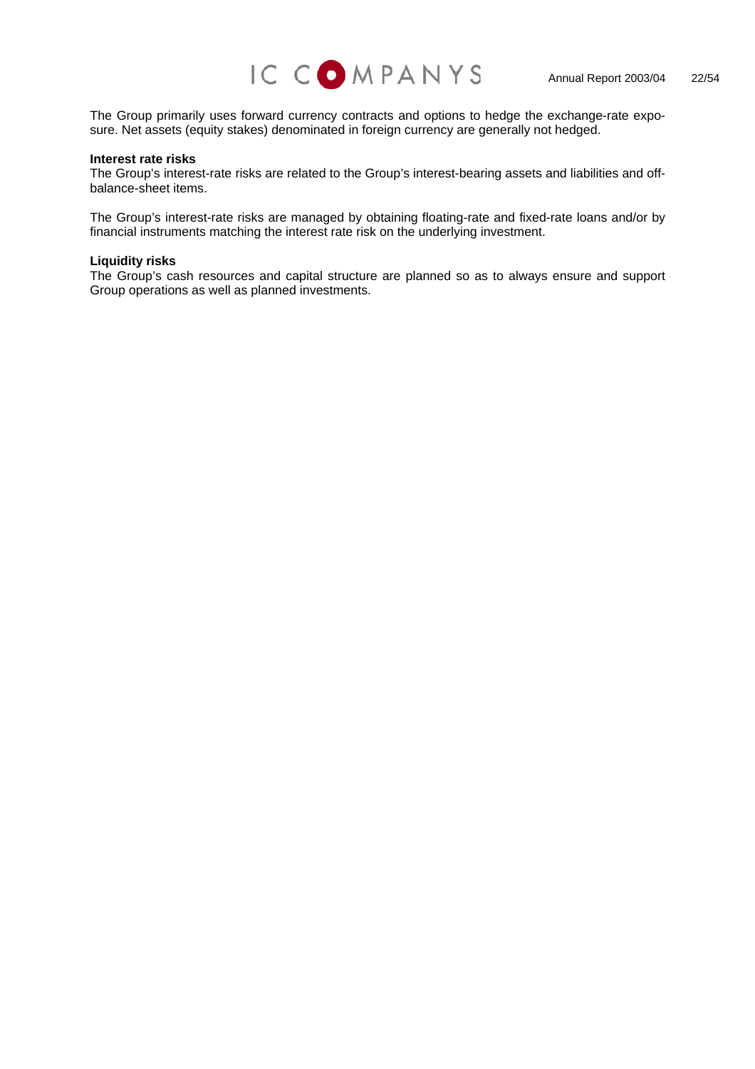The Group primarily uses forward currency contracts and options to hedge the exchange-rate exposure. Net assets (equity stakes) denominated in foreign currency are generally not hedged.

**Interest rate risks**
The Group's interest-rate risks are related to the Group's interest-bearing assets and liabilities and off-balance-sheet items.

The Group's interest-rate risks are managed by obtaining floating-rate and fixed-rate loans and/or by financial instruments matching the interest rate risk on the underlying investment.

**Liquidity risks**
The Group's cash resources and capital structure are planned so as to always ensure and support Group operations as well as planned investments.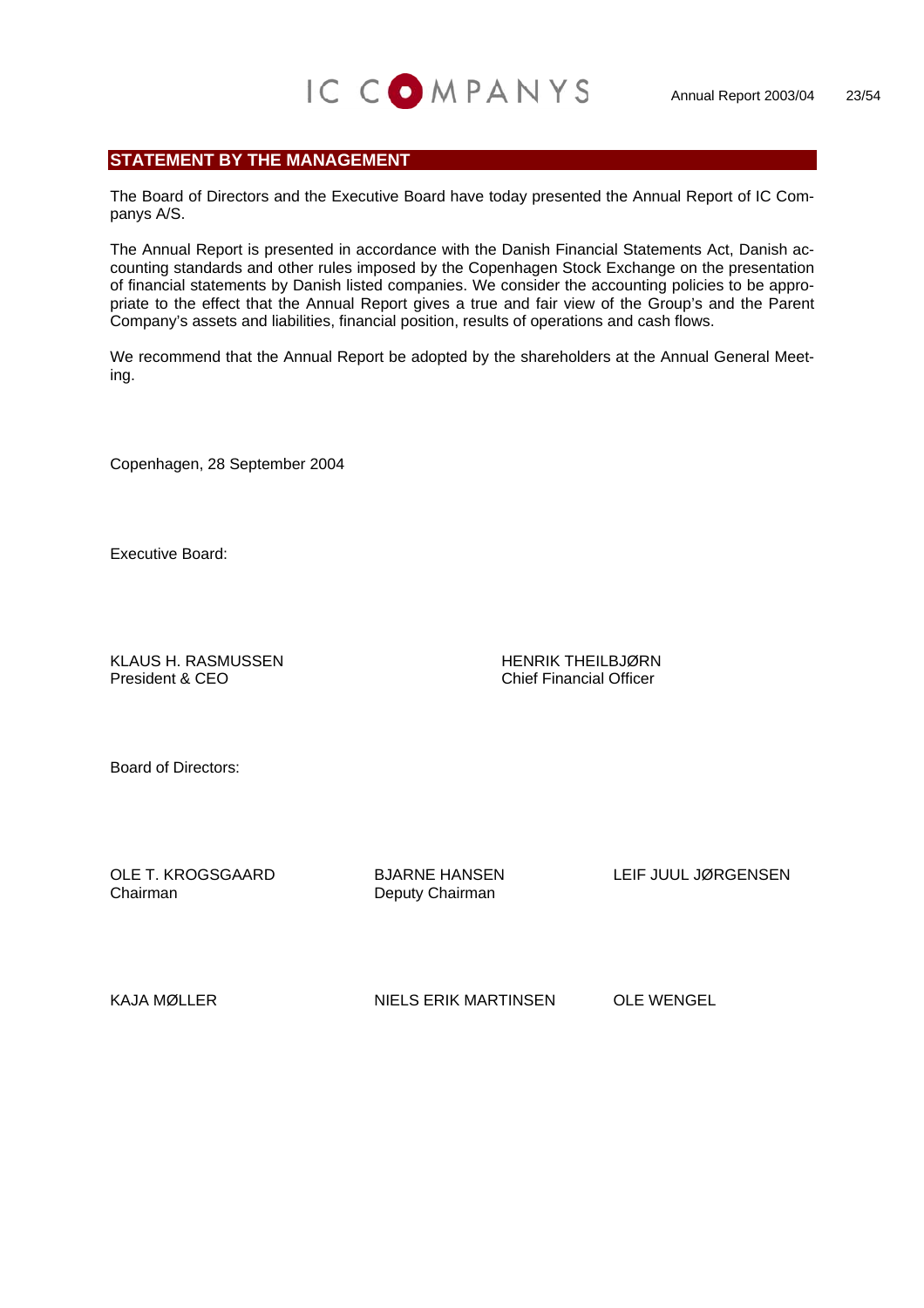## STATEMENT BY THE MANAGEMENT

The Board of Directors and the Executive Board have today presented the Annual Report of IC Companys A/S.

The Annual Report is presented in accordance with the Danish Financial Statements Act, Danish accounting standards and other rules imposed by the Copenhagen Stock Exchange on the presentation of financial statements by Danish listed companies. We consider the accounting policies to be appropriate to the effect that the Annual Report gives a true and fair view of the Group's and the Parent Company's assets and liabilities, financial position, results of operations and cash flows.

We recommend that the Annual Report be adopted by the shareholders at the Annual General Meeting.

Copenhagen, 28 September 2004

Executive Board:

KLAUS H. RASMUSSEN
President & CEO

HENRIK THEILBJØRN
Chief Financial Officer

Board of Directors:

OLE T. KROGSGAARD
Chairman

BJARNE HANSEN
Deputy Chairman

LEIF JUUL JØRGENSEN

KAJA MØLLER

NIELS ERIK MARTINSEN

OLE WENGEL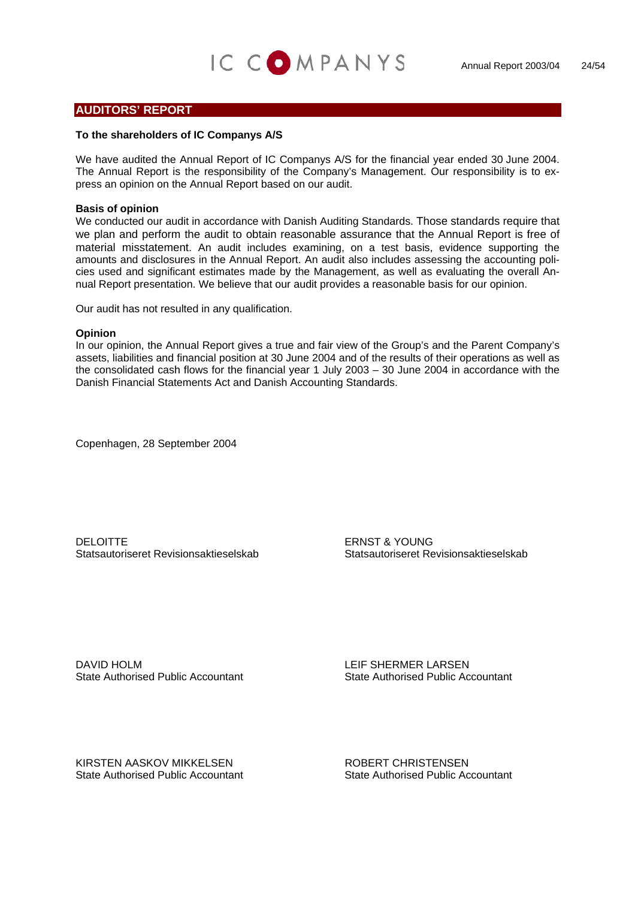## AUDITORS' REPORT

**To the shareholders of IC Companys A/S**

We have audited the Annual Report of IC Companys A/S for the financial year ended 30 June 2004. The Annual Report is the responsibility of the Company's Management. Our responsibility is to express an opinion on the Annual Report based on our audit.

**Basis of opinion**

We conducted our audit in accordance with Danish Auditing Standards. Those standards require that we plan and perform the audit to obtain reasonable assurance that the Annual Report is free of material misstatement. An audit includes examining, on a test basis, evidence supporting the amounts and disclosures in the Annual Report. An audit also includes assessing the accounting policies used and significant estimates made by the Management, as well as evaluating the overall Annual Report presentation. We believe that our audit provides a reasonable basis for our opinion.

Our audit has not resulted in any qualification.

**Opinion**

In our opinion, the Annual Report gives a true and fair view of the Group's and the Parent Company's assets, liabilities and financial position at 30 June 2004 and of the results of their operations as well as the consolidated cash flows for the financial year 1 July 2003 – 30 June 2004 in accordance with the Danish Financial Statements Act and Danish Accounting Standards.

Copenhagen, 28 September 2004

DELOITTE
Statsautoriseret Revisionsaktieselskab

ERNST & YOUNG
Statsautoriseret Revisionsaktieselskab

DAVID HOLM
State Authorised Public Accountant

LEIF SHERMER LARSEN
State Authorised Public Accountant

KIRSTEN AASKOV MIKKELSEN
State Authorised Public Accountant

ROBERT CHRISTENSEN
State Authorised Public Accountant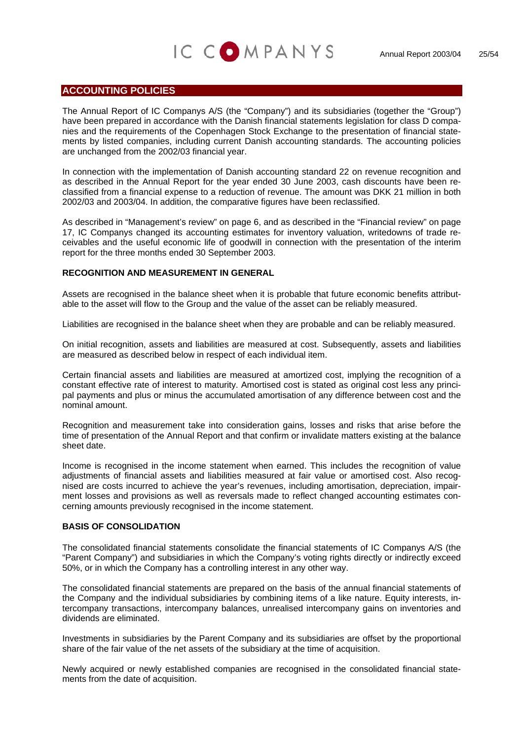## ACCOUNTING POLICIES

The Annual Report of IC Companys A/S (the "Company") and its subsidiaries (together the "Group") have been prepared in accordance with the Danish financial statements legislation for class D companies and the requirements of the Copenhagen Stock Exchange to the presentation of financial statements by listed companies, including current Danish accounting standards. The accounting policies are unchanged from the 2002/03 financial year.

In connection with the implementation of Danish accounting standard 22 on revenue recognition and as described in the Annual Report for the year ended 30 June 2003, cash discounts have been reclassified from a financial expense to a reduction of revenue. The amount was DKK 21 million in both 2002/03 and 2003/04. In addition, the comparative figures have been reclassified.

As described in "Management's review" on page 6, and as described in the "Financial review" on page 17, IC Companys changed its accounting estimates for inventory valuation, writedowns of trade receivables and the useful economic life of goodwill in connection with the presentation of the interim report for the three months ended 30 September 2003.

### RECOGNITION AND MEASUREMENT IN GENERAL

Assets are recognised in the balance sheet when it is probable that future economic benefits attributable to the asset will flow to the Group and the value of the asset can be reliably measured.

Liabilities are recognised in the balance sheet when they are probable and can be reliably measured.

On initial recognition, assets and liabilities are measured at cost. Subsequently, assets and liabilities are measured as described below in respect of each individual item.

Certain financial assets and liabilities are measured at amortized cost, implying the recognition of a constant effective rate of interest to maturity. Amortised cost is stated as original cost less any principal payments and plus or minus the accumulated amortisation of any difference between cost and the nominal amount.

Recognition and measurement take into consideration gains, losses and risks that arise before the time of presentation of the Annual Report and that confirm or invalidate matters existing at the balance sheet date.

Income is recognised in the income statement when earned. This includes the recognition of value adjustments of financial assets and liabilities measured at fair value or amortised cost. Also recognised are costs incurred to achieve the year's revenues, including amortisation, depreciation, impairment losses and provisions as well as reversals made to reflect changed accounting estimates concerning amounts previously recognised in the income statement.

### BASIS OF CONSOLIDATION

The consolidated financial statements consolidate the financial statements of IC Companys A/S (the "Parent Company") and subsidiaries in which the Company's voting rights directly or indirectly exceed 50%, or in which the Company has a controlling interest in any other way.

The consolidated financial statements are prepared on the basis of the annual financial statements of the Company and the individual subsidiaries by combining items of a like nature. Equity interests, intercompany transactions, intercompany balances, unrealised intercompany gains on inventories and dividends are eliminated.

Investments in subsidiaries by the Parent Company and its subsidiaries are offset by the proportional share of the fair value of the net assets of the subsidiary at the time of acquisition.

Newly acquired or newly established companies are recognised in the consolidated financial statements from the date of acquisition.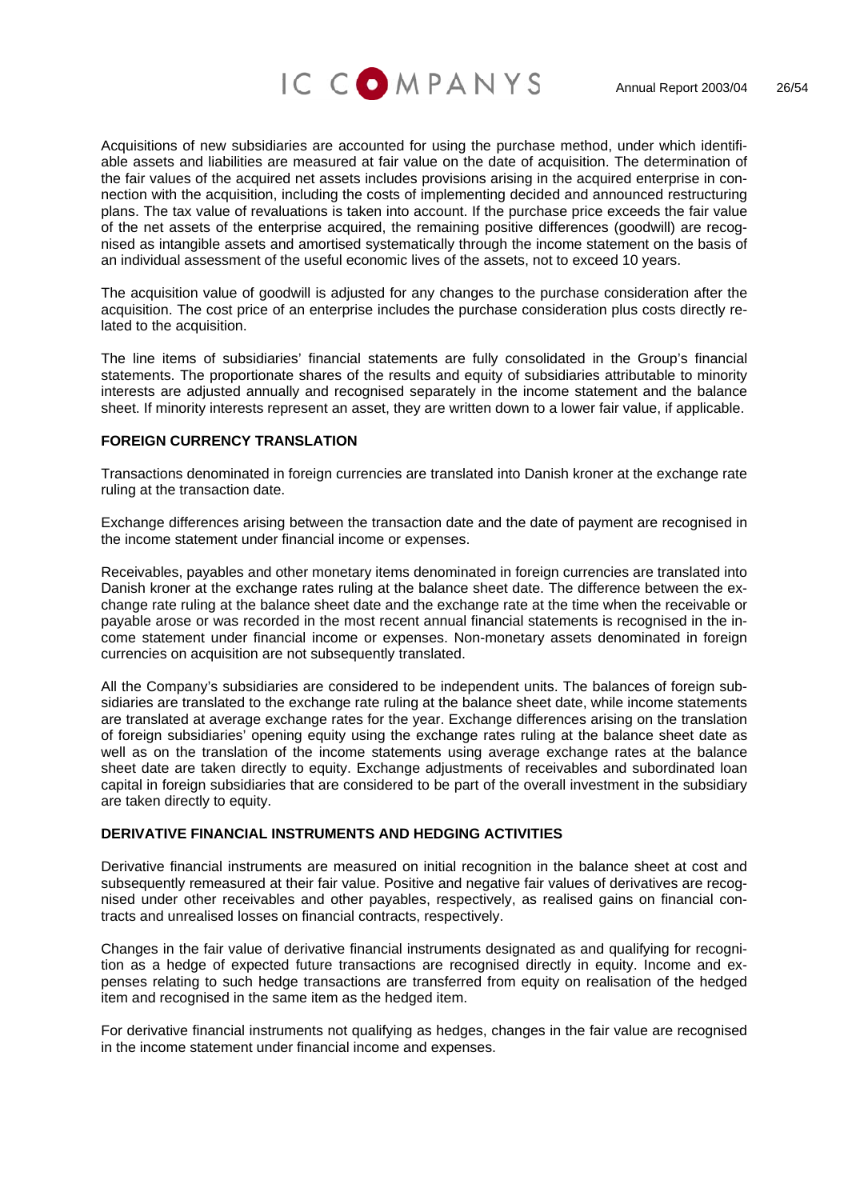Acquisitions of new subsidiaries are accounted for using the purchase method, under which identifiable assets and liabilities are measured at fair value on the date of acquisition. The determination of the fair values of the acquired net assets includes provisions arising in the acquired enterprise in connection with the acquisition, including the costs of implementing decided and announced restructuring plans. The tax value of revaluations is taken into account. If the purchase price exceeds the fair value of the net assets of the enterprise acquired, the remaining positive differences (goodwill) are recognised as intangible assets and amortised systematically through the income statement on the basis of an individual assessment of the useful economic lives of the assets, not to exceed 10 years.

The acquisition value of goodwill is adjusted for any changes to the purchase consideration after the acquisition. The cost price of an enterprise includes the purchase consideration plus costs directly related to the acquisition.

The line items of subsidiaries' financial statements are fully consolidated in the Group's financial statements. The proportionate shares of the results and equity of subsidiaries attributable to minority interests are adjusted annually and recognised separately in the income statement and the balance sheet. If minority interests represent an asset, they are written down to a lower fair value, if applicable.

**FOREIGN CURRENCY TRANSLATION**

Transactions denominated in foreign currencies are translated into Danish kroner at the exchange rate ruling at the transaction date.

Exchange differences arising between the transaction date and the date of payment are recognised in the income statement under financial income or expenses.

Receivables, payables and other monetary items denominated in foreign currencies are translated into Danish kroner at the exchange rates ruling at the balance sheet date. The difference between the exchange rate ruling at the balance sheet date and the exchange rate at the time when the receivable or payable arose or was recorded in the most recent annual financial statements is recognised in the income statement under financial income or expenses. Non-monetary assets denominated in foreign currencies on acquisition are not subsequently translated.

All the Company's subsidiaries are considered to be independent units. The balances of foreign subsidiaries are translated to the exchange rate ruling at the balance sheet date, while income statements are translated at average exchange rates for the year. Exchange differences arising on the translation of foreign subsidiaries' opening equity using the exchange rates ruling at the balance sheet date as well as on the translation of the income statements using average exchange rates at the balance sheet date are taken directly to equity. Exchange adjustments of receivables and subordinated loan capital in foreign subsidiaries that are considered to be part of the overall investment in the subsidiary are taken directly to equity.

**DERIVATIVE FINANCIAL INSTRUMENTS AND HEDGING ACTIVITIES**

Derivative financial instruments are measured on initial recognition in the balance sheet at cost and subsequently remeasured at their fair value. Positive and negative fair values of derivatives are recognised under other receivables and other payables, respectively, as realised gains on financial contracts and unrealised losses on financial contracts, respectively.

Changes in the fair value of derivative financial instruments designated as and qualifying for recognition as a hedge of expected future transactions are recognised directly in equity. Income and expenses relating to such hedge transactions are transferred from equity on realisation of the hedged item and recognised in the same item as the hedged item.

For derivative financial instruments not qualifying as hedges, changes in the fair value are recognised in the income statement under financial income and expenses.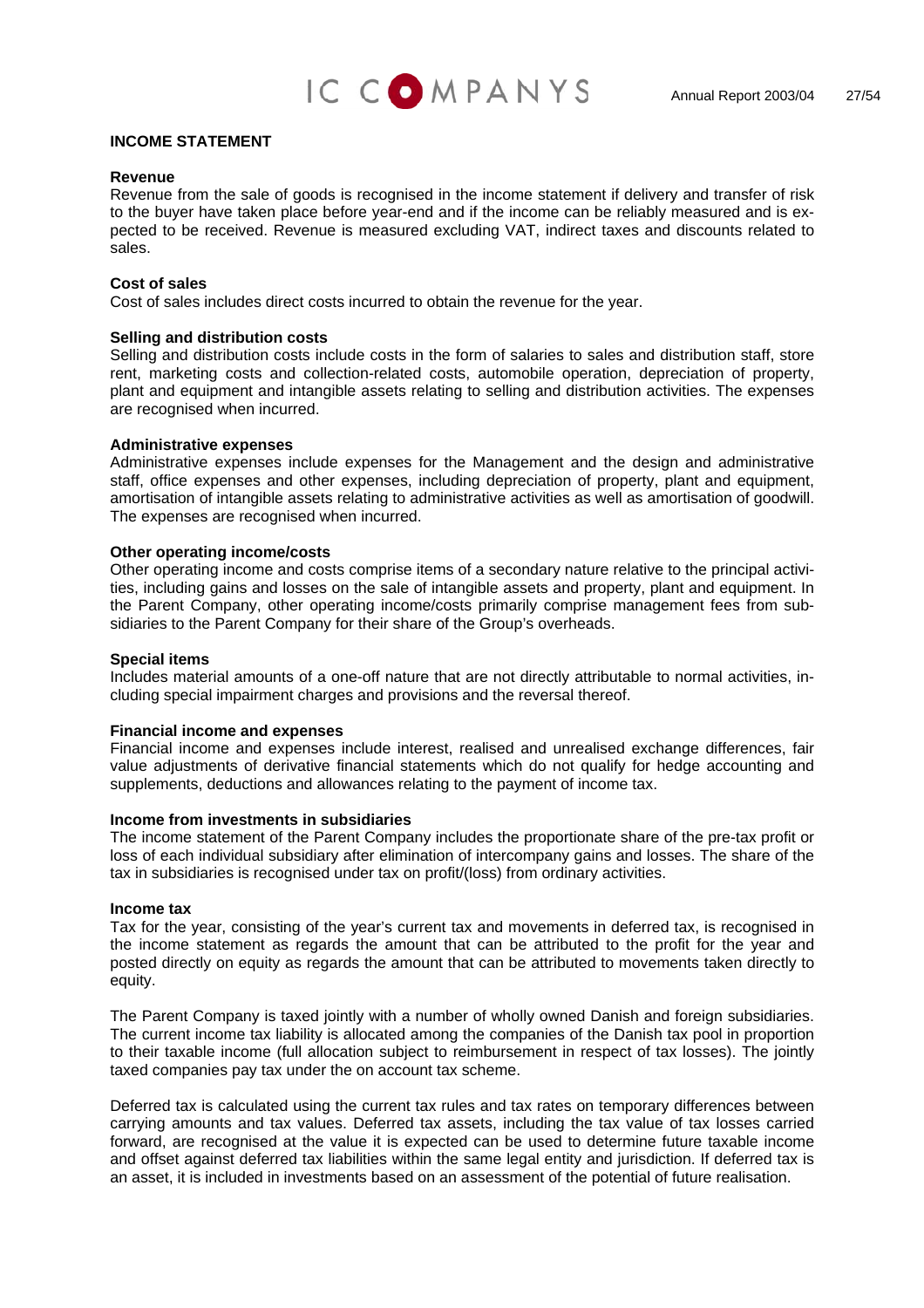## INCOME STATEMENT

### Revenue

Revenue from the sale of goods is recognised in the income statement if delivery and transfer of risk to the buyer have taken place before year-end and if the income can be reliably measured and is expected to be received. Revenue is measured excluding VAT, indirect taxes and discounts related to sales.

### Cost of sales

Cost of sales includes direct costs incurred to obtain the revenue for the year.

### Selling and distribution costs

Selling and distribution costs include costs in the form of salaries to sales and distribution staff, store rent, marketing costs and collection-related costs, automobile operation, depreciation of property, plant and equipment and intangible assets relating to selling and distribution activities. The expenses are recognised when incurred.

### Administrative expenses

Administrative expenses include expenses for the Management and the design and administrative staff, office expenses and other expenses, including depreciation of property, plant and equipment, amortisation of intangible assets relating to administrative activities as well as amortisation of goodwill. The expenses are recognised when incurred.

### Other operating income/costs

Other operating income and costs comprise items of a secondary nature relative to the principal activities, including gains and losses on the sale of intangible assets and property, plant and equipment. In the Parent Company, other operating income/costs primarily comprise management fees from subsidiaries to the Parent Company for their share of the Group's overheads.

### Special items

Includes material amounts of a one-off nature that are not directly attributable to normal activities, including special impairment charges and provisions and the reversal thereof.

### Financial income and expenses

Financial income and expenses include interest, realised and unrealised exchange differences, fair value adjustments of derivative financial statements which do not qualify for hedge accounting and supplements, deductions and allowances relating to the payment of income tax.

### Income from investments in subsidiaries

The income statement of the Parent Company includes the proportionate share of the pre-tax profit or loss of each individual subsidiary after elimination of intercompany gains and losses. The share of the tax in subsidiaries is recognised under tax on profit/(loss) from ordinary activities.

### Income tax

Tax for the year, consisting of the year's current tax and movements in deferred tax, is recognised in the income statement as regards the amount that can be attributed to the profit for the year and posted directly on equity as regards the amount that can be attributed to movements taken directly to equity.

The Parent Company is taxed jointly with a number of wholly owned Danish and foreign subsidiaries. The current income tax liability is allocated among the companies of the Danish tax pool in proportion to their taxable income (full allocation subject to reimbursement in respect of tax losses). The jointly taxed companies pay tax under the on account tax scheme.

Deferred tax is calculated using the current tax rules and tax rates on temporary differences between carrying amounts and tax values. Deferred tax assets, including the tax value of tax losses carried forward, are recognised at the value it is expected can be used to determine future taxable income and offset against deferred tax liabilities within the same legal entity and jurisdiction. If deferred tax is an asset, it is included in investments based on an assessment of the potential of future realisation.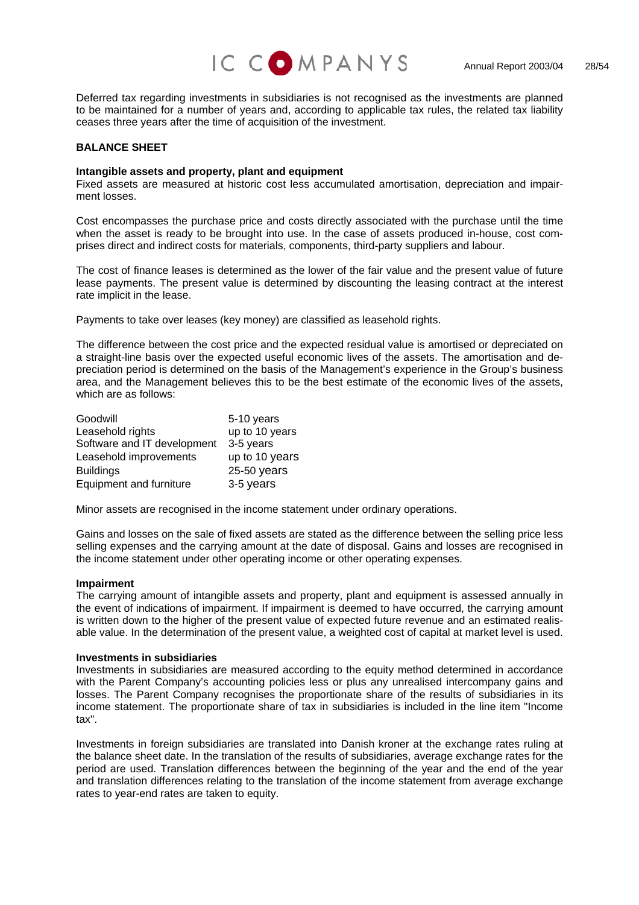Deferred tax regarding investments in subsidiaries is not recognised as the investments are planned to be maintained for a number of years and, according to applicable tax rules, the related tax liability ceases three years after the time of acquisition of the investment.

## BALANCE SHEET

### Intangible assets and property, plant and equipment

Fixed assets are measured at historic cost less accumulated amortisation, depreciation and impairment losses.

Cost encompasses the purchase price and costs directly associated with the purchase until the time when the asset is ready to be brought into use. In the case of assets produced in-house, cost comprises direct and indirect costs for materials, components, third-party suppliers and labour.

The cost of finance leases is determined as the lower of the fair value and the present value of future lease payments. The present value is determined by discounting the leasing contract at the interest rate implicit in the lease.

Payments to take over leases (key money) are classified as leasehold rights.

The difference between the cost price and the expected residual value is amortised or depreciated on a straight-line basis over the expected useful economic lives of the assets. The amortisation and depreciation period is determined on the basis of the Management's experience in the Group's business area, and the Management believes this to be the best estimate of the economic lives of the assets, which are as follows:

| | |
|---|---|
| Goodwill | 5-10 years |
| Leasehold rights | up to 10 years |
| Software and IT development | 3-5 years |
| Leasehold improvements | up to 10 years |
| Buildings | 25-50 years |
| Equipment and furniture | 3-5 years |

Minor assets are recognised in the income statement under ordinary operations.

Gains and losses on the sale of fixed assets are stated as the difference between the selling price less selling expenses and the carrying amount at the date of disposal. Gains and losses are recognised in the income statement under other operating income or other operating expenses.

### Impairment

The carrying amount of intangible assets and property, plant and equipment is assessed annually in the event of indications of impairment. If impairment is deemed to have occurred, the carrying amount is written down to the higher of the present value of expected future revenue and an estimated realisable value. In the determination of the present value, a weighted cost of capital at market level is used.

### Investments in subsidiaries

Investments in subsidiaries are measured according to the equity method determined in accordance with the Parent Company's accounting policies less or plus any unrealised intercompany gains and losses. The Parent Company recognises the proportionate share of the results of subsidiaries in its income statement. The proportionate share of tax in subsidiaries is included in the line item "Income tax".

Investments in foreign subsidiaries are translated into Danish kroner at the exchange rates ruling at the balance sheet date. In the translation of the results of subsidiaries, average exchange rates for the period are used. Translation differences between the beginning of the year and the end of the year and translation differences relating to the translation of the income statement from average exchange rates to year-end rates are taken to equity.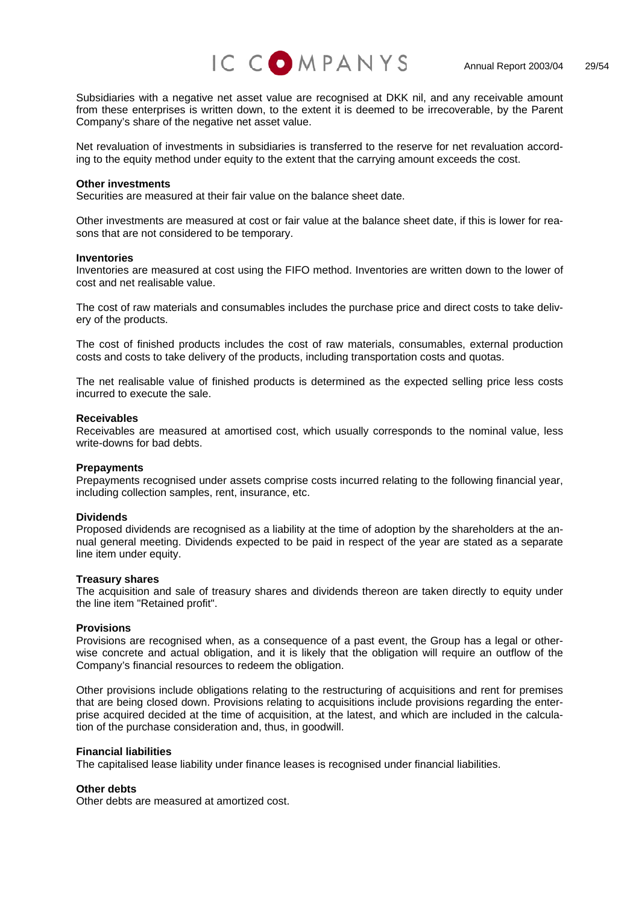Subsidiaries with a negative net asset value are recognised at DKK nil, and any receivable amount from these enterprises is written down, to the extent it is deemed to be irrecoverable, by the Parent Company's share of the negative net asset value.

Net revaluation of investments in subsidiaries is transferred to the reserve for net revaluation according to the equity method under equity to the extent that the carrying amount exceeds the cost.

**Other investments**

Securities are measured at their fair value on the balance sheet date.

Other investments are measured at cost or fair value at the balance sheet date, if this is lower for reasons that are not considered to be temporary.

**Inventories**

Inventories are measured at cost using the FIFO method. Inventories are written down to the lower of cost and net realisable value.

The cost of raw materials and consumables includes the purchase price and direct costs to take delivery of the products.

The cost of finished products includes the cost of raw materials, consumables, external production costs and costs to take delivery of the products, including transportation costs and quotas.

The net realisable value of finished products is determined as the expected selling price less costs incurred to execute the sale.

**Receivables**

Receivables are measured at amortised cost, which usually corresponds to the nominal value, less write-downs for bad debts.

**Prepayments**

Prepayments recognised under assets comprise costs incurred relating to the following financial year, including collection samples, rent, insurance, etc.

**Dividends**

Proposed dividends are recognised as a liability at the time of adoption by the shareholders at the annual general meeting. Dividends expected to be paid in respect of the year are stated as a separate line item under equity.

**Treasury shares**

The acquisition and sale of treasury shares and dividends thereon are taken directly to equity under the line item "Retained profit".

**Provisions**

Provisions are recognised when, as a consequence of a past event, the Group has a legal or otherwise concrete and actual obligation, and it is likely that the obligation will require an outflow of the Company's financial resources to redeem the obligation.

Other provisions include obligations relating to the restructuring of acquisitions and rent for premises that are being closed down. Provisions relating to acquisitions include provisions regarding the enterprise acquired decided at the time of acquisition, at the latest, and which are included in the calculation of the purchase consideration and, thus, in goodwill.

**Financial liabilities**

The capitalised lease liability under finance leases is recognised under financial liabilities.

**Other debts**

Other debts are measured at amortized cost.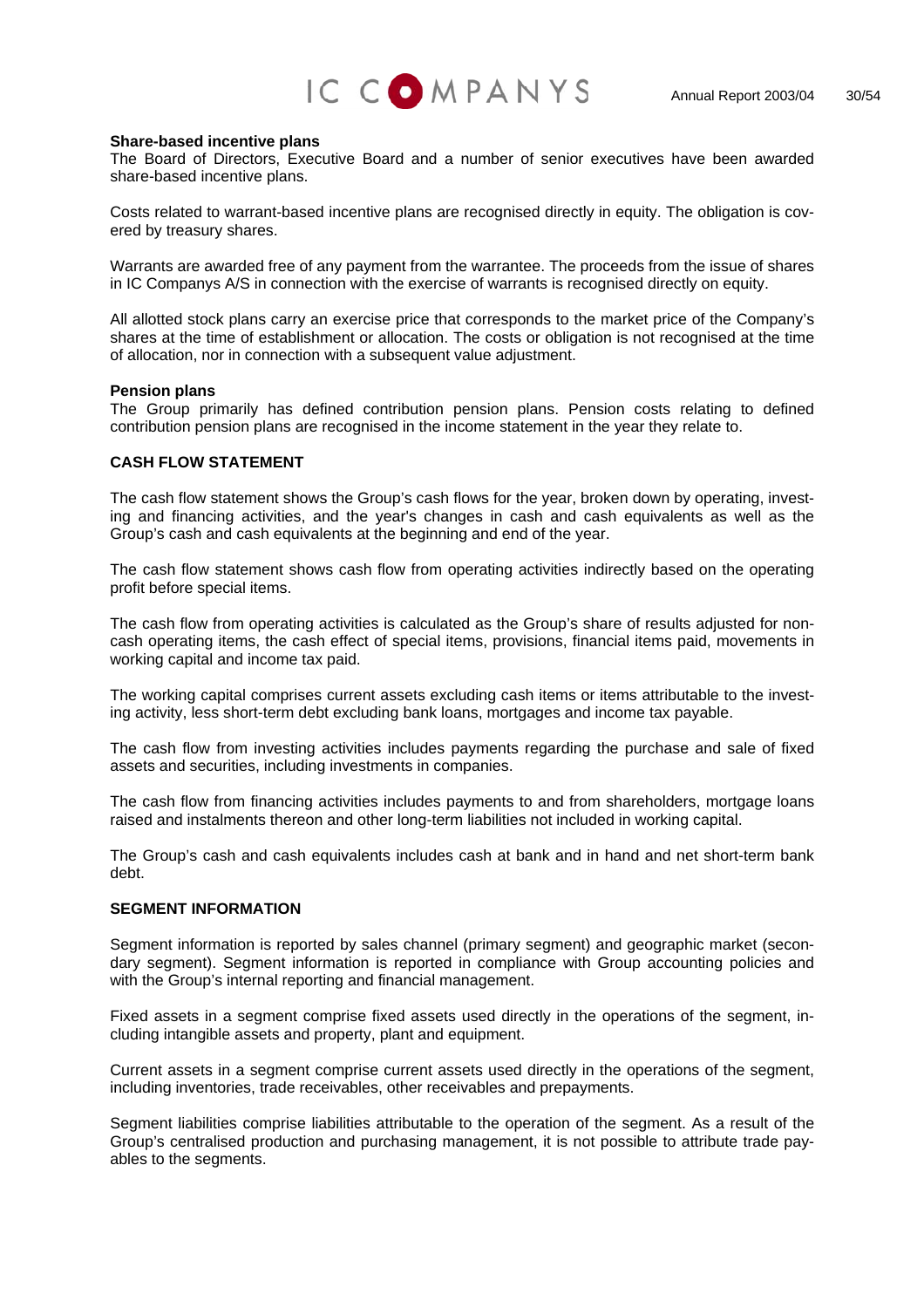**Share-based incentive plans**
The Board of Directors, Executive Board and a number of senior executives have been awarded share-based incentive plans.

Costs related to warrant-based incentive plans are recognised directly in equity. The obligation is covered by treasury shares.

Warrants are awarded free of any payment from the warrantee. The proceeds from the issue of shares in IC Companys A/S in connection with the exercise of warrants is recognised directly on equity.

All allotted stock plans carry an exercise price that corresponds to the market price of the Company's shares at the time of establishment or allocation. The costs or obligation is not recognised at the time of allocation, nor in connection with a subsequent value adjustment.

**Pension plans**
The Group primarily has defined contribution pension plans. Pension costs relating to defined contribution pension plans are recognised in the income statement in the year they relate to.

## CASH FLOW STATEMENT

The cash flow statement shows the Group's cash flows for the year, broken down by operating, investing and financing activities, and the year's changes in cash and cash equivalents as well as the Group's cash and cash equivalents at the beginning and end of the year.

The cash flow statement shows cash flow from operating activities indirectly based on the operating profit before special items.

The cash flow from operating activities is calculated as the Group's share of results adjusted for non-cash operating items, the cash effect of special items, provisions, financial items paid, movements in working capital and income tax paid.

The working capital comprises current assets excluding cash items or items attributable to the investing activity, less short-term debt excluding bank loans, mortgages and income tax payable.

The cash flow from investing activities includes payments regarding the purchase and sale of fixed assets and securities, including investments in companies.

The cash flow from financing activities includes payments to and from shareholders, mortgage loans raised and instalments thereon and other long-term liabilities not included in working capital.

The Group's cash and cash equivalents includes cash at bank and in hand and net short-term bank debt.

## SEGMENT INFORMATION

Segment information is reported by sales channel (primary segment) and geographic market (secondary segment). Segment information is reported in compliance with Group accounting policies and with the Group's internal reporting and financial management.

Fixed assets in a segment comprise fixed assets used directly in the operations of the segment, including intangible assets and property, plant and equipment.

Current assets in a segment comprise current assets used directly in the operations of the segment, including inventories, trade receivables, other receivables and prepayments.

Segment liabilities comprise liabilities attributable to the operation of the segment. As a result of the Group's centralised production and purchasing management, it is not possible to attribute trade payables to the segments.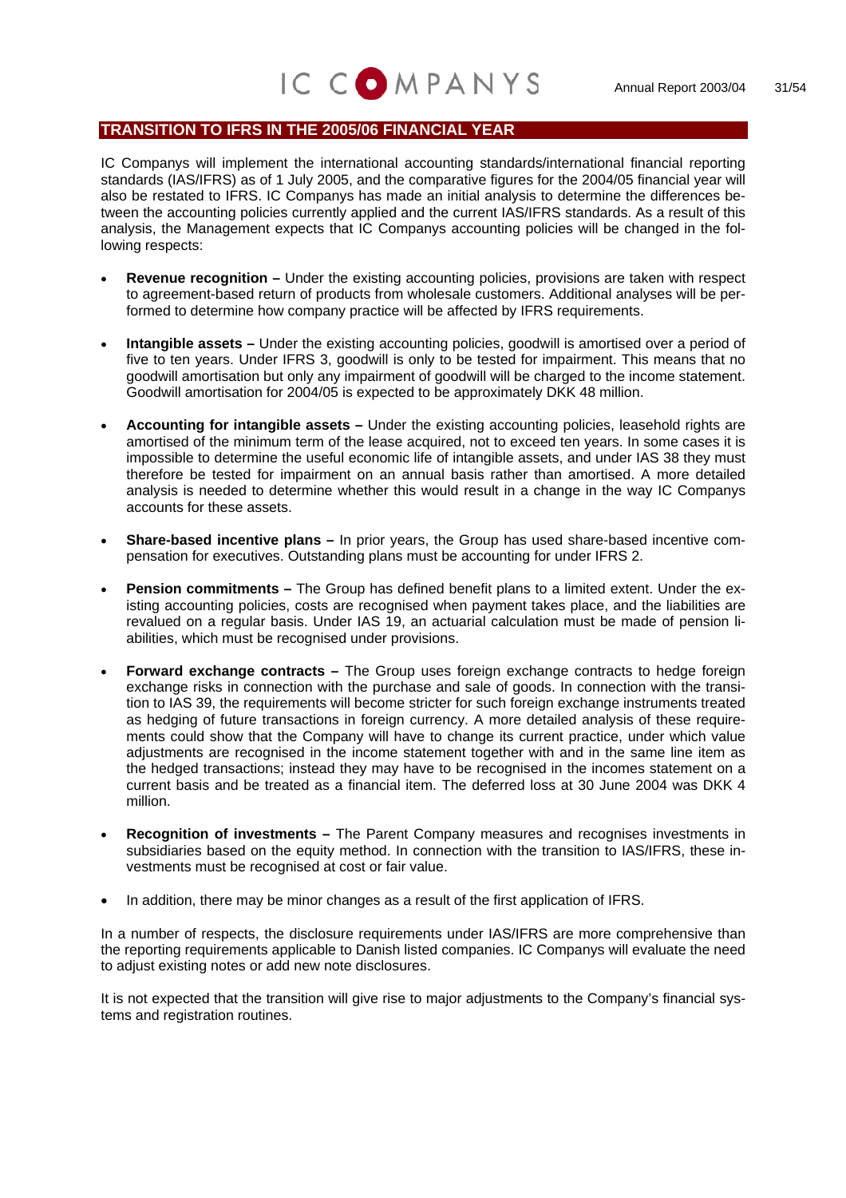## TRANSITION TO IFRS IN THE 2005/06 FINANCIAL YEAR

IC Companys will implement the international accounting standards/international financial reporting standards (IAS/IFRS) as of 1 July 2005, and the comparative figures for the 2004/05 financial year will also be restated to IFRS. IC Companys has made an initial analysis to determine the differences between the accounting policies currently applied and the current IAS/IFRS standards. As a result of this analysis, the Management expects that IC Companys accounting policies will be changed in the following respects:

- **Revenue recognition –** Under the existing accounting policies, provisions are taken with respect to agreement-based return of products from wholesale customers. Additional analyses will be performed to determine how company practice will be affected by IFRS requirements.
- **Intangible assets –** Under the existing accounting policies, goodwill is amortised over a period of five to ten years. Under IFRS 3, goodwill is only to be tested for impairment. This means that no goodwill amortisation but only any impairment of goodwill will be charged to the income statement. Goodwill amortisation for 2004/05 is expected to be approximately DKK 48 million.
- **Accounting for intangible assets –** Under the existing accounting policies, leasehold rights are amortised of the minimum term of the lease acquired, not to exceed ten years. In some cases it is impossible to determine the useful economic life of intangible assets, and under IAS 38 they must therefore be tested for impairment on an annual basis rather than amortised. A more detailed analysis is needed to determine whether this would result in a change in the way IC Companys accounts for these assets.
- **Share-based incentive plans –** In prior years, the Group has used share-based incentive compensation for executives. Outstanding plans must be accounting for under IFRS 2.
- **Pension commitments –** The Group has defined benefit plans to a limited extent. Under the existing accounting policies, costs are recognised when payment takes place, and the liabilities are revalued on a regular basis. Under IAS 19, an actuarial calculation must be made of pension liabilities, which must be recognised under provisions.
- **Forward exchange contracts –** The Group uses foreign exchange contracts to hedge foreign exchange risks in connection with the purchase and sale of goods. In connection with the transition to IAS 39, the requirements will become stricter for such foreign exchange instruments treated as hedging of future transactions in foreign currency. A more detailed analysis of these requirements could show that the Company will have to change its current practice, under which value adjustments are recognised in the income statement together with and in the same line item as the hedged transactions; instead they may have to be recognised in the incomes statement on a current basis and be treated as a financial item. The deferred loss at 30 June 2004 was DKK 4 million.
- **Recognition of investments –** The Parent Company measures and recognises investments in subsidiaries based on the equity method. In connection with the transition to IAS/IFRS, these investments must be recognised at cost or fair value.
- In addition, there may be minor changes as a result of the first application of IFRS.

In a number of respects, the disclosure requirements under IAS/IFRS are more comprehensive than the reporting requirements applicable to Danish listed companies. IC Companys will evaluate the need to adjust existing notes or add new note disclosures.

It is not expected that the transition will give rise to major adjustments to the Company's financial systems and registration routines.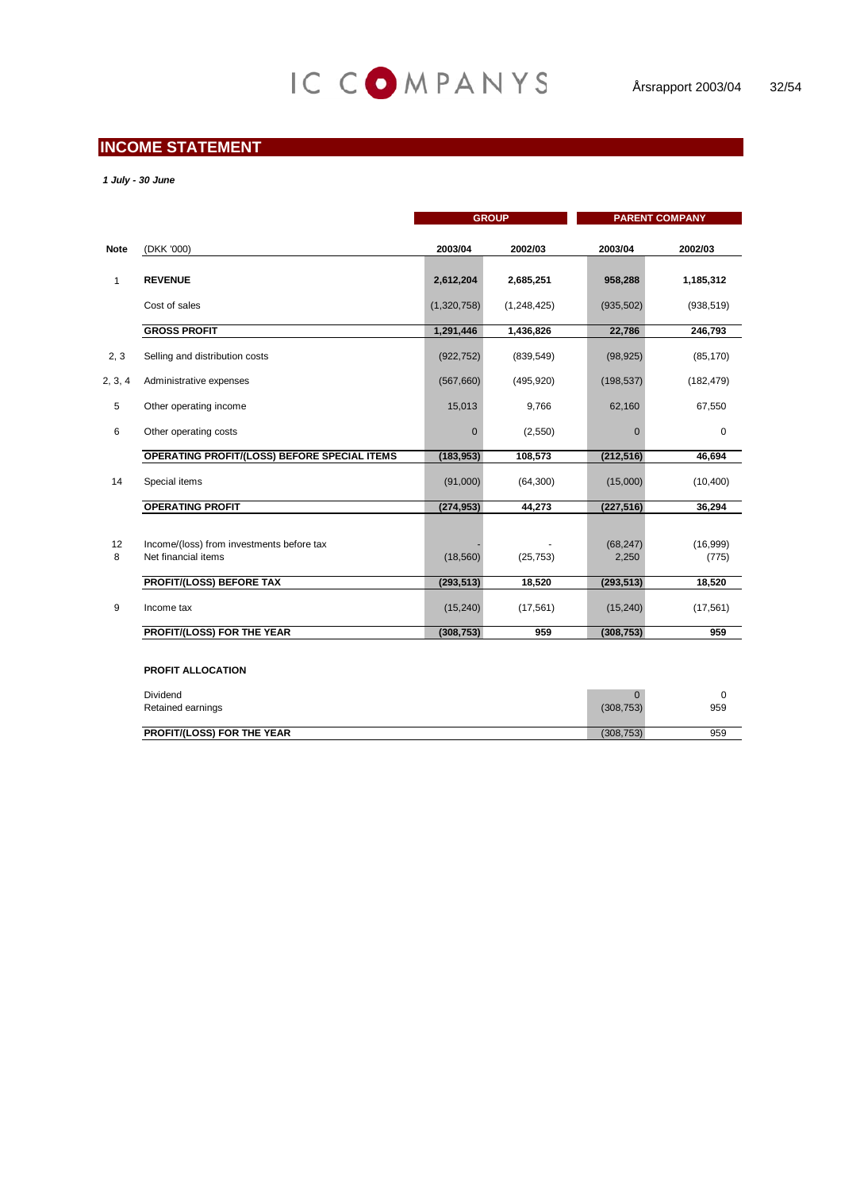## INCOME STATEMENT

***1 July - 30 June***

| Note | (DKK '000) | GROUP 2003/04 | GROUP 2002/03 | PARENT COMPANY 2003/04 | PARENT COMPANY 2002/03 |
|---|---|---|---|---|---|
| 1 | **REVENUE** | **2,612,204** | **2,685,251** | **958,288** | **1,185,312** |
| | Cost of sales | (1,320,758) | (1,248,425) | (935,502) | (938,519) |
| | **GROSS PROFIT** | **1,291,446** | **1,436,826** | **22,786** | **246,793** |
| 2, 3 | Selling and distribution costs | (922,752) | (839,549) | (98,925) | (85,170) |
| 2, 3, 4 | Administrative expenses | (567,660) | (495,920) | (198,537) | (182,479) |
| 5 | Other operating income | 15,013 | 9,766 | 62,160 | 67,550 |
| 6 | Other operating costs | 0 | (2,550) | 0 | 0 |
| | **OPERATING PROFIT/(LOSS) BEFORE SPECIAL ITEMS** | **(183,953)** | **108,573** | **(212,516)** | **46,694** |
| 14 | Special items | (91,000) | (64,300) | (15,000) | (10,400) |
| | **OPERATING PROFIT** | **(274,953)** | **44,273** | **(227,516)** | **36,294** |
| 12 | Income/(loss) from investments before tax | - | - | (68,247) | (16,999) |
| 8 | Net financial items | (18,560) | (25,753) | 2,250 | (775) |
| | **PROFIT/(LOSS) BEFORE TAX** | **(293,513)** | **18,520** | **(293,513)** | **18,520** |
| 9 | Income tax | (15,240) | (17,561) | (15,240) | (17,561) |
| | **PROFIT/(LOSS) FOR THE YEAR** | **(308,753)** | **959** | **(308,753)** | **959** |

**PROFIT ALLOCATION**

| | PARENT COMPANY 2003/04 | PARENT COMPANY 2002/03 |
|---|---|---|
| Dividend | 0 | 0 |
| Retained earnings | (308,753) | 959 |
| **PROFIT/(LOSS) FOR THE YEAR** | (308,753) | 959 |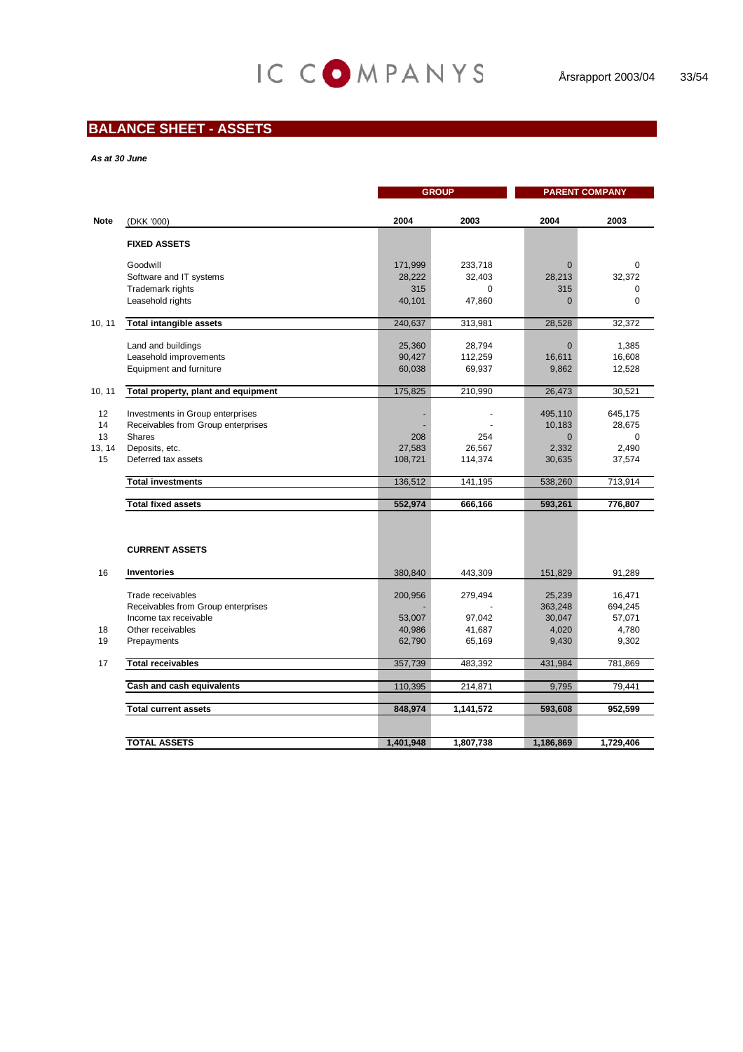## BALANCE SHEET - ASSETS

***As at 30 June***

| Note | (DKK '000) | GROUP 2004 | GROUP 2003 | PARENT COMPANY 2004 | PARENT COMPANY 2003 |
|---|---|---|---|---|---|
| | **FIXED ASSETS** | | | | |
| | Goodwill | 171,999 | 233,718 | 0 | 0 |
| | Software and IT systems | 28,222 | 32,403 | 28,213 | 32,372 |
| | Trademark rights | 315 | 0 | 315 | 0 |
| | Leasehold rights | 40,101 | 47,860 | 0 | 0 |
| 10, 11 | **Total intangible assets** | 240,637 | 313,981 | 28,528 | 32,372 |
| | Land and buildings | 25,360 | 28,794 | 0 | 1,385 |
| | Leasehold improvements | 90,427 | 112,259 | 16,611 | 16,608 |
| | Equipment and furniture | 60,038 | 69,937 | 9,862 | 12,528 |
| 10, 11 | **Total property, plant and equipment** | 175,825 | 210,990 | 26,473 | 30,521 |
| 12 | Investments in Group enterprises | - | - | 495,110 | 645,175 |
| 14 | Receivables from Group enterprises | - | - | 10,183 | 28,675 |
| 13 | Shares | 208 | 254 | 0 | 0 |
| 13, 14 | Deposits, etc. | 27,583 | 26,567 | 2,332 | 2,490 |
| 15 | Deferred tax assets | 108,721 | 114,374 | 30,635 | 37,574 |
| | **Total investments** | 136,512 | 141,195 | 538,260 | 713,914 |
| | **Total fixed assets** | **552,974** | **666,166** | **593,261** | **776,807** |
| | **CURRENT ASSETS** | | | | |
| 16 | **Inventories** | 380,840 | 443,309 | 151,829 | 91,289 |
| | Trade receivables | 200,956 | 279,494 | 25,239 | 16,471 |
| | Receivables from Group enterprises | - | - | 363,248 | 694,245 |
| | Income tax receivable | 53,007 | 97,042 | 30,047 | 57,071 |
| 18 | Other receivables | 40,986 | 41,687 | 4,020 | 4,780 |
| 19 | Prepayments | 62,790 | 65,169 | 9,430 | 9,302 |
| 17 | **Total receivables** | 357,739 | 483,392 | 431,984 | 781,869 |
| | **Cash and cash equivalents** | 110,395 | 214,871 | 9,795 | 79,441 |
| | **Total current assets** | **848,974** | **1,141,572** | **593,608** | **952,599** |
| | **TOTAL ASSETS** | **1,401,948** | **1,807,738** | **1,186,869** | **1,729,406** |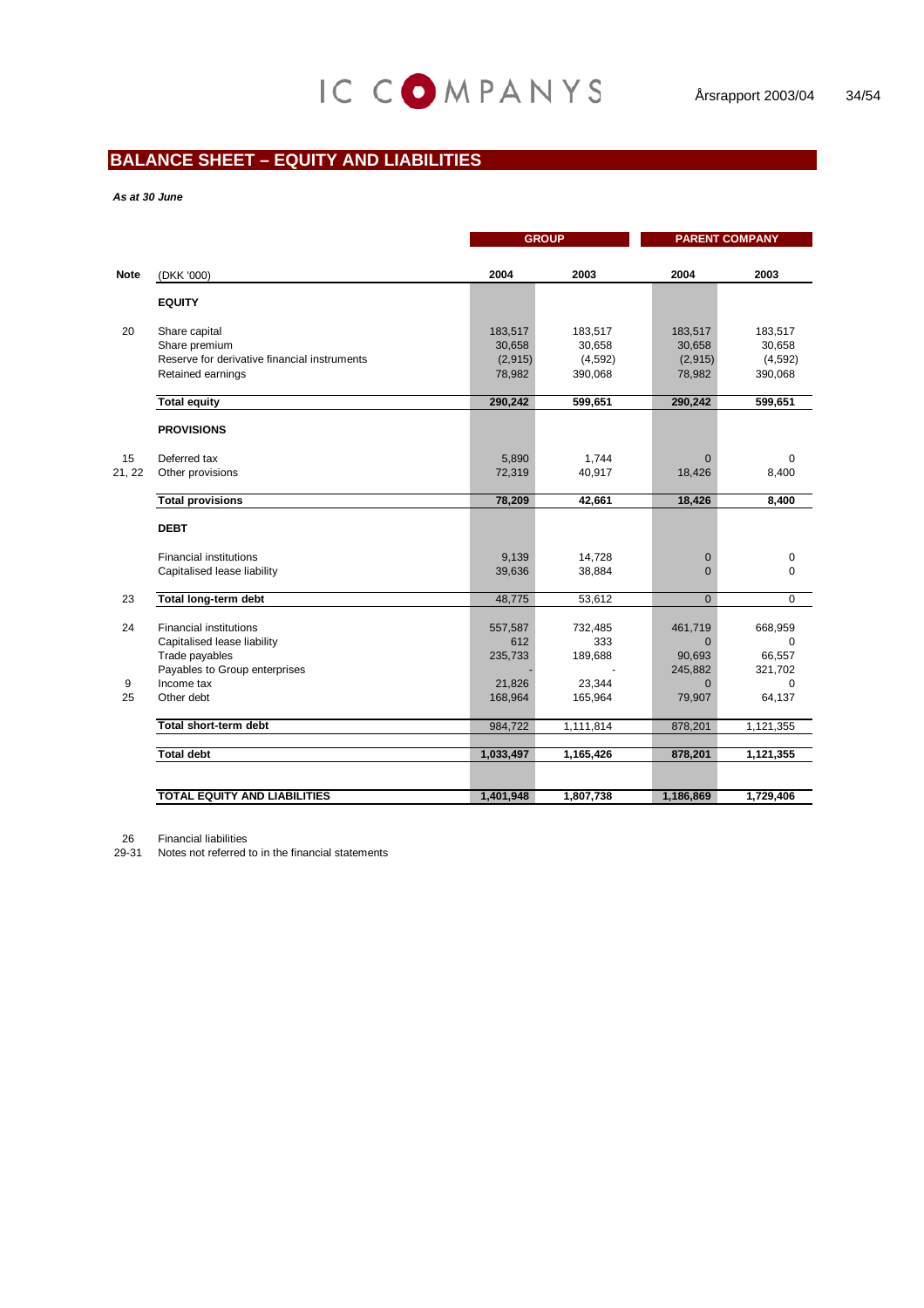## BALANCE SHEET – EQUITY AND LIABILITIES

***As at 30 June***

| Note | (DKK '000) | GROUP 2004 | GROUP 2003 | PARENT COMPANY 2004 | PARENT COMPANY 2003 |
|---|---|---|---|---|---|
| | **EQUITY** | | | | |
| 20 | Share capital | 183,517 | 183,517 | 183,517 | 183,517 |
| | Share premium | 30,658 | 30,658 | 30,658 | 30,658 |
| | Reserve for derivative financial instruments | (2,915) | (4,592) | (2,915) | (4,592) |
| | Retained earnings | 78,982 | 390,068 | 78,982 | 390,068 |
| | **Total equity** | **290,242** | **599,651** | **290,242** | **599,651** |
| | **PROVISIONS** | | | | |
| 15 | Deferred tax | 5,890 | 1,744 | 0 | 0 |
| 21, 22 | Other provisions | 72,319 | 40,917 | 18,426 | 8,400 |
| | **Total provisions** | **78,209** | **42,661** | **18,426** | **8,400** |
| | **DEBT** | | | | |
| | Financial institutions | 9,139 | 14,728 | 0 | 0 |
| | Capitalised lease liability | 39,636 | 38,884 | 0 | 0 |
| 23 | **Total long-term debt** | 48,775 | 53,612 | 0 | 0 |
| 24 | Financial institutions | 557,587 | 732,485 | 461,719 | 668,959 |
| | Capitalised lease liability | 612 | 333 | 0 | 0 |
| | Trade payables | 235,733 | 189,688 | 90,693 | 66,557 |
| | Payables to Group enterprises | - | - | 245,882 | 321,702 |
| 9 | Income tax | 21,826 | 23,344 | 0 | 0 |
| 25 | Other debt | 168,964 | 165,964 | 79,907 | 64,137 |
| | **Total short-term debt** | 984,722 | 1,111,814 | 878,201 | 1,121,355 |
| | **Total debt** | **1,033,497** | **1,165,426** | **878,201** | **1,121,355** |
| | **TOTAL EQUITY AND LIABILITIES** | **1,401,948** | **1,807,738** | **1,186,869** | **1,729,406** |

26 Financial liabilities

29-31 Notes not referred to in the financial statements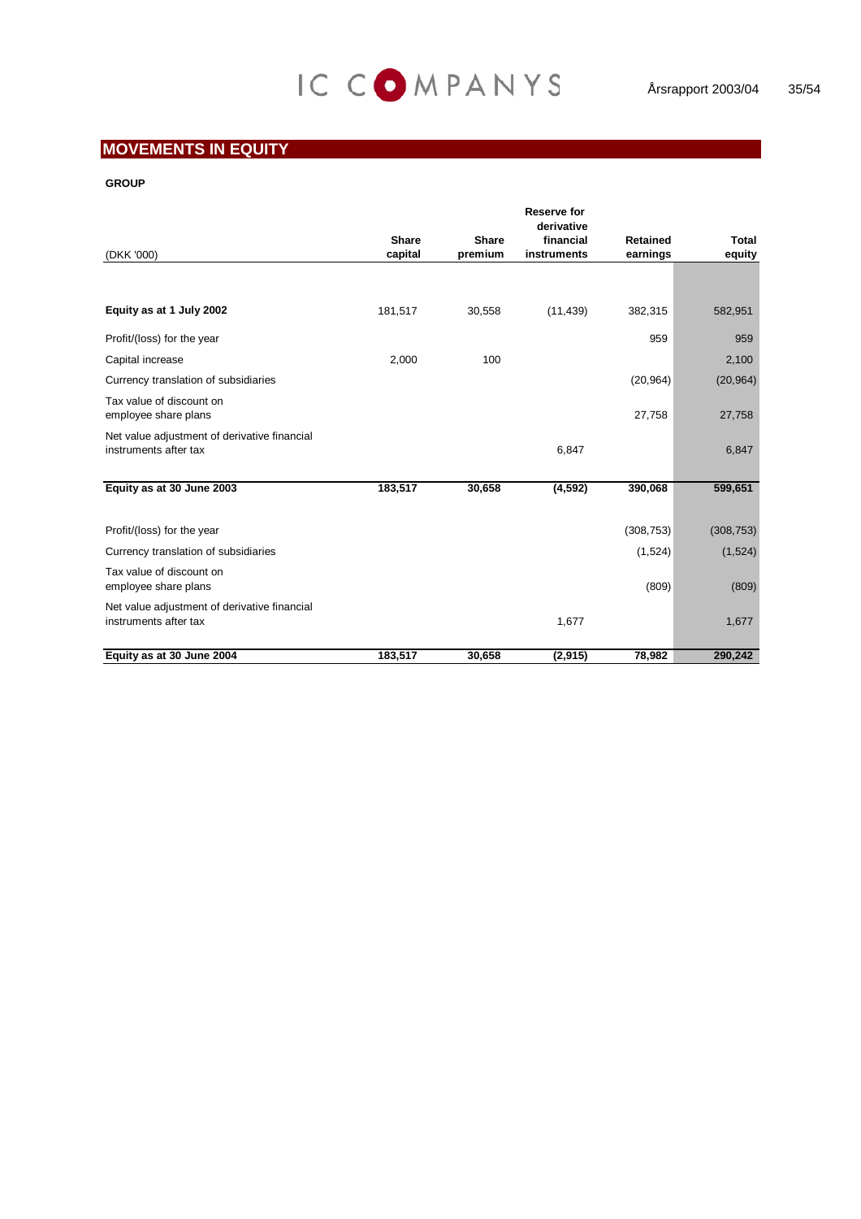## MOVEMENTS IN EQUITY

**GROUP**

| (DKK '000) | Share capital | Share premium | Reserve for derivative financial instruments | Retained earnings | Total equity |
|---|---|---|---|---|---|
| **Equity as at 1 July 2002** | 181,517 | 30,558 | (11,439) | 382,315 | 582,951 |
| Profit/(loss) for the year | | | | 959 | 959 |
| Capital increase | 2,000 | 100 | | | 2,100 |
| Currency translation of subsidiaries | | | | (20,964) | (20,964) |
| Tax value of discount on employee share plans | | | | 27,758 | 27,758 |
| Net value adjustment of derivative financial instruments after tax | | | 6,847 | | 6,847 |
| **Equity as at 30 June 2003** | **183,517** | **30,658** | **(4,592)** | **390,068** | **599,651** |
| Profit/(loss) for the year | | | | (308,753) | (308,753) |
| Currency translation of subsidiaries | | | | (1,524) | (1,524) |
| Tax value of discount on employee share plans | | | | (809) | (809) |
| Net value adjustment of derivative financial instruments after tax | | | 1,677 | | 1,677 |
| **Equity as at 30 June 2004** | **183,517** | **30,658** | **(2,915)** | **78,982** | **290,242** |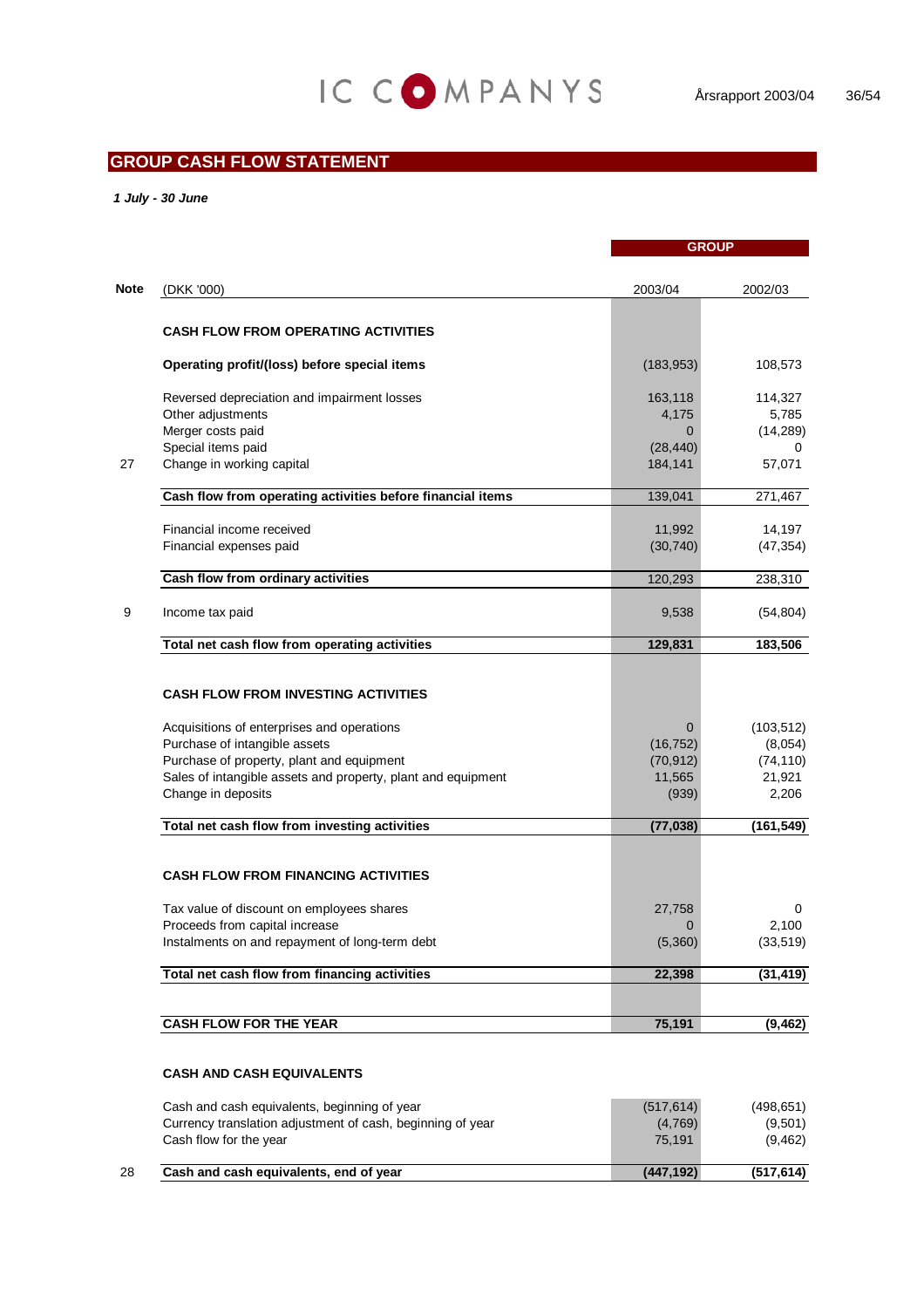## GROUP CASH FLOW STATEMENT

***1 July - 30 June***

| Note | (DKK '000) | GROUP 2003/04 | 2002/03 |
|---|---|---|---|
| | **CASH FLOW FROM OPERATING ACTIVITIES** | | |
| | **Operating profit/(loss) before special items** | (183,953) | 108,573 |
| | Reversed depreciation and impairment losses | 163,118 | 114,327 |
| | Other adjustments | 4,175 | 5,785 |
| | Merger costs paid | 0 | (14,289) |
| | Special items paid | (28,440) | 0 |
| 27 | Change in working capital | 184,141 | 57,071 |
| | **Cash flow from operating activities before financial items** | 139,041 | 271,467 |
| | Financial income received | 11,992 | 14,197 |
| | Financial expenses paid | (30,740) | (47,354) |
| | **Cash flow from ordinary activities** | 120,293 | 238,310 |
| 9 | Income tax paid | 9,538 | (54,804) |
| | **Total net cash flow from operating activities** | **129,831** | **183,506** |
| | **CASH FLOW FROM INVESTING ACTIVITIES** | | |
| | Acquisitions of enterprises and operations | 0 | (103,512) |
| | Purchase of intangible assets | (16,752) | (8,054) |
| | Purchase of property, plant and equipment | (70,912) | (74,110) |
| | Sales of intangible assets and property, plant and equipment | 11,565 | 21,921 |
| | Change in deposits | (939) | 2,206 |
| | **Total net cash flow from investing activities** | **(77,038)** | **(161,549)** |
| | **CASH FLOW FROM FINANCING ACTIVITIES** | | |
| | Tax value of discount on employees shares | 27,758 | 0 |
| | Proceeds from capital increase | 0 | 2,100 |
| | Instalments on and repayment of long-term debt | (5,360) | (33,519) |
| | **Total net cash flow from financing activities** | **22,398** | **(31,419)** |
| | **CASH FLOW FOR THE YEAR** | **75,191** | **(9,462)** |
| | **CASH AND CASH EQUIVALENTS** | | |
| | Cash and cash equivalents, beginning of year | (517,614) | (498,651) |
| | Currency translation adjustment of cash, beginning of year | (4,769) | (9,501) |
| | Cash flow for the year | 75,191 | (9,462) |
| 28 | **Cash and cash equivalents, end of year** | **(447,192)** | **(517,614)** |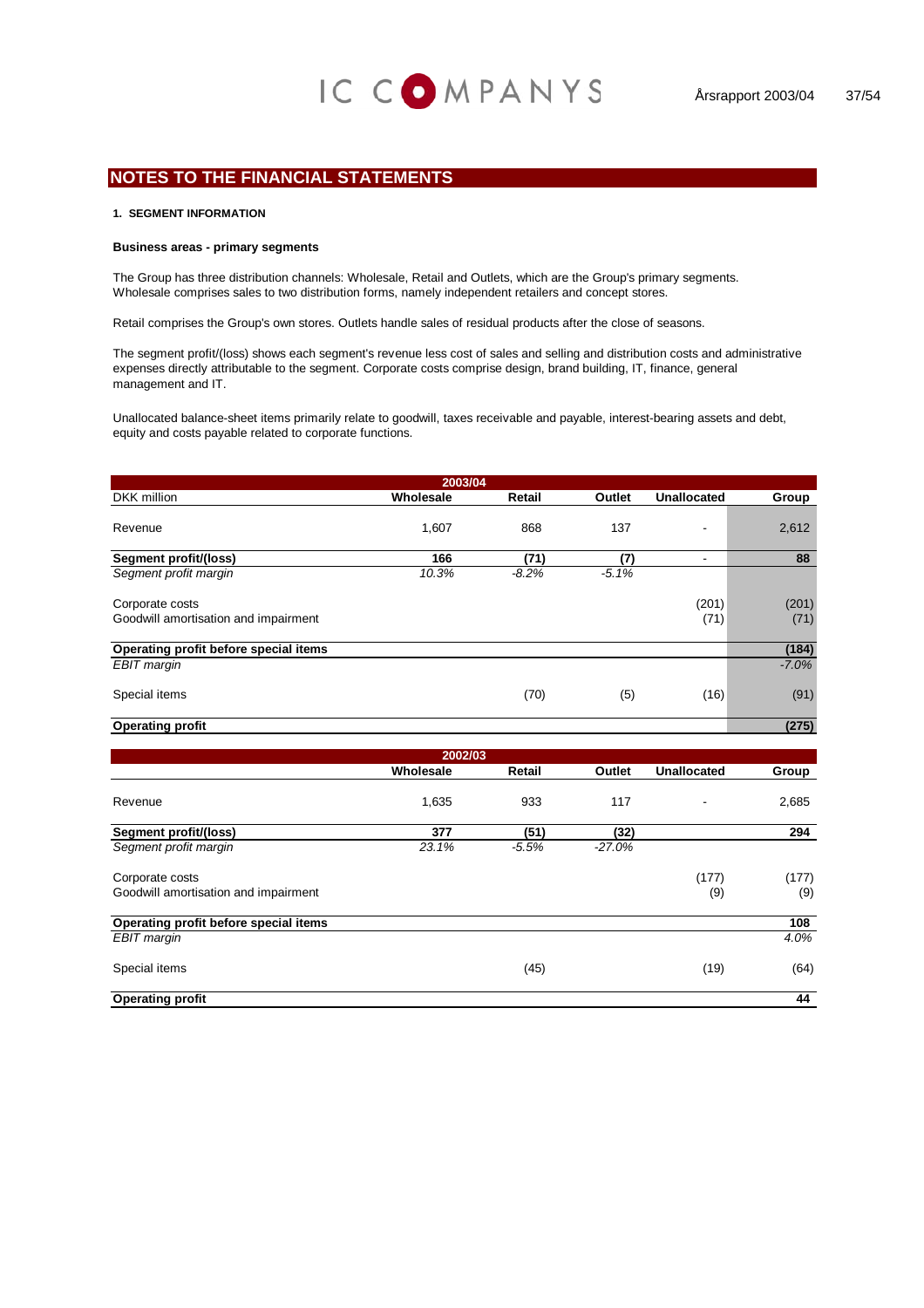## NOTES TO THE FINANCIAL STATEMENTS

### 1. SEGMENT INFORMATION

**Business areas - primary segments**

The Group has three distribution channels: Wholesale, Retail and Outlets, which are the Group's primary segments. Wholesale comprises sales to two distribution forms, namely independent retailers and concept stores.

Retail comprises the Group's own stores. Outlets handle sales of residual products after the close of seasons.

The segment profit/(loss) shows each segment's revenue less cost of sales and selling and distribution costs and administrative expenses directly attributable to the segment. Corporate costs comprise design, brand building, IT, finance, general management and IT.

Unallocated balance-sheet items primarily relate to goodwill, taxes receivable and payable, interest-bearing assets and debt, equity and costs payable related to corporate functions.

| 2003/04 | | | | | |
|---|---|---|---|---|---|
| DKK million | Wholesale | Retail | Outlet | Unallocated | Group |
| Revenue | 1,607 | 868 | 137 | - | 2,612 |
| **Segment profit/(loss)** | **166** | **(71)** | **(7)** | - | **88** |
| *Segment profit margin* | *10.3%* | *-8.2%* | *-5.1%* | | |
| Corporate costs | | | | (201) | (201) |
| Goodwill amortisation and impairment | | | | (71) | (71) |
| **Operating profit before special items** | | | | | **(184)** |
| *EBIT margin* | | | | | *-7.0%* |
| Special items | | (70) | (5) | (16) | (91) |
| **Operating profit** | | | | | **(275)** |

| 2002/03 | | | | | |
|---|---|---|---|---|---|
| | Wholesale | Retail | Outlet | Unallocated | Group |
| Revenue | 1,635 | 933 | 117 | - | 2,685 |
| **Segment profit/(loss)** | **377** | **(51)** | **(32)** | | **294** |
| *Segment profit margin* | *23.1%* | *-5.5%* | *-27.0%* | | |
| Corporate costs | | | | (177) | (177) |
| Goodwill amortisation and impairment | | | | (9) | (9) |
| **Operating profit before special items** | | | | | **108** |
| *EBIT margin* | | | | | *4.0%* |
| Special items | | (45) | | (19) | (64) |
| **Operating profit** | | | | | **44** |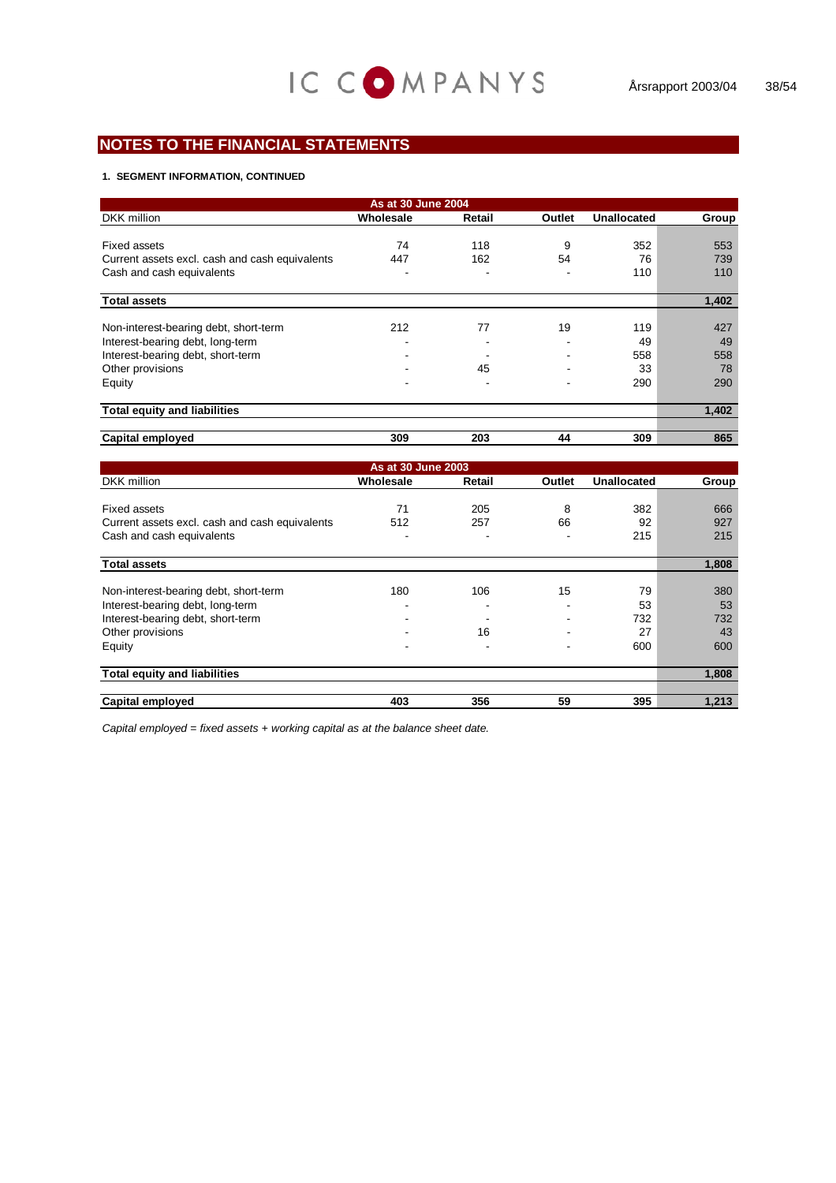## NOTES TO THE FINANCIAL STATEMENTS

**1. SEGMENT INFORMATION, CONTINUED**

| As at 30 June 2004 | | | | | |
|---|---|---|---|---|---|
| DKK million | Wholesale | Retail | Outlet | Unallocated | Group |
| Fixed assets | 74 | 118 | 9 | 352 | 553 |
| Current assets excl. cash and cash equivalents | 447 | 162 | 54 | 76 | 739 |
| Cash and cash equivalents | - | - | - | 110 | 110 |
| **Total assets** | | | | | **1,402** |
| Non-interest-bearing debt, short-term | 212 | 77 | 19 | 119 | 427 |
| Interest-bearing debt, long-term | - | - | - | 49 | 49 |
| Interest-bearing debt, short-term | - | - | - | 558 | 558 |
| Other provisions | - | 45 | - | 33 | 78 |
| Equity | - | - | - | 290 | 290 |
| **Total equity and liabilities** | | | | | **1,402** |
| **Capital employed** | **309** | **203** | **44** | **309** | **865** |

| As at 30 June 2003 | | | | | |
|---|---|---|---|---|---|
| DKK million | Wholesale | Retail | Outlet | Unallocated | Group |
| Fixed assets | 71 | 205 | 8 | 382 | 666 |
| Current assets excl. cash and cash equivalents | 512 | 257 | 66 | 92 | 927 |
| Cash and cash equivalents | - | - | - | 215 | 215 |
| **Total assets** | | | | | **1,808** |
| Non-interest-bearing debt, short-term | 180 | 106 | 15 | 79 | 380 |
| Interest-bearing debt, long-term | - | - | - | 53 | 53 |
| Interest-bearing debt, short-term | - | - | - | 732 | 732 |
| Other provisions | - | 16 | - | 27 | 43 |
| Equity | - | - | - | 600 | 600 |
| **Total equity and liabilities** | | | | | **1,808** |
| **Capital employed** | **403** | **356** | **59** | **395** | **1,213** |

*Capital employed = fixed assets + working capital as at the balance sheet date.*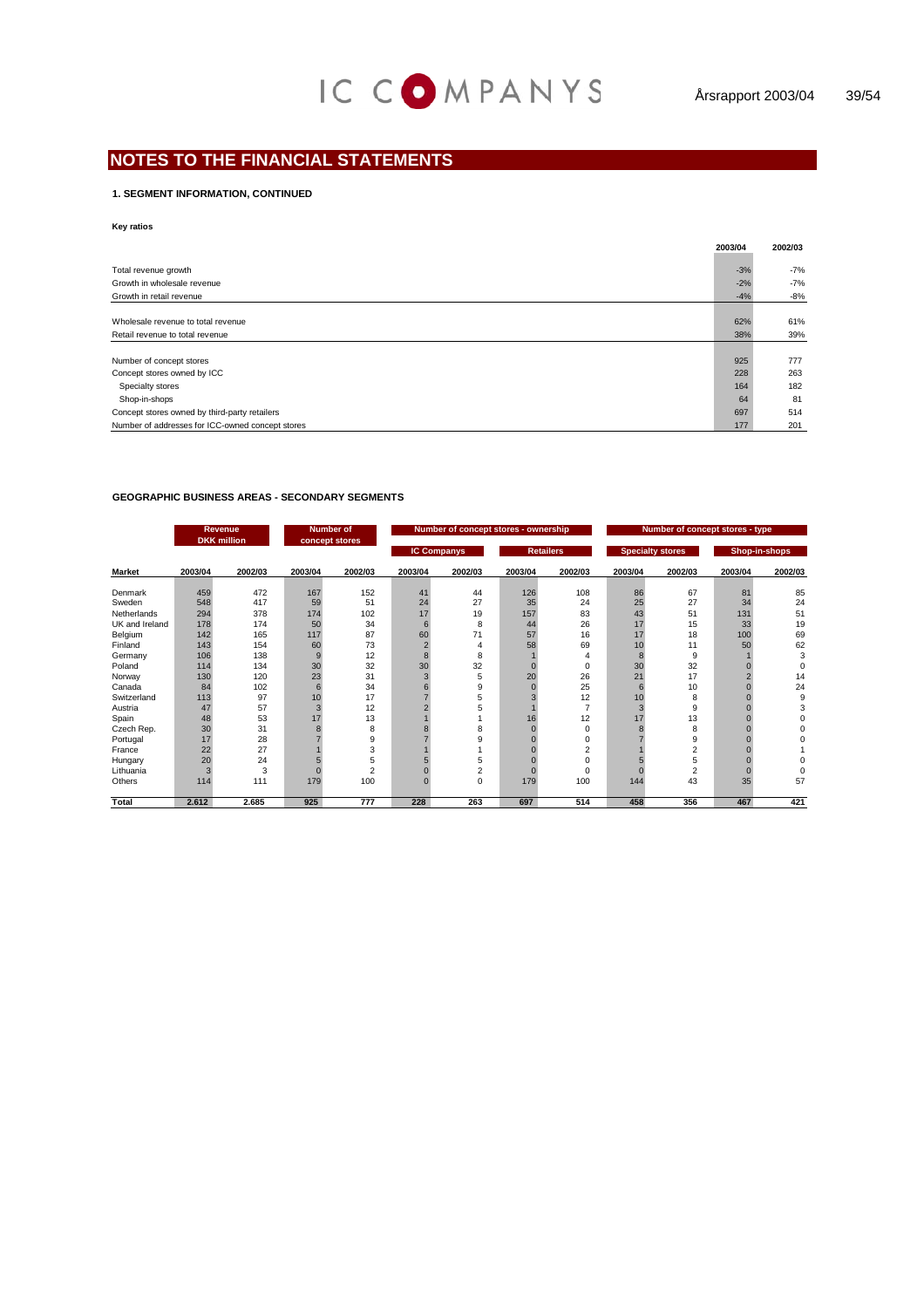## NOTES TO THE FINANCIAL STATEMENTS

### 1. SEGMENT INFORMATION, CONTINUED

**Key ratios**

| | 2003/04 | 2002/03 |
|---|---|---|
| Total revenue growth | -3% | -7% |
| Growth in wholesale revenue | -2% | -7% |
| Growth in retail revenue | -4% | -8% |
| Wholesale revenue to total revenue | 62% | 61% |
| Retail revenue to total revenue | 38% | 39% |
| Number of concept stores | 925 | 777 |
| Concept stores owned by ICC | 228 | 263 |
| Specialty stores | 164 | 182 |
| Shop-in-shops | 64 | 81 |
| Concept stores owned by third-party retailers | 697 | 514 |
| Number of addresses for ICC-owned concept stores | 177 | 201 |

**GEOGRAPHIC BUSINESS AREAS - SECONDARY SEGMENTS**

| | Revenue DKK million | | Number of concept stores | | Number of concept stores - ownership | | | | Number of concept stores - type | | | |
|---|---|---|---|---|---|---|---|---|---|---|---|---|
| | | | | | IC Companys | | Retailers | | Specialty stores | | Shop-in-shops | |
| **Market** | **2003/04** | **2002/03** | **2003/04** | **2002/03** | **2003/04** | **2002/03** | **2003/04** | **2002/03** | **2003/04** | **2002/03** | **2003/04** | **2002/03** |
| Denmark | 459 | 472 | 167 | 152 | 41 | 44 | 126 | 108 | 86 | 67 | 81 | 85 |
| Sweden | 548 | 417 | 59 | 51 | 24 | 27 | 35 | 24 | 25 | 27 | 34 | 24 |
| Netherlands | 294 | 378 | 174 | 102 | 17 | 19 | 157 | 83 | 43 | 51 | 131 | 51 |
| UK and Ireland | 178 | 174 | 50 | 34 | 6 | 8 | 44 | 26 | 17 | 15 | 33 | 19 |
| Belgium | 142 | 165 | 117 | 87 | 60 | 71 | 57 | 16 | 17 | 18 | 100 | 69 |
| Finland | 143 | 154 | 60 | 73 | 2 | 4 | 58 | 69 | 10 | 11 | 50 | 62 |
| Germany | 106 | 138 | 9 | 12 | 8 | 8 | 1 | 4 | 8 | 9 | 1 | 3 |
| Poland | 114 | 134 | 30 | 32 | 30 | 32 | 0 | 0 | 30 | 32 | 0 | 0 |
| Norway | 130 | 120 | 23 | 31 | 3 | 5 | 20 | 26 | 21 | 17 | 2 | 14 |
| Canada | 84 | 102 | 6 | 34 | 6 | 9 | 0 | 25 | 6 | 10 | 0 | 24 |
| Switzerland | 113 | 97 | 10 | 17 | 7 | 5 | 3 | 12 | 10 | 8 | 0 | 9 |
| Austria | 47 | 57 | 3 | 12 | 2 | 5 | 1 | 7 | 3 | 9 | 0 | 3 |
| Spain | 48 | 53 | 17 | 13 | 1 | 1 | 16 | 12 | 17 | 13 | 0 | 0 |
| Czech Rep. | 30 | 31 | 8 | 8 | 8 | 8 | 0 | 0 | 8 | 8 | 0 | 0 |
| Portugal | 17 | 28 | 7 | 9 | 7 | 9 | 0 | 0 | 7 | 9 | 0 | 0 |
| France | 22 | 27 | 1 | 3 | 1 | 1 | 0 | 2 | 1 | 2 | 0 | 1 |
| Hungary | 20 | 24 | 5 | 5 | 5 | 5 | 0 | 0 | 5 | 5 | 0 | 0 |
| Lithuania | 3 | 3 | 0 | 2 | 0 | 2 | 0 | 0 | 0 | 2 | 0 | 0 |
| Others | 114 | 111 | 179 | 100 | 0 | 0 | 179 | 100 | 144 | 43 | 35 | 57 |
| **Total** | **2.612** | **2.685** | **925** | **777** | **228** | **263** | **697** | **514** | **458** | **356** | **467** | **421** |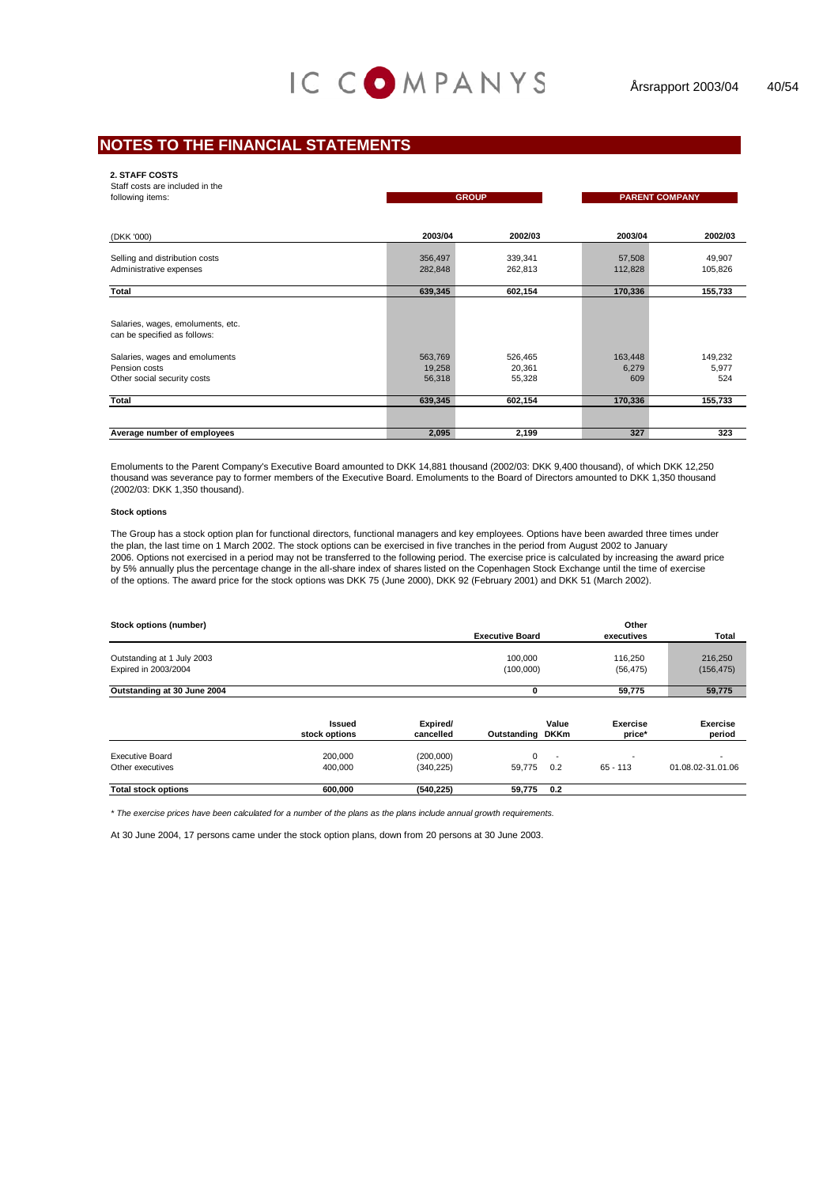# NOTES TO THE FINANCIAL STATEMENTS

**2. STAFF COSTS**

| Staff costs are included in the following items: | GROUP | | PARENT COMPANY | |
|---|---|---|---|---|
| (DKK '000) | 2003/04 | 2002/03 | 2003/04 | 2002/03 |
| Selling and distribution costs | 356,497 | 339,341 | 57,508 | 49,907 |
| Administrative expenses | 282,848 | 262,813 | 112,828 | 105,826 |
| **Total** | **639,345** | **602,154** | **170,336** | **155,733** |
| Salaries, wages, emoluments, etc. can be specified as follows: | | | | |
| Salaries, wages and emoluments | 563,769 | 526,465 | 163,448 | 149,232 |
| Pension costs | 19,258 | 20,361 | 6,279 | 5,977 |
| Other social security costs | 56,318 | 55,328 | 609 | 524 |
| **Total** | **639,345** | **602,154** | **170,336** | **155,733** |
| **Average number of employees** | **2,095** | **2,199** | **327** | **323** |

Emoluments to the Parent Company's Executive Board amounted to DKK 14,881 thousand (2002/03: DKK 9,400 thousand), of which DKK 12,250 thousand was severance pay to former members of the Executive Board. Emoluments to the Board of Directors amounted to DKK 1,350 thousand (2002/03: DKK 1,350 thousand).

**Stock options**

The Group has a stock option plan for functional directors, functional managers and key employees. Options have been awarded three times under the plan, the last time on 1 March 2002. The stock options can be exercised in five tranches in the period from August 2002 to January 2006. Options not exercised in a period may not be transferred to the following period. The exercise price is calculated by increasing the award price by 5% annually plus the percentage change in the all-share index of shares listed on the Copenhagen Stock Exchange until the time of exercise of the options. The award price for the stock options was DKK 75 (June 2000), DKK 92 (February 2001) and DKK 51 (March 2002).

| Stock options (number) | Executive Board | Other executives | Total |
|---|---|---|---|
| Outstanding at 1 July 2003 | 100,000 | 116,250 | 216,250 |
| Expired in 2003/2004 | (100,000) | (56,475) | (156,475) |
| **Outstanding at 30 June 2004** | **0** | **59,775** | **59,775** |

| | Issued stock options | Expired/ cancelled | Outstanding | Value DKKm | Exercise price* | Exercise period |
|---|---|---|---|---|---|---|
| Executive Board | 200,000 | (200,000) | 0 | - | - | - |
| Other executives | 400,000 | (340,225) | 59,775 | 0.2 | 65 - 113 | 01.08.02-31.01.06 |
| **Total stock options** | **600,000** | **(540,225)** | **59,775** | **0.2** | | |

*\* The exercise prices have been calculated for a number of the plans as the plans include annual growth requirements.*

At 30 June 2004, 17 persons came under the stock option plans, down from 20 persons at 30 June 2003.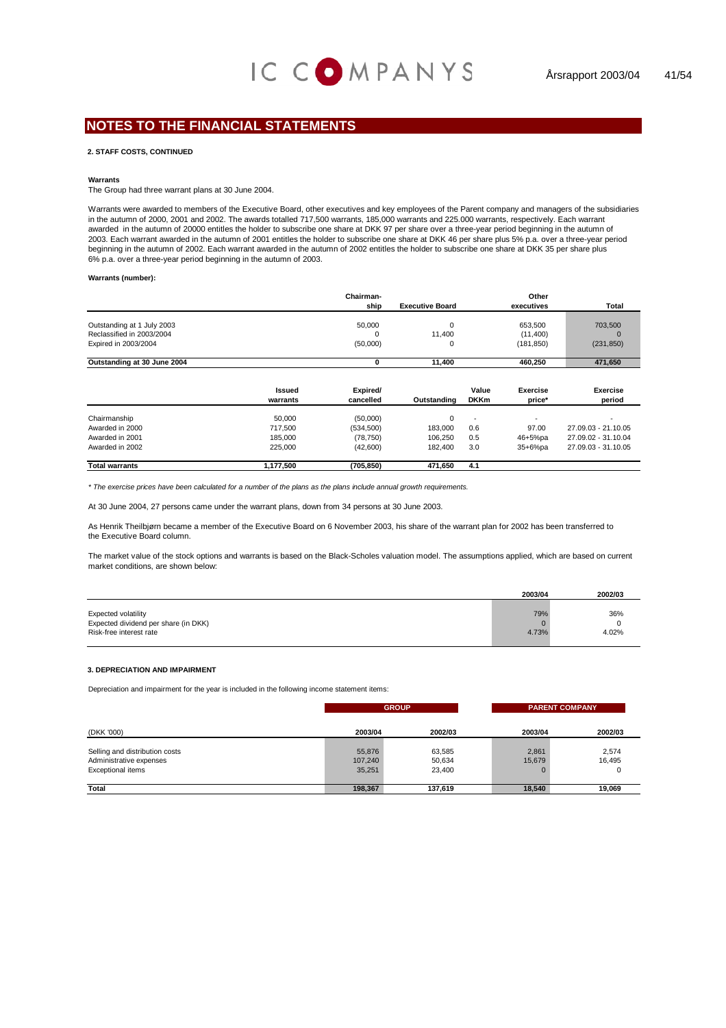## NOTES TO THE FINANCIAL STATEMENTS

**2. STAFF COSTS, CONTINUED**

**Warrants**

The Group had three warrant plans at 30 June 2004.

Warrants were awarded to members of the Executive Board, other executives and key employees of the Parent company and managers of the subsidiaries in the autumn of 2000, 2001 and 2002. The awards totalled 717,500 warrants, 185,000 warrants and 225.000 warrants, respectively. Each warrant awarded in the autumn of 20000 entitles the holder to subscribe one share at DKK 97 per share over a three-year period beginning in the autumn of 2003. Each warrant awarded in the autumn of 2001 entitles the holder to subscribe one share at DKK 46 per share plus 5% p.a. over a three-year period beginning in the autumn of 2002. Each warrant awarded in the autumn of 2002 entitles the holder to subscribe one share at DKK 35 per share plus 6% p.a. over a three-year period beginning in the autumn of 2003.

**Warrants (number):**

| | Chairman-ship | Executive Board | Other executives | Total |
|---|---|---|---|---|
| Outstanding at 1 July 2003 | 50,000 | 0 | 653,500 | 703,500 |
| Reclassified in 2003/2004 | 0 | 11,400 | (11,400) | 0 |
| Expired in 2003/2004 | (50,000) | 0 | (181,850) | (231,850) |
| **Outstanding at 30 June 2004** | **0** | **11,400** | **460,250** | **471,650** |

| | Issued warrants | Expired/ cancelled | Outstanding | Value DKKm | Exercise price* | Exercise period |
|---|---|---|---|---|---|---|
| Chairmanship | 50,000 | (50,000) | 0 | - | - | - |
| Awarded in 2000 | 717,500 | (534,500) | 183,000 | 0.6 | 97.00 | 27.09.03 - 21.10.05 |
| Awarded in 2001 | 185,000 | (78,750) | 106,250 | 0.5 | 46+5%pa | 27.09.02 - 31.10.04 |
| Awarded in 2002 | 225,000 | (42,600) | 182,400 | 3.0 | 35+6%pa | 27.09.03 - 31.10.05 |
| **Total warrants** | **1,177,500** | **(705,850)** | **471,650** | **4.1** | | |

*\* The exercise prices have been calculated for a number of the plans as the plans include annual growth requirements.*

At 30 June 2004, 27 persons came under the warrant plans, down from 34 persons at 30 June 2003.

As Henrik Theilbjørn became a member of the Executive Board on 6 November 2003, his share of the warrant plan for 2002 has been transferred to the Executive Board column.

The market value of the stock options and warrants is based on the Black-Scholes valuation model. The assumptions applied, which are based on current market conditions, are shown below:

| | 2003/04 | 2002/03 |
|---|---|---|
| Expected volatility | 79% | 36% |
| Expected dividend per share (in DKK) | 0 | 0 |
| Risk-free interest rate | 4.73% | 4.02% |

**3. DEPRECIATION AND IMPAIRMENT**

Depreciation and impairment for the year is included in the following income statement items:

| | GROUP | | PARENT COMPANY | |
|---|---|---|---|---|
| (DKK '000) | 2003/04 | 2002/03 | 2003/04 | 2002/03 |
| Selling and distribution costs | 55,876 | 63,585 | 2,861 | 2,574 |
| Administrative expenses | 107,240 | 50,634 | 15,679 | 16,495 |
| Exceptional items | 35,251 | 23,400 | 0 | 0 |
| **Total** | **198,367** | **137,619** | **18,540** | **19,069** |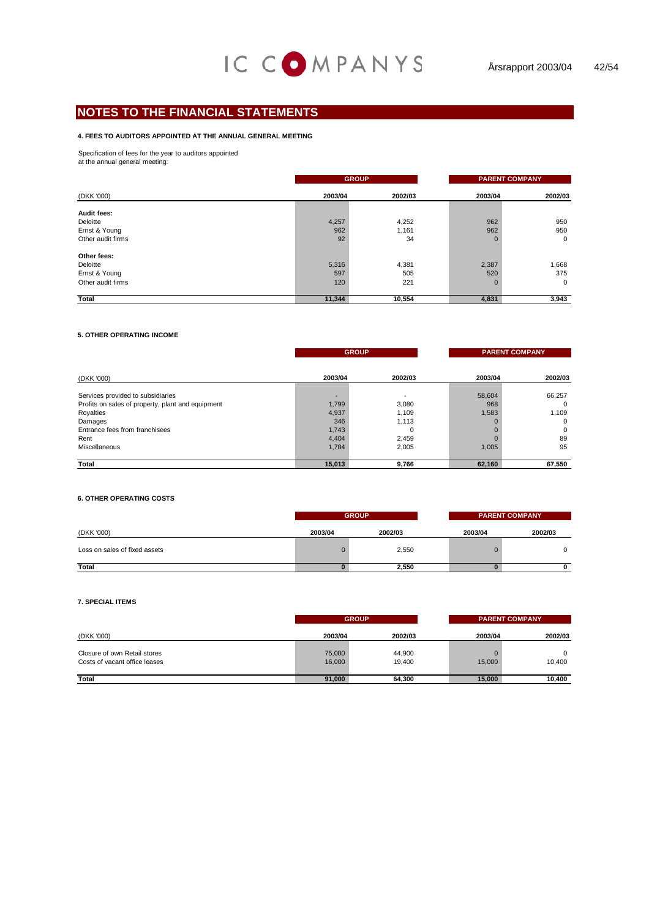## NOTES TO THE FINANCIAL STATEMENTS

### 4. FEES TO AUDITORS APPOINTED AT THE ANNUAL GENERAL MEETING

Specification of fees for the year to auditors appointed at the annual general meeting:

| | GROUP | | PARENT COMPANY | |
|---|---|---|---|---|
| (DKK '000) | 2003/04 | 2002/03 | 2003/04 | 2002/03 |
| **Audit fees:** | | | | |
| Deloitte | 4,257 | 4,252 | 962 | 950 |
| Ernst & Young | 962 | 1,161 | 962 | 950 |
| Other audit firms | 92 | 34 | 0 | 0 |
| **Other fees:** | | | | |
| Deloitte | 5,316 | 4,381 | 2,387 | 1,668 |
| Ernst & Young | 597 | 505 | 520 | 375 |
| Other audit firms | 120 | 221 | 0 | 0 |
| **Total** | **11,344** | **10,554** | **4,831** | **3,943** |

### 5. OTHER OPERATING INCOME

| | GROUP | | PARENT COMPANY | |
|---|---|---|---|---|
| (DKK '000) | 2003/04 | 2002/03 | 2003/04 | 2002/03 |
| Services provided to subsidiaries | - | - | 58,604 | 66,257 |
| Profits on sales of property, plant and equipment | 1,799 | 3,080 | 968 | 0 |
| Royalties | 4,937 | 1,109 | 1,583 | 1,109 |
| Damages | 346 | 1,113 | 0 | 0 |
| Entrance fees from franchisees | 1,743 | 0 | 0 | 0 |
| Rent | 4,404 | 2,459 | 0 | 89 |
| Miscellaneous | 1,784 | 2,005 | 1,005 | 95 |
| **Total** | **15,013** | **9,766** | **62,160** | **67,550** |

### 6. OTHER OPERATING COSTS

| | GROUP | | PARENT COMPANY | |
|---|---|---|---|---|
| (DKK '000) | 2003/04 | 2002/03 | 2003/04 | 2002/03 |
| Loss on sales of fixed assets | 0 | 2,550 | 0 | 0 |
| **Total** | **0** | **2,550** | **0** | **0** |

### 7. SPECIAL ITEMS

| | GROUP | | PARENT COMPANY | |
|---|---|---|---|---|
| (DKK '000) | 2003/04 | 2002/03 | 2003/04 | 2002/03 |
| Closure of own Retail stores | 75,000 | 44,900 | 0 | 0 |
| Costs of vacant office leases | 16,000 | 19,400 | 15,000 | 10,400 |
| **Total** | **91,000** | **64,300** | **15,000** | **10,400** |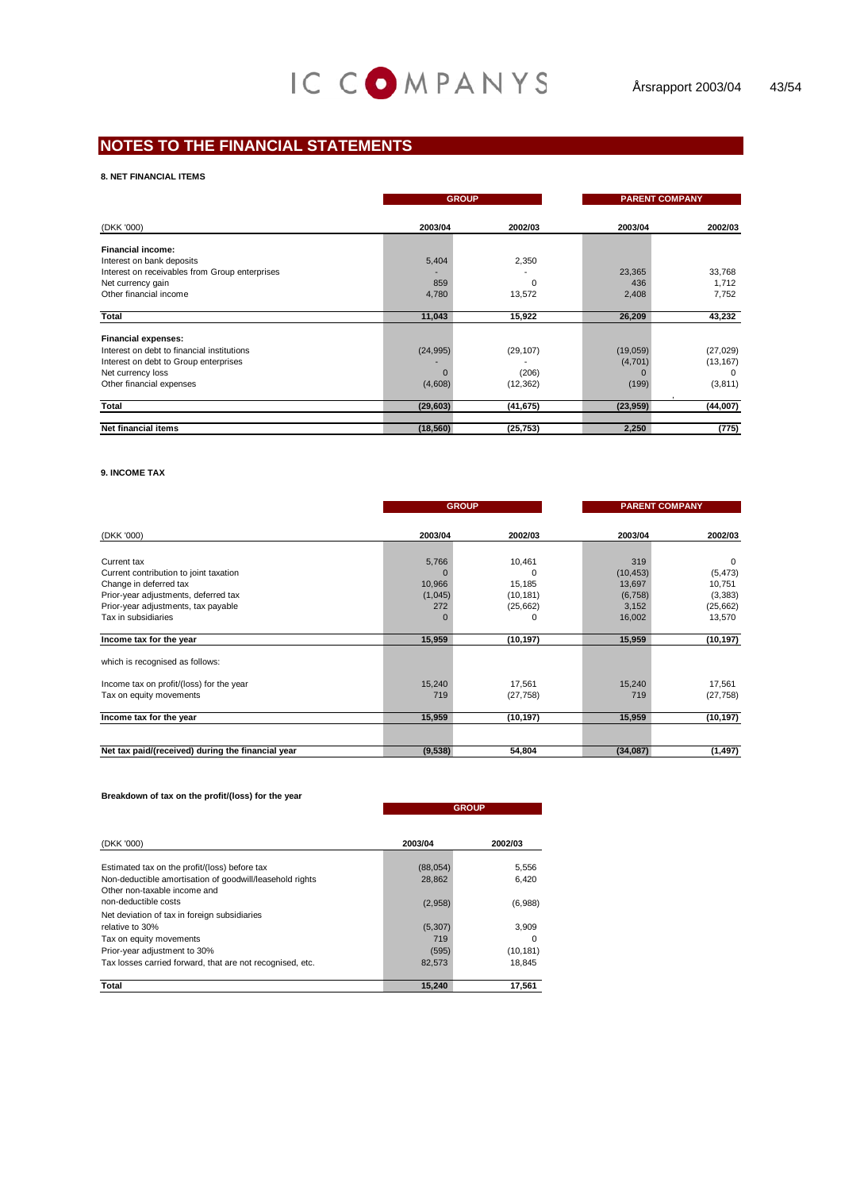## NOTES TO THE FINANCIAL STATEMENTS

### 8. NET FINANCIAL ITEMS

| | GROUP | | PARENT COMPANY | |
|---|---|---|---|---|
| (DKK '000) | 2003/04 | 2002/03 | 2003/04 | 2002/03 |
| **Financial income:** | | | | |
| Interest on bank deposits | 5,404 | 2,350 | | |
| Interest on receivables from Group enterprises | - | - | 23,365 | 33,768 |
| Net currency gain | 859 | 0 | 436 | 1,712 |
| Other financial income | 4,780 | 13,572 | 2,408 | 7,752 |
| **Total** | **11,043** | **15,922** | **26,209** | **43,232** |
| **Financial expenses:** | | | | |
| Interest on debt to financial institutions | (24,995) | (29,107) | (19,059) | (27,029) |
| Interest on debt to Group enterprises | - | - | (4,701) | (13,167) |
| Net currency loss | 0 | (206) | 0 | 0 |
| Other financial expenses | (4,608) | (12,362) | (199) | (3,811) |
| **Total** | **(29,603)** | **(41,675)** | **(23,959)** | **(44,007)** |
| **Net financial items** | **(18,560)** | **(25,753)** | **2,250** | **(775)** |

### 9. INCOME TAX

| | GROUP | | PARENT COMPANY | |
|---|---|---|---|---|
| (DKK '000) | 2003/04 | 2002/03 | 2003/04 | 2002/03 |
| Current tax | 5,766 | 10,461 | 319 | 0 |
| Current contribution to joint taxation | 0 | 0 | (10,453) | (5,473) |
| Change in deferred tax | 10,966 | 15,185 | 13,697 | 10,751 |
| Prior-year adjustments, deferred tax | (1,045) | (10,181) | (6,758) | (3,383) |
| Prior-year adjustments, tax payable | 272 | (25,662) | 3,152 | (25,662) |
| Tax in subsidiaries | 0 | 0 | 16,002 | 13,570 |
| **Income tax for the year** | **15,959** | **(10,197)** | **15,959** | **(10,197)** |
| which is recognised as follows: | | | | |
| Income tax on profit/(loss) for the year | 15,240 | 17,561 | 15,240 | 17,561 |
| Tax on equity movements | 719 | (27,758) | 719 | (27,758) |
| **Income tax for the year** | **15,959** | **(10,197)** | **15,959** | **(10,197)** |
| **Net tax paid/(received) during the financial year** | **(9,538)** | **54,804** | **(34,087)** | **(1,497)** |

**Breakdown of tax on the profit/(loss) for the year**

| | GROUP | |
|---|---|---|
| (DKK '000) | 2003/04 | 2002/03 |
| Estimated tax on the profit/(loss) before tax | (88,054) | 5,556 |
| Non-deductible amortisation of goodwill/leasehold rights | 28,862 | 6,420 |
| Other non-taxable income and non-deductible costs | (2,958) | (6,988) |
| Net deviation of tax in foreign subsidiaries relative to 30% | (5,307) | 3,909 |
| Tax on equity movements | 719 | 0 |
| Prior-year adjustment to 30% | (595) | (10,181) |
| Tax losses carried forward, that are not recognised, etc. | 82,573 | 18,845 |
| **Total** | **15,240** | **17,561** |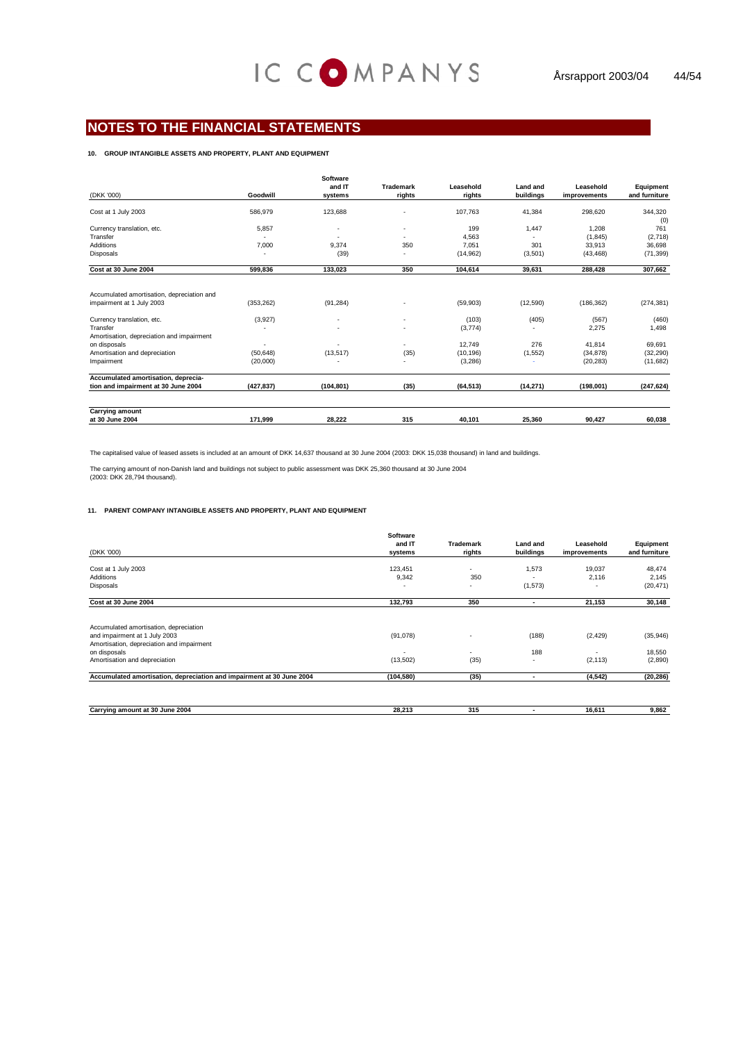## NOTES TO THE FINANCIAL STATEMENTS

#### 10. GROUP INTANGIBLE ASSETS AND PROPERTY, PLANT AND EQUIPMENT

| (DKK '000) | Goodwill | Software and IT systems | Trademark rights | Leasehold rights | Land and buildings | Leasehold improvements | Equipment and furniture |
|---|---|---|---|---|---|---|---|
| Cost at 1 July 2003 | 586,979 | 123,688 | - | 107,763 | 41,384 | 298,620 | 344,320 |
| | | | | | | | (0) |
| Currency translation, etc. | 5,857 | - | - | 199 | 1,447 | 1,208 | 761 |
| Transfer | - | - | - | 4,563 | - | (1,845) | (2,718) |
| Additions | 7,000 | 9,374 | 350 | 7,051 | 301 | 33,913 | 36,698 |
| Disposals | - | (39) | - | (14,962) | (3,501) | (43,468) | (71,399) |
| **Cost at 30 June 2004** | **599,836** | **133,023** | **350** | **104,614** | **39,631** | **288,428** | **307,662** |
| Accumulated amortisation, depreciation and impairment at 1 July 2003 | (353,262) | (91,284) | - | (59,903) | (12,590) | (186,362) | (274,381) |
| Currency translation, etc. | (3,927) | - | - | (103) | (405) | (567) | (460) |
| Transfer | - | - | - | (3,774) | - | 2,275 | 1,498 |
| Amortisation, depreciation and impairment on disposals | - | - | - | 12,749 | 276 | 41,814 | 69,691 |
| Amortisation and depreciation | (50,648) | (13,517) | (35) | (10,196) | (1,552) | (34,878) | (32,290) |
| Impairment | (20,000) | - | - | (3,286) | - | (20,283) | (11,682) |
| **Accumulated amortisation, depreciation and impairment at 30 June 2004** | **(427,837)** | **(104,801)** | **(35)** | **(64,513)** | **(14,271)** | **(198,001)** | **(247,624)** |
| **Carrying amount at 30 June 2004** | **171,999** | **28,222** | **315** | **40,101** | **25,360** | **90,427** | **60,038** |

The capitalised value of leased assets is included at an amount of DKK 14,637 thousand at 30 June 2004 (2003: DKK 15,038 thousand) in land and buildings.

The carrying amount of non-Danish land and buildings not subject to public assessment was DKK 25,360 thousand at 30 June 2004 (2003: DKK 28,794 thousand).

#### 11. PARENT COMPANY INTANGIBLE ASSETS AND PROPERTY, PLANT AND EQUIPMENT

| (DKK '000) | Software and IT systems | Trademark rights | Land and buildings | Leasehold improvements | Equipment and furniture |
|---|---|---|---|---|---|
| Cost at 1 July 2003 | 123,451 | - | 1,573 | 19,037 | 48,474 |
| Additions | 9,342 | 350 | - | 2,116 | 2,145 |
| Disposals | - | - | (1,573) | - | (20,471) |
| **Cost at 30 June 2004** | **132,793** | **350** | **-** | **21,153** | **30,148** |
| Accumulated amortisation, depreciation and impairment at 1 July 2003 | (91,078) | - | (188) | (2,429) | (35,946) |
| Amortisation, depreciation and impairment on disposals | - | - | 188 | - | 18,550 |
| Amortisation and depreciation | (13,502) | (35) | - | (2,113) | (2,890) |
| **Accumulated amortisation, depreciation and impairment at 30 June 2004** | **(104,580)** | **(35)** | **-** | **(4,542)** | **(20,286)** |
| **Carrying amount at 30 June 2004** | **28,213** | **315** | **-** | **16,611** | **9,862** |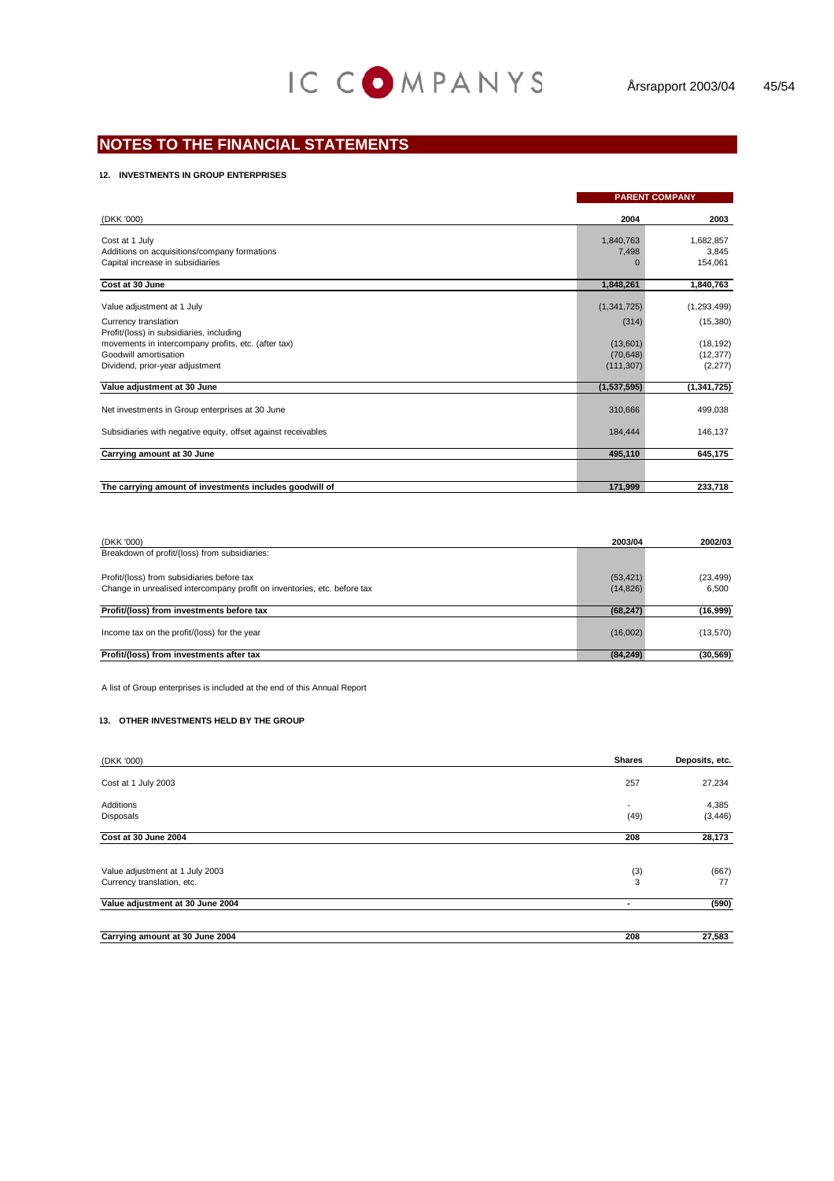## NOTES TO THE FINANCIAL STATEMENTS

### 12. INVESTMENTS IN GROUP ENTERPRISES

| (DKK '000) | PARENT COMPANY 2004 | 2003 |
|---|---|---|
| Cost at 1 July | 1,840,763 | 1,682,857 |
| Additions on acquisitions/company formations | 7,498 | 3,845 |
| Capital increase in subsidiaries | 0 | 154,061 |
| **Cost at 30 June** | **1,848,261** | **1,840,763** |
| Value adjustment at 1 July | (1,341,725) | (1,293,499) |
| Currency translation | (314) | (15,380) |
| Profit/(loss) in subsidiaries, including movements in intercompany profits, etc. (after tax) | (13,601) | (18,192) |
| Goodwill amortisation | (70,648) | (12,377) |
| Dividend, prior-year adjustment | (111,307) | (2,277) |
| **Value adjustment at 30 June** | **(1,537,595)** | **(1,341,725)** |
| Net investments in Group enterprises at 30 June | 310,666 | 499,038 |
| Subsidiaries with negative equity, offset against receivables | 184,444 | 146,137 |
| **Carrying amount at 30 June** | **495,110** | **645,175** |
| **The carrying amount of investments includes goodwill of** | **171,999** | **233,718** |

| (DKK '000) | 2003/04 | 2002/03 |
|---|---|---|
| Breakdown of profit/(loss) from subsidiaries: | | |
| Profit/(loss) from subsidiaries before tax | (53,421) | (23,499) |
| Change in unrealised intercompany profit on inventories, etc. before tax | (14,826) | 6,500 |
| **Profit/(loss) from investments before tax** | **(68,247)** | **(16,999)** |
| Income tax on the profit/(loss) for the year | (16,002) | (13,570) |
| **Profit/(loss) from investments after tax** | **(84,249)** | **(30,569)** |

A list of Group enterprises is included at the end of this Annual Report

### 13. OTHER INVESTMENTS HELD BY THE GROUP

| (DKK '000) | Shares | Deposits, etc. |
|---|---|---|
| Cost at 1 July 2003 | 257 | 27,234 |
| Additions | - | 4,385 |
| Disposals | (49) | (3,446) |
| **Cost at 30 June 2004** | **208** | **28,173** |
| Value adjustment at 1 July 2003 | (3) | (667) |
| Currency translation, etc. | 3 | 77 |
| **Value adjustment at 30 June 2004** | **-** | **(590)** |
| **Carrying amount at 30 June 2004** | **208** | **27,583** |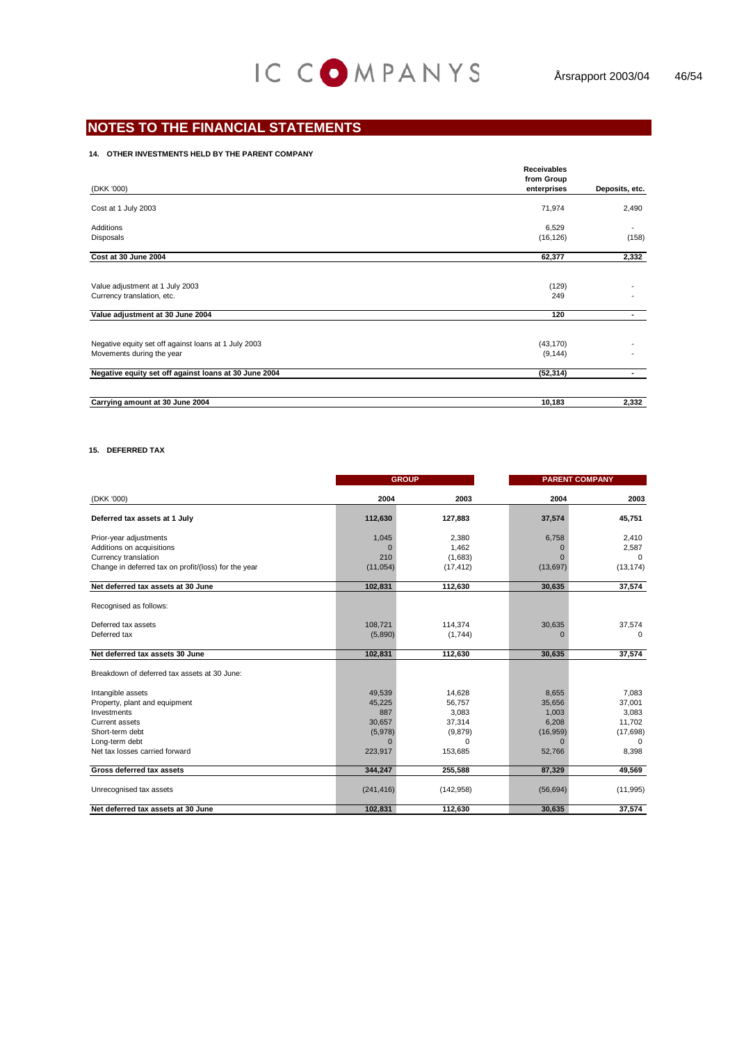## NOTES TO THE FINANCIAL STATEMENTS

### 14. OTHER INVESTMENTS HELD BY THE PARENT COMPANY

| (DKK '000) | Receivables from Group enterprises | Deposits, etc. |
|---|---|---|
| Cost at 1 July 2003 | 71,974 | 2,490 |
| Additions | 6,529 | - |
| Disposals | (16,126) | (158) |
| **Cost at 30 June 2004** | **62,377** | **2,332** |
| Value adjustment at 1 July 2003 | (129) | - |
| Currency translation, etc. | 249 | - |
| **Value adjustment at 30 June 2004** | **120** | **-** |
| Negative equity set off against loans at 1 July 2003 | (43,170) | - |
| Movements during the year | (9,144) | - |
| **Negative equity set off against loans at 30 June 2004** | **(52,314)** | **-** |
| **Carrying amount at 30 June 2004** | **10,183** | **2,332** |

### 15. DEFERRED TAX

| | GROUP | | PARENT COMPANY | |
|---|---|---|---|---|
| (DKK '000) | 2004 | 2003 | 2004 | 2003 |
| **Deferred tax assets at 1 July** | **112,630** | **127,883** | **37,574** | **45,751** |
| Prior-year adjustments | 1,045 | 2,380 | 6,758 | 2,410 |
| Additions on acquisitions | 0 | 1,462 | 0 | 2,587 |
| Currency translation | 210 | (1,683) | 0 | 0 |
| Change in deferred tax on profit/(loss) for the year | (11,054) | (17,412) | (13,697) | (13,174) |
| **Net deferred tax assets at 30 June** | **102,831** | **112,630** | **30,635** | **37,574** |
| Recognised as follows: | | | | |
| Deferred tax assets | 108,721 | 114,374 | 30,635 | 37,574 |
| Deferred tax | (5,890) | (1,744) | 0 | 0 |
| **Net deferred tax assets 30 June** | **102,831** | **112,630** | **30,635** | **37,574** |
| Breakdown of deferred tax assets at 30 June: | | | | |
| Intangible assets | 49,539 | 14,628 | 8,655 | 7,083 |
| Property, plant and equipment | 45,225 | 56,757 | 35,656 | 37,001 |
| Investments | 887 | 3,083 | 1,003 | 3,083 |
| Current assets | 30,657 | 37,314 | 6,208 | 11,702 |
| Short-term debt | (5,978) | (9,879) | (16,959) | (17,698) |
| Long-term debt | 0 | 0 | 0 | 0 |
| Net tax losses carried forward | 223,917 | 153,685 | 52,766 | 8,398 |
| **Gross deferred tax assets** | **344,247** | **255,588** | **87,329** | **49,569** |
| Unrecognised tax assets | (241,416) | (142,958) | (56,694) | (11,995) |
| **Net deferred tax assets at 30 June** | **102,831** | **112,630** | **30,635** | **37,574** |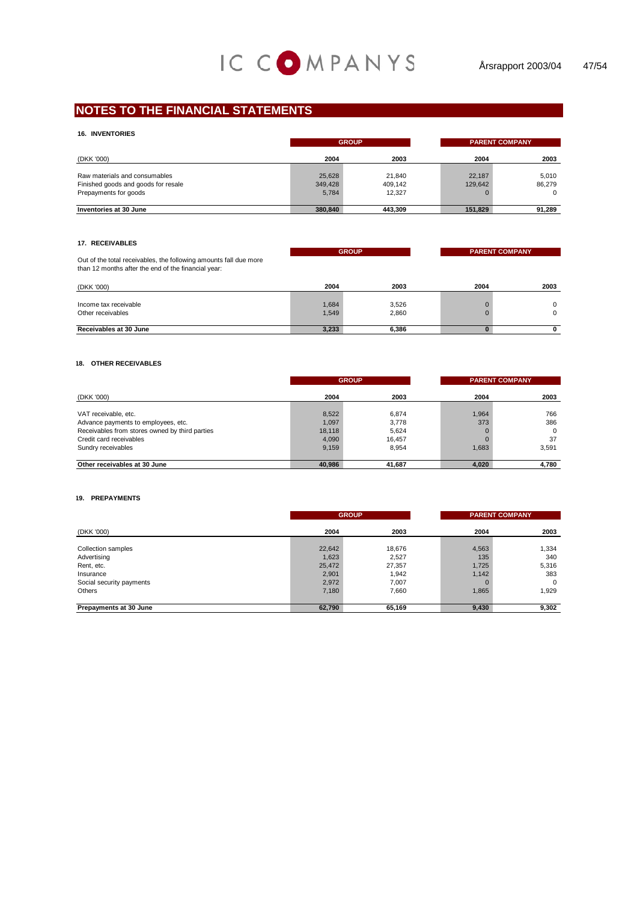## NOTES TO THE FINANCIAL STATEMENTS

### 16. INVENTORIES

| (DKK '000) | GROUP 2004 | GROUP 2003 | PARENT COMPANY 2004 | PARENT COMPANY 2003 |
|---|---|---|---|---|
| Raw materials and consumables | 25,628 | 21,840 | 22,187 | 5,010 |
| Finished goods and goods for resale | 349,428 | 409,142 | 129,642 | 86,279 |
| Prepayments for goods | 5,784 | 12,327 | 0 | 0 |
| **Inventories at 30 June** | **380,840** | **443,309** | **151,829** | **91,289** |

### 17. RECEIVABLES

Out of the total receivables, the following amounts fall due more than 12 months after the end of the financial year:

| (DKK '000) | GROUP 2004 | GROUP 2003 | PARENT COMPANY 2004 | PARENT COMPANY 2003 |
|---|---|---|---|---|
| Income tax receivable | 1,684 | 3,526 | 0 | 0 |
| Other receivables | 1,549 | 2,860 | 0 | 0 |
| **Receivables at 30 June** | **3,233** | **6,386** | **0** | **0** |

### 18. OTHER RECEIVABLES

| (DKK '000) | GROUP 2004 | GROUP 2003 | PARENT COMPANY 2004 | PARENT COMPANY 2003 |
|---|---|---|---|---|
| VAT receivable, etc. | 8,522 | 6,874 | 1,964 | 766 |
| Advance payments to employees, etc. | 1,097 | 3,778 | 373 | 386 |
| Receivables from stores owned by third parties | 18,118 | 5,624 | 0 | 0 |
| Credit card receivables | 4,090 | 16,457 | 0 | 37 |
| Sundry receivables | 9,159 | 8,954 | 1,683 | 3,591 |
| **Other receivables at 30 June** | **40,986** | **41,687** | **4,020** | **4,780** |

### 19. PREPAYMENTS

| (DKK '000) | GROUP 2004 | GROUP 2003 | PARENT COMPANY 2004 | PARENT COMPANY 2003 |
|---|---|---|---|---|
| Collection samples | 22,642 | 18,676 | 4,563 | 1,334 |
| Advertising | 1,623 | 2,527 | 135 | 340 |
| Rent, etc. | 25,472 | 27,357 | 1,725 | 5,316 |
| Insurance | 2,901 | 1,942 | 1,142 | 383 |
| Social security payments | 2,972 | 7,007 | 0 | 0 |
| Others | 7,180 | 7,660 | 1,865 | 1,929 |
| **Prepayments at 30 June** | **62,790** | **65,169** | **9,430** | **9,302** |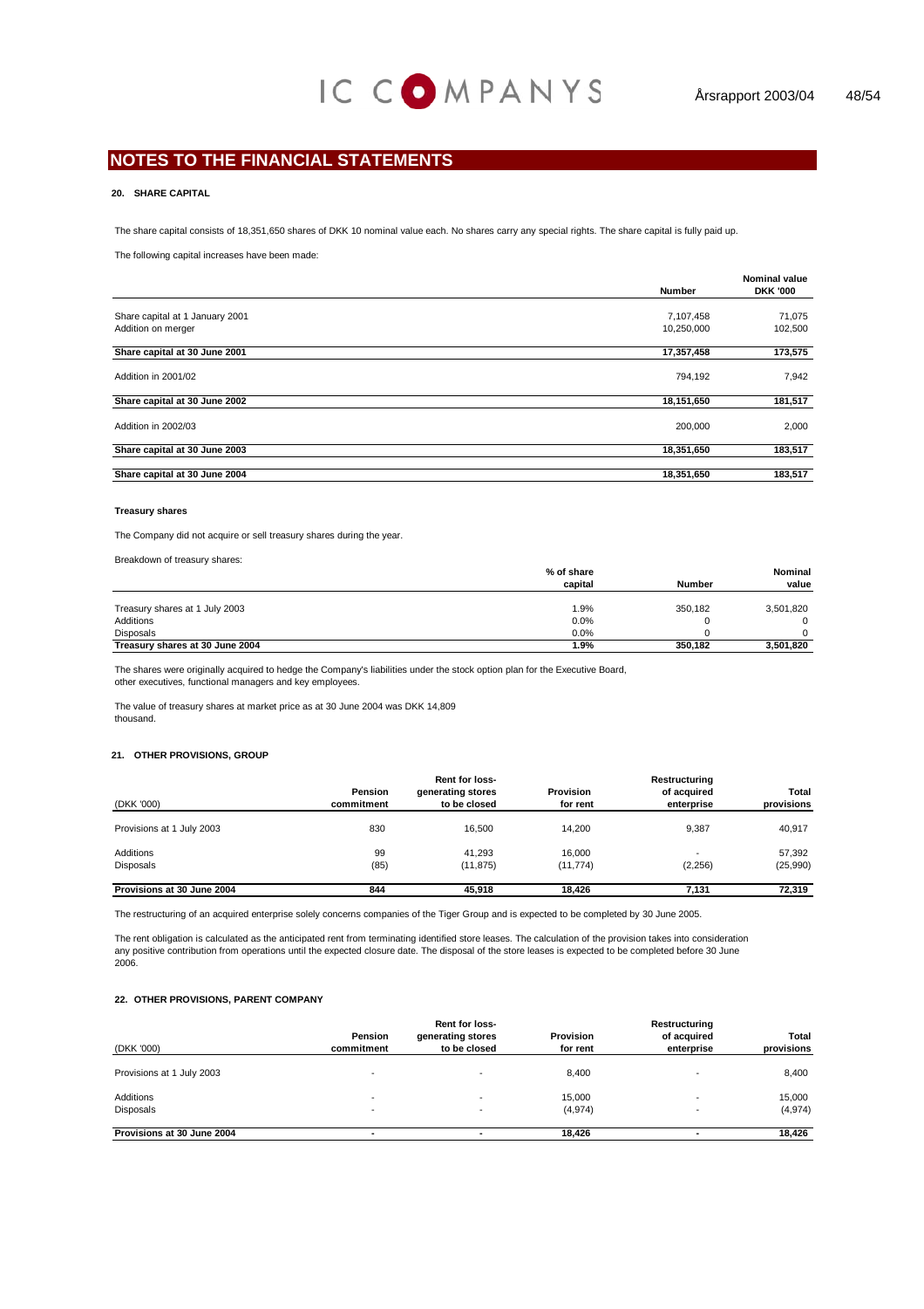# NOTES TO THE FINANCIAL STATEMENTS

## 20. SHARE CAPITAL

The share capital consists of 18,351,650 shares of DKK 10 nominal value each. No shares carry any special rights. The share capital is fully paid up.

The following capital increases have been made:

| | Number | Nominal value DKK '000 |
|---|---|---|
| Share capital at 1 January 2001 | 7,107,458 | 71,075 |
| Addition on merger | 10,250,000 | 102,500 |
| **Share capital at 30 June 2001** | **17,357,458** | **173,575** |
| Addition in 2001/02 | 794,192 | 7,942 |
| **Share capital at 30 June 2002** | **18,151,650** | **181,517** |
| Addition in 2002/03 | 200,000 | 2,000 |
| **Share capital at 30 June 2003** | **18,351,650** | **183,517** |
| **Share capital at 30 June 2004** | **18,351,650** | **183,517** |

### Treasury shares

The Company did not acquire or sell treasury shares during the year.

Breakdown of treasury shares:

| | % of share capital | Number | Nominal value |
|---|---|---|---|
| Treasury shares at 1 July 2003 | 1.9% | 350,182 | 3,501,820 |
| Additions | 0.0% | 0 | 0 |
| Disposals | 0.0% | 0 | 0 |
| **Treasury shares at 30 June 2004** | **1.9%** | **350,182** | **3,501,820** |

The shares were originally acquired to hedge the Company's liabilities under the stock option plan for the Executive Board, other executives, functional managers and key employees.

The value of treasury shares at market price as at 30 June 2004 was DKK 14,809 thousand.

## 21. OTHER PROVISIONS, GROUP

| (DKK '000) | Pension commitment | Rent for loss-generating stores to be closed | Provision for rent | Restructuring of acquired enterprise | Total provisions |
|---|---|---|---|---|---|
| Provisions at 1 July 2003 | 830 | 16,500 | 14,200 | 9,387 | 40,917 |
| Additions | 99 | 41,293 | 16,000 | - | 57,392 |
| Disposals | (85) | (11,875) | (11,774) | (2,256) | (25,990) |
| **Provisions at 30 June 2004** | **844** | **45,918** | **18,426** | **7,131** | **72,319** |

The restructuring of an acquired enterprise solely concerns companies of the Tiger Group and is expected to be completed by 30 June 2005.

The rent obligation is calculated as the anticipated rent from terminating identified store leases. The calculation of the provision takes into consideration any positive contribution from operations until the expected closure date. The disposal of the store leases is expected to be completed before 30 June 2006.

## 22. OTHER PROVISIONS, PARENT COMPANY

| (DKK '000) | Pension commitment | Rent for loss-generating stores to be closed | Provision for rent | Restructuring of acquired enterprise | Total provisions |
|---|---|---|---|---|---|
| Provisions at 1 July 2003 | - | - | 8,400 | - | 8,400 |
| Additions | - | - | 15,000 | - | 15,000 |
| Disposals | - | - | (4,974) | - | (4,974) |
| **Provisions at 30 June 2004** | **-** | **-** | **18,426** | **-** | **18,426** |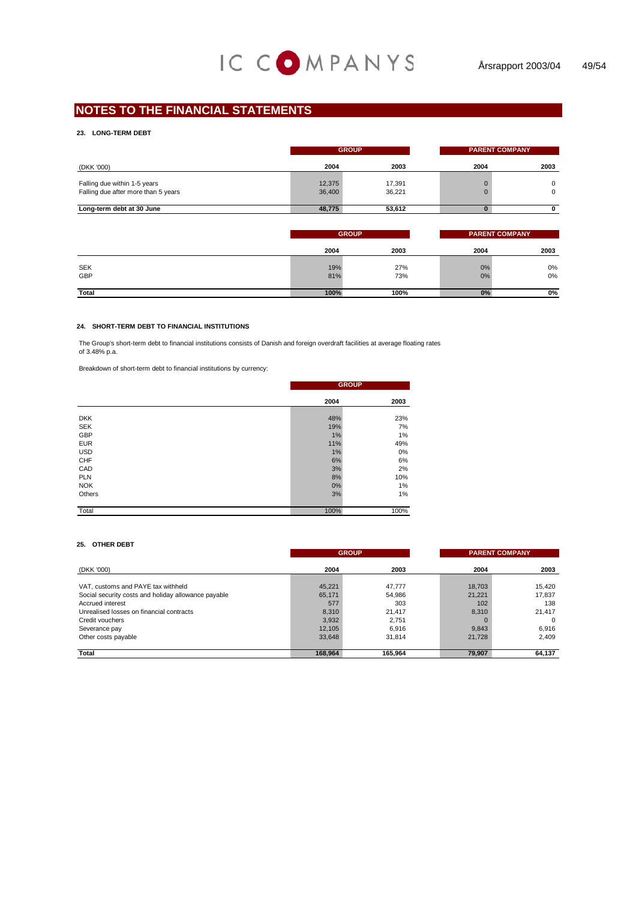# NOTES TO THE FINANCIAL STATEMENTS

### 23. LONG-TERM DEBT

| | GROUP | | PARENT COMPANY | |
|---|---|---|---|---|
| (DKK '000) | 2004 | 2003 | 2004 | 2003 |
| Falling due within 1-5 years | 12,375 | 17,391 | 0 | 0 |
| Falling due after more than 5 years | 36,400 | 36,221 | 0 | 0 |
| **Long-term debt at 30 June** | **48,775** | **53,612** | **0** | **0** |

| | GROUP | | PARENT COMPANY | |
|---|---|---|---|---|
| | 2004 | 2003 | 2004 | 2003 |
| SEK | 19% | 27% | 0% | 0% |
| GBP | 81% | 73% | 0% | 0% |
| **Total** | **100%** | **100%** | **0%** | **0%** |

### 24. SHORT-TERM DEBT TO FINANCIAL INSTITUTIONS

The Group's short-term debt to financial institutions consists of Danish and foreign overdraft facilities at average floating rates of 3.48% p.a.

Breakdown of short-term debt to financial institutions by currency:

| | GROUP | |
|---|---|---|
| | 2004 | 2003 |
| DKK | 48% | 23% |
| SEK | 19% | 7% |
| GBP | 1% | 1% |
| EUR | 11% | 49% |
| USD | 1% | 0% |
| CHF | 6% | 6% |
| CAD | 3% | 2% |
| PLN | 8% | 10% |
| NOK | 0% | 1% |
| Others | 3% | 1% |
| Total | 100% | 100% |

### 25. OTHER DEBT

| | GROUP | | PARENT COMPANY | |
|---|---|---|---|---|
| (DKK '000) | 2004 | 2003 | 2004 | 2003 |
| VAT, customs and PAYE tax withheld | 45,221 | 47,777 | 18,703 | 15,420 |
| Social security costs and holiday allowance payable | 65,171 | 54,986 | 21,221 | 17,837 |
| Accrued interest | 577 | 303 | 102 | 138 |
| Unrealised losses on financial contracts | 8,310 | 21,417 | 8,310 | 21,417 |
| Credit vouchers | 3,932 | 2,751 | 0 | 0 |
| Severance pay | 12,105 | 6,916 | 9,843 | 6,916 |
| Other costs payable | 33,648 | 31,814 | 21,728 | 2,409 |
| **Total** | **168,964** | **165,964** | **79,907** | **64,137** |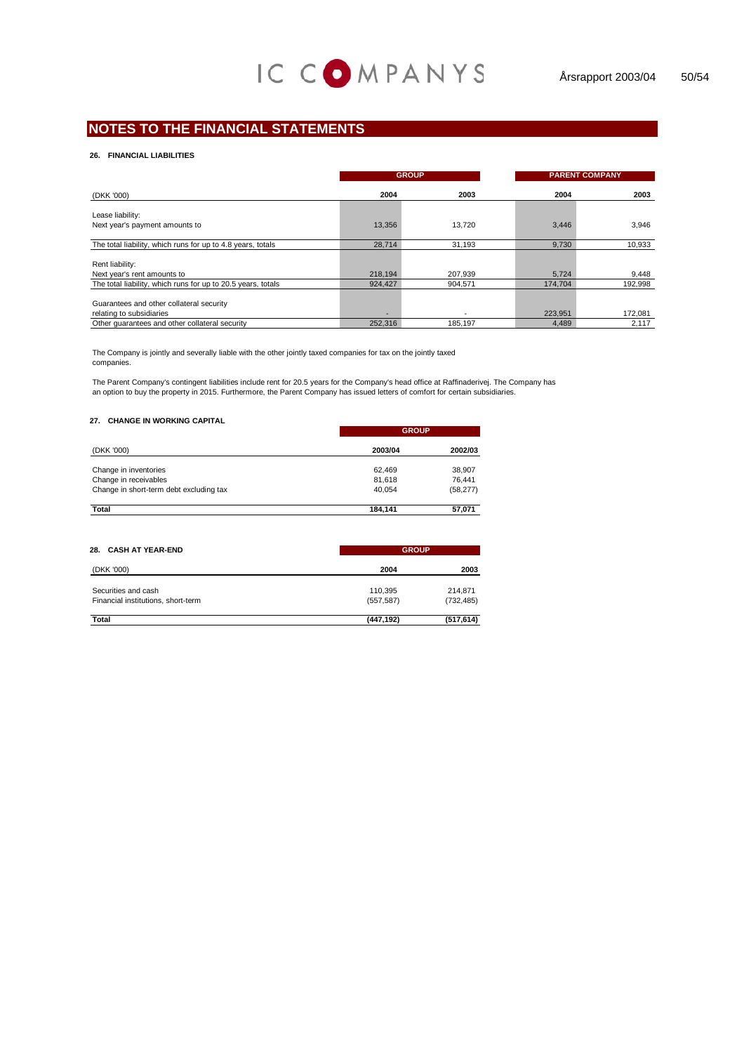# NOTES TO THE FINANCIAL STATEMENTS

### 26. FINANCIAL LIABILITIES

| (DKK '000) | GROUP 2004 | GROUP 2003 | PARENT COMPANY 2004 | PARENT COMPANY 2003 |
|---|---|---|---|---|
| Lease liability: | | | | |
| Next year's payment amounts to | 13,356 | 13,720 | 3,446 | 3,946 |
| The total liability, which runs for up to 4.8 years, totals | 28,714 | 31,193 | 9,730 | 10,933 |
| Rent liability: | | | | |
| Next year's rent amounts to | 218,194 | 207,939 | 5,724 | 9,448 |
| The total liability, which runs for up to 20.5 years, totals | 924,427 | 904,571 | 174,704 | 192,998 |
| Guarantees and other collateral security relating to subsidiaries | - | - | 223,951 | 172,081 |
| Other guarantees and other collateral security | 252,316 | 185,197 | 4,489 | 2,117 |

The Company is jointly and severally liable with the other jointly taxed companies for tax on the jointly taxed companies.

The Parent Company's contingent liabilities include rent for 20.5 years for the Company's head office at Raffinaderivej. The Company has an option to buy the property in 2015. Furthermore, the Parent Company has issued letters of comfort for certain subsidiaries.

### 27. CHANGE IN WORKING CAPITAL

| (DKK '000) | GROUP 2003/04 | GROUP 2002/03 |
|---|---|---|
| Change in inventories | 62,469 | 38,907 |
| Change in receivables | 81,618 | 76,441 |
| Change in short-term debt excluding tax | 40,054 | (58,277) |
| **Total** | **184,141** | **57,071** |

### 28. CASH AT YEAR-END

| (DKK '000) | GROUP 2004 | GROUP 2003 |
|---|---|---|
| Securities and cash | 110,395 | 214,871 |
| Financial institutions, short-term | (557,587) | (732,485) |
| **Total** | **(447,192)** | **(517,614)** |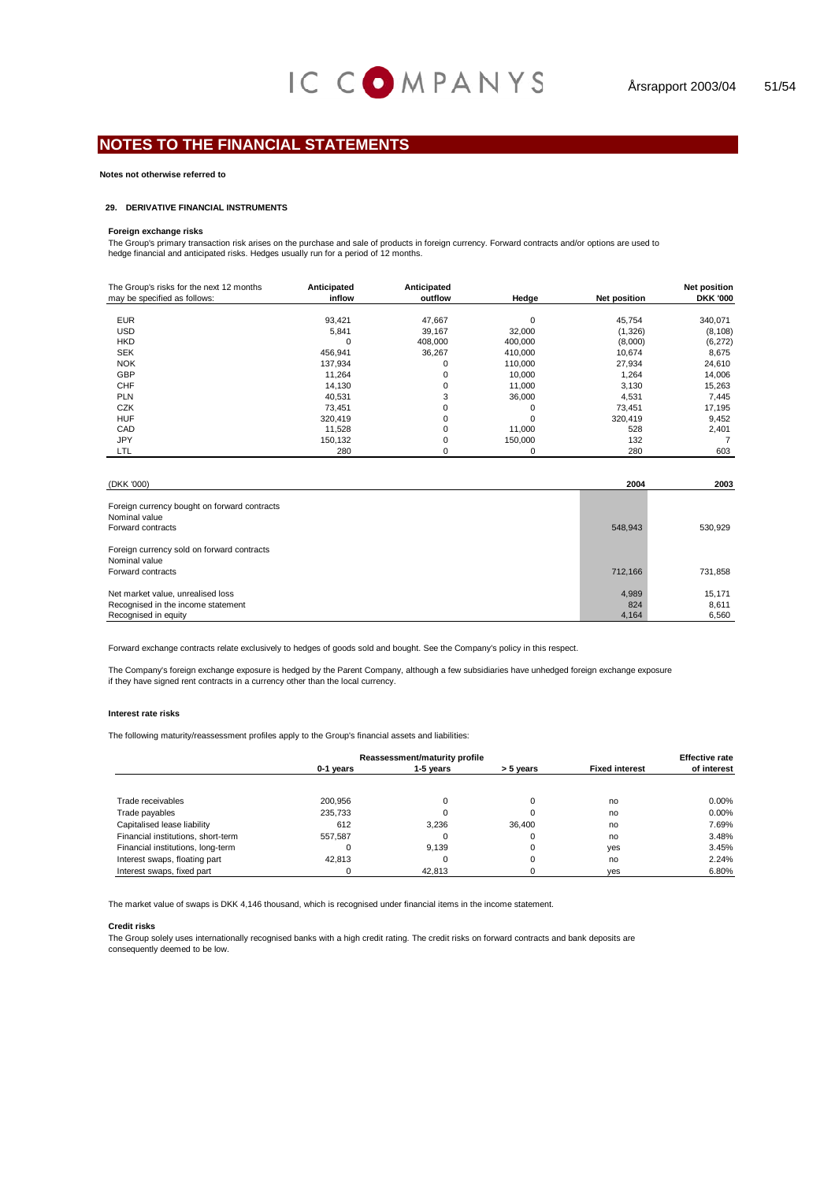# NOTES TO THE FINANCIAL STATEMENTS

**Notes not otherwise referred to**

### 29. DERIVATIVE FINANCIAL INSTRUMENTS

**Foreign exchange risks**

The Group's primary transaction risk arises on the purchase and sale of products in foreign currency. Forward contracts and/or options are used to hedge financial and anticipated risks. Hedges usually run for a period of 12 months.

| The Group's risks for the next 12 months may be specified as follows: | Anticipated inflow | Anticipated outflow | Hedge | Net position | Net position DKK '000 |
|---|---|---|---|---|---|
| EUR | 93,421 | 47,667 | 0 | 45,754 | 340,071 |
| USD | 5,841 | 39,167 | 32,000 | (1,326) | (8,108) |
| HKD | 0 | 408,000 | 400,000 | (8,000) | (6,272) |
| SEK | 456,941 | 36,267 | 410,000 | 10,674 | 8,675 |
| NOK | 137,934 | 0 | 110,000 | 27,934 | 24,610 |
| GBP | 11,264 | 0 | 10,000 | 1,264 | 14,006 |
| CHF | 14,130 | 0 | 11,000 | 3,130 | 15,263 |
| PLN | 40,531 | 3 | 36,000 | 4,531 | 7,445 |
| CZK | 73,451 | 0 | 0 | 73,451 | 17,195 |
| HUF | 320,419 | 0 | 0 | 320,419 | 9,452 |
| CAD | 11,528 | 0 | 11,000 | 528 | 2,401 |
| JPY | 150,132 | 0 | 150,000 | 132 | 7 |
| LTL | 280 | 0 | 0 | 280 | 603 |

| (DKK '000) | 2004 | 2003 |
|---|---|---|
| Foreign currency bought on forward contracts | | |
| Nominal value | | |
| Forward contracts | 548,943 | 530,929 |
| Foreign currency sold on forward contracts | | |
| Nominal value | | |
| Forward contracts | 712,166 | 731,858 |
| Net market value, unrealised loss | 4,989 | 15,171 |
| Recognised in the income statement | 824 | 8,611 |
| Recognised in equity | 4,164 | 6,560 |

Forward exchange contracts relate exclusively to hedges of goods sold and bought. See the Company's policy in this respect.

The Company's foreign exchange exposure is hedged by the Parent Company, although a few subsidiaries have unhedged foreign exchange exposure if they have signed rent contracts in a currency other than the local currency.

**Interest rate risks**

The following maturity/reassessment profiles apply to the Group's financial assets and liabilities:

| | Reassessment/maturity profile | | | | Effective rate |
|---|---|---|---|---|---|
| | 0-1 years | 1-5 years | > 5 years | Fixed interest | of interest |
| Trade receivables | 200,956 | 0 | 0 | no | 0.00% |
| Trade payables | 235,733 | 0 | 0 | no | 0.00% |
| Capitalised lease liability | 612 | 3,236 | 36,400 | no | 7.69% |
| Financial institutions, short-term | 557,587 | 0 | 0 | no | 3.48% |
| Financial institutions, long-term | 0 | 9,139 | 0 | yes | 3.45% |
| Interest swaps, floating part | 42,813 | 0 | 0 | no | 2.24% |
| Interest swaps, fixed part | 0 | 42,813 | 0 | yes | 6.80% |

The market value of swaps is DKK 4,146 thousand, which is recognised under financial items in the income statement.

**Credit risks**

The Group solely uses internationally recognised banks with a high credit rating. The credit risks on forward contracts and bank deposits are consequently deemed to be low.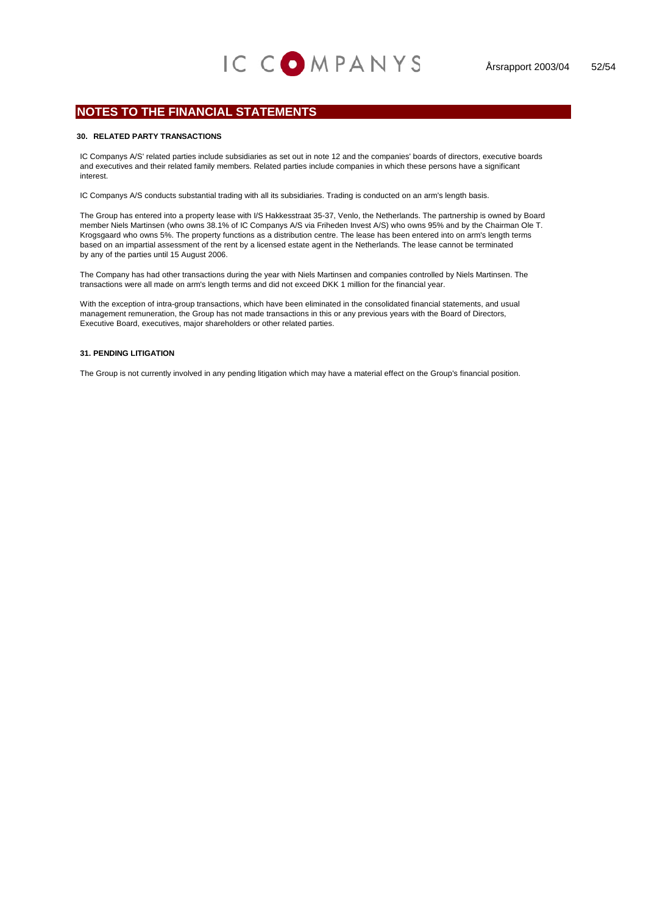## NOTES TO THE FINANCIAL STATEMENTS

### 30. RELATED PARTY TRANSACTIONS

IC Companys A/S' related parties include subsidiaries as set out in note 12 and the companies' boards of directors, executive boards and executives and their related family members. Related parties include companies in which these persons have a significant interest.

IC Companys A/S conducts substantial trading with all its subsidiaries. Trading is conducted on an arm's length basis.

The Group has entered into a property lease with I/S Hakkesstraat 35-37, Venlo, the Netherlands. The partnership is owned by Board member Niels Martinsen (who owns 38.1% of IC Companys A/S via Friheden Invest A/S) who owns 95% and by the Chairman Ole T. Krogsgaard who owns 5%. The property functions as a distribution centre. The lease has been entered into on arm's length terms based on an impartial assessment of the rent by a licensed estate agent in the Netherlands. The lease cannot be terminated by any of the parties until 15 August 2006.

The Company has had other transactions during the year with Niels Martinsen and companies controlled by Niels Martinsen. The transactions were all made on arm's length terms and did not exceed DKK 1 million for the financial year.

With the exception of intra-group transactions, which have been eliminated in the consolidated financial statements, and usual management remuneration, the Group has not made transactions in this or any previous years with the Board of Directors, Executive Board, executives, major shareholders or other related parties.

### 31. PENDING LITIGATION

The Group is not currently involved in any pending litigation which may have a material effect on the Group's financial position.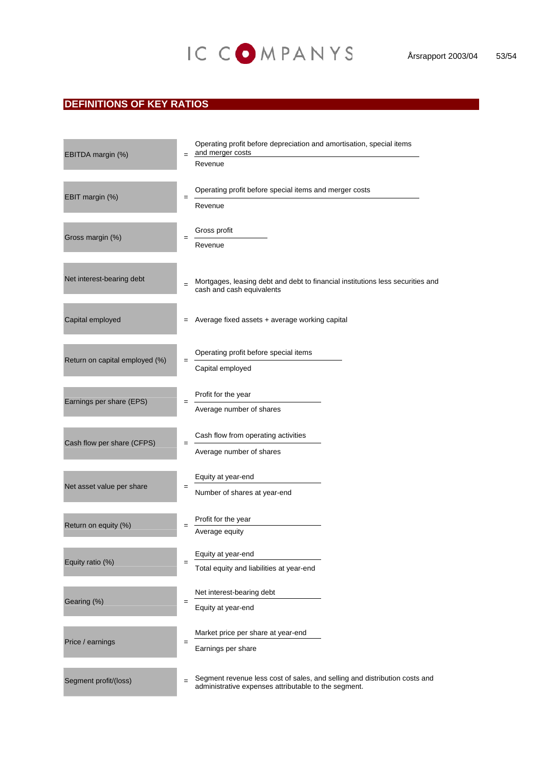## DEFINITIONS OF KEY RATIOS

| | | |
|---|---|---|
| EBITDA margin (%) | = | $\dfrac{\text{Operating profit before depreciation and amortisation, special items and merger costs}}{\text{Revenue}}$ |
| EBIT margin (%) | = | $\dfrac{\text{Operating profit before special items and merger costs}}{\text{Revenue}}$ |
| Gross margin (%) | = | $\dfrac{\text{Gross profit}}{\text{Revenue}}$ |
| Net interest-bearing debt | = | Mortgages, leasing debt and debt to financial institutions less securities and cash and cash equivalents |
| Capital employed | = | Average fixed assets + average working capital |
| Return on capital employed (%) | = | $\dfrac{\text{Operating profit before special items}}{\text{Capital employed}}$ |
| Earnings per share (EPS) | = | $\dfrac{\text{Profit for the year}}{\text{Average number of shares}}$ |
| Cash flow per share (CFPS) | = | $\dfrac{\text{Cash flow from operating activities}}{\text{Average number of shares}}$ |
| Net asset value per share | = | $\dfrac{\text{Equity at year-end}}{\text{Number of shares at year-end}}$ |
| Return on equity (%) | = | $\dfrac{\text{Profit for the year}}{\text{Average equity}}$ |
| Equity ratio (%) | = | $\dfrac{\text{Equity at year-end}}{\text{Total equity and liabilities at year-end}}$ |
| Gearing (%) | = | $\dfrac{\text{Net interest-bearing debt}}{\text{Equity at year-end}}$ |
| Price / earnings | = | $\dfrac{\text{Market price per share at year-end}}{\text{Earnings per share}}$ |
| Segment profit/(loss) | = | Segment revenue less cost of sales, and selling and distribution costs and administrative expenses attributable to the segment. |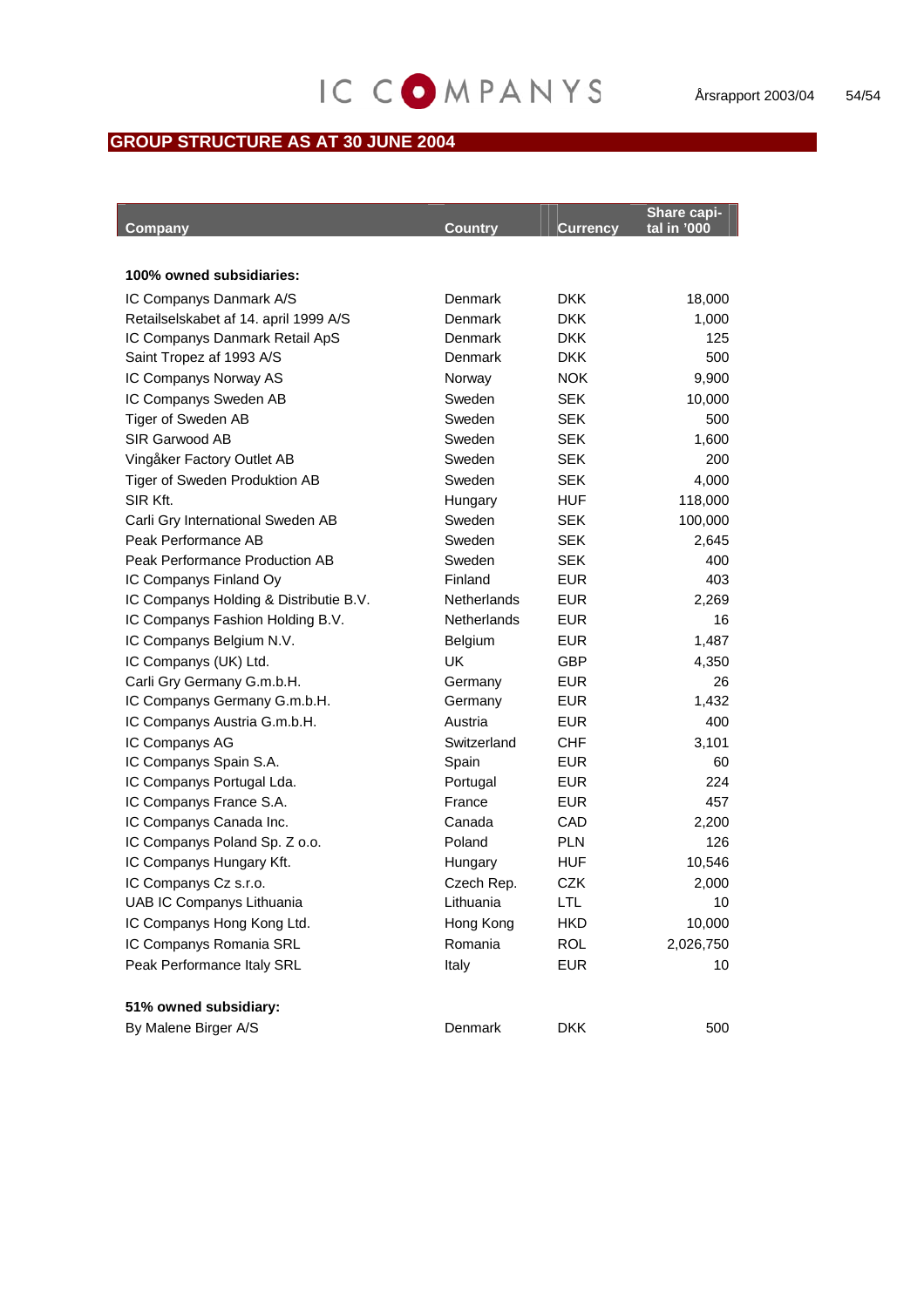## GROUP STRUCTURE AS AT 30 JUNE 2004

| Company | Country | Currency | Share capital in '000 |
|---|---|---|---|
| **100% owned subsidiaries:** | | | |
| IC Companys Danmark A/S | Denmark | DKK | 18,000 |
| Retailselskabet af 14. april 1999 A/S | Denmark | DKK | 1,000 |
| IC Companys Danmark Retail ApS | Denmark | DKK | 125 |
| Saint Tropez af 1993 A/S | Denmark | DKK | 500 |
| IC Companys Norway AS | Norway | NOK | 9,900 |
| IC Companys Sweden AB | Sweden | SEK | 10,000 |
| Tiger of Sweden AB | Sweden | SEK | 500 |
| SIR Garwood AB | Sweden | SEK | 1,600 |
| Vingåker Factory Outlet AB | Sweden | SEK | 200 |
| Tiger of Sweden Produktion AB | Sweden | SEK | 4,000 |
| SIR Kft. | Hungary | HUF | 118,000 |
| Carli Gry International Sweden AB | Sweden | SEK | 100,000 |
| Peak Performance AB | Sweden | SEK | 2,645 |
| Peak Performance Production AB | Sweden | SEK | 400 |
| IC Companys Finland Oy | Finland | EUR | 403 |
| IC Companys Holding & Distributie B.V. | Netherlands | EUR | 2,269 |
| IC Companys Fashion Holding B.V. | Netherlands | EUR | 16 |
| IC Companys Belgium N.V. | Belgium | EUR | 1,487 |
| IC Companys (UK) Ltd. | UK | GBP | 4,350 |
| Carli Gry Germany G.m.b.H. | Germany | EUR | 26 |
| IC Companys Germany G.m.b.H. | Germany | EUR | 1,432 |
| IC Companys Austria G.m.b.H. | Austria | EUR | 400 |
| IC Companys AG | Switzerland | CHF | 3,101 |
| IC Companys Spain S.A. | Spain | EUR | 60 |
| IC Companys Portugal Lda. | Portugal | EUR | 224 |
| IC Companys France S.A. | France | EUR | 457 |
| IC Companys Canada Inc. | Canada | CAD | 2,200 |
| IC Companys Poland Sp. Z o.o. | Poland | PLN | 126 |
| IC Companys Hungary Kft. | Hungary | HUF | 10,546 |
| IC Companys Cz s.r.o. | Czech Rep. | CZK | 2,000 |
| UAB IC Companys Lithuania | Lithuania | LTL | 10 |
| IC Companys Hong Kong Ltd. | Hong Kong | HKD | 10,000 |
| IC Companys Romania SRL | Romania | ROL | 2,026,750 |
| Peak Performance Italy SRL | Italy | EUR | 10 |
| **51% owned subsidiary:** | | | |
| By Malene Birger A/S | Denmark | DKK | 500 |